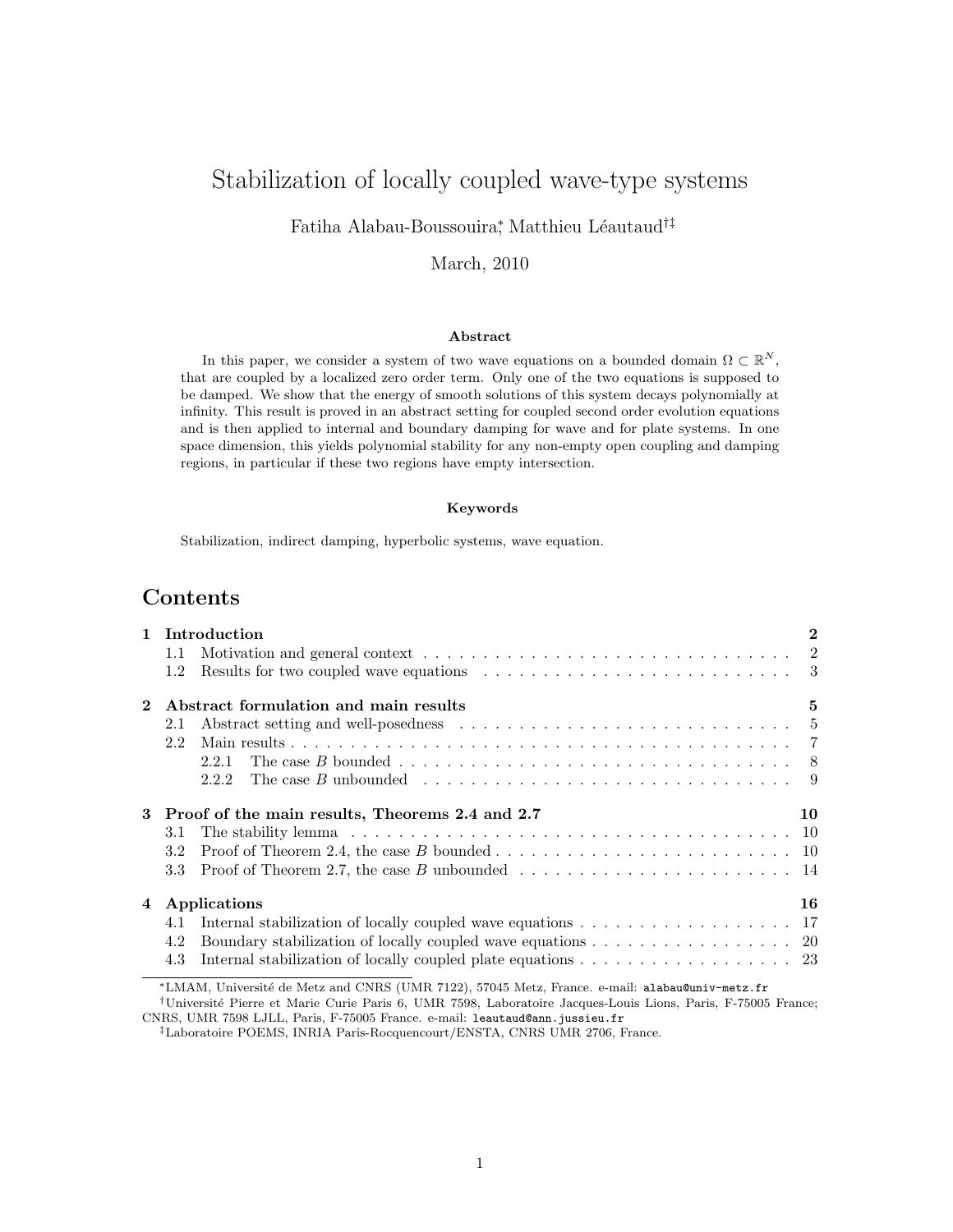# Stabilization of locally coupled wave-type systems

Fatiha Alabau-Boussouira,[*] Matthieu Léautaud[†‡]

March, 2010

### Abstract

In this paper, we consider a system of two wave equations on a bounded domain $\Omega \subset \mathbb{R}^N$, that are coupled by a localized zero order term. Only one of the two equations is supposed to be damped. We show that the energy of smooth solutions of this system decays polynomially at infinity. This result is proved in an abstract setting for coupled second order evolution equations and is then applied to internal and boundary damping for wave and for plate systems. In one space dimension, this yields polynomial stability for any non-empty open coupling and damping regions, in particular if these two regions have empty intersection.

### Keywords

Stabilization, indirect damping, hyperbolic systems, wave equation.

## Contents

- **1 Introduction** — 2
  - 1.1 Motivation and general context — 2
  - 1.2 Results for two coupled wave equations — 3
- **2 Abstract formulation and main results** — 5
  - 2.1 Abstract setting and well-posedness — 5
  - 2.2 Main results — 7
    - 2.2.1 The case $B$ bounded — 8
    - 2.2.2 The case $B$ unbounded — 9
- **3 Proof of the main results, Theorems 2.4 and 2.7** — 10
  - 3.1 The stability lemma — 10
  - 3.2 Proof of Theorem 2.4, the case $B$ bounded — 10
  - 3.3 Proof of Theorem 2.7, the case $B$ unbounded — 14
- **4 Applications** — 16
  - 4.1 Internal stabilization of locally coupled wave equations — 17
  - 4.2 Boundary stabilization of locally coupled wave equations — 20
  - 4.3 Internal stabilization of locally coupled plate equations — 23

---

[*] LMAM, Université de Metz and CNRS (UMR 7122), 57045 Metz, France. e-mail: alabau@univ-metz.fr

[†] Université Pierre et Marie Curie Paris 6, UMR 7598, Laboratoire Jacques-Louis Lions, Paris, F-75005 France; CNRS, UMR 7598 LJLL, Paris, F-75005 France. e-mail: leautaud@ann.jussieu.fr

[‡] Laboratoire POEMS, INRIA Paris-Rocquencourt/ENSTA, CNRS UMR 2706, France.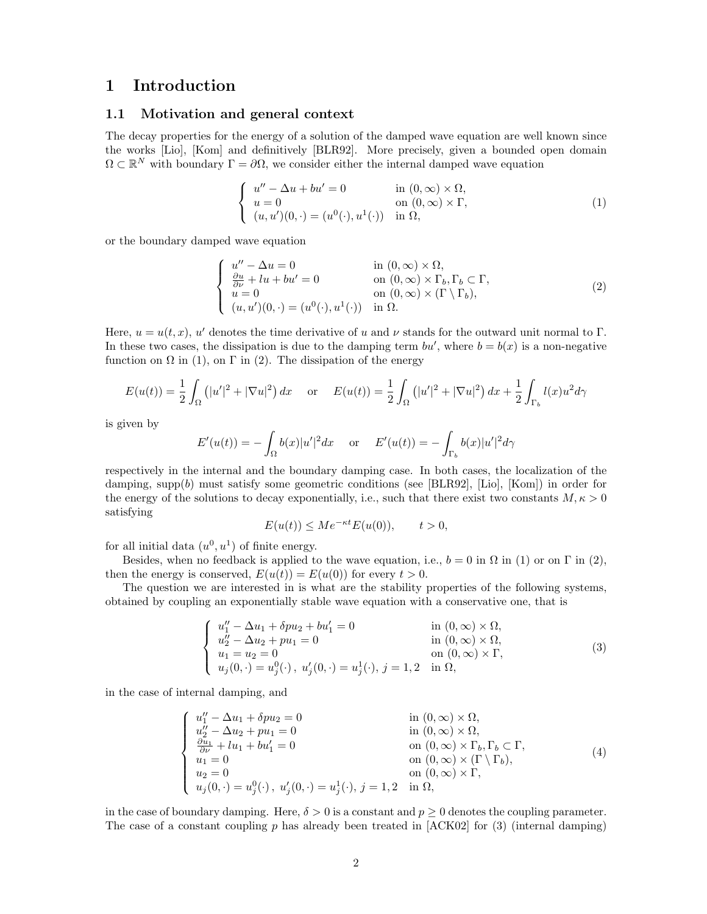# 1 Introduction

## 1.1 Motivation and general context

The decay properties for the energy of a solution of the damped wave equation are well known since the works [Lio], [Kom] and definitively [BLR92]. More precisely, given a bounded open domain $\Omega \subset \mathbb{R}^N$ with boundary $\Gamma = \partial\Omega$, we consider either the internal damped wave equation

$$\begin{cases} u'' - \Delta u + bu' = 0 & \text{in } (0,\infty) \times \Omega, \\ u = 0 & \text{on } (0,\infty) \times \Gamma, \\ (u,u')(0,\cdot) = (u^0(\cdot), u^1(\cdot)) & \text{in } \Omega, \end{cases} \tag{1}$$

or the boundary damped wave equation

$$\begin{cases} u'' - \Delta u = 0 & \text{in } (0,\infty) \times \Omega, \\ \frac{\partial u}{\partial \nu} + lu + bu' = 0 & \text{on } (0,\infty) \times \Gamma_b, \Gamma_b \subset \Gamma, \\ u = 0 & \text{on } (0,\infty) \times (\Gamma \setminus \Gamma_b), \\ (u,u')(0,\cdot) = (u^0(\cdot), u^1(\cdot)) & \text{in } \Omega. \end{cases} \tag{2}$$

Here, $u = u(t,x)$, $u'$ denotes the time derivative of $u$ and $\nu$ stands for the outward unit normal to $\Gamma$. In these two cases, the dissipation is due to the damping term $bu'$, where $b = b(x)$ is a non-negative function on $\Omega$ in (1), on $\Gamma$ in (2). The dissipation of the energy

$$E(u(t)) = \frac{1}{2}\int_\Omega \left(|u'|^2 + |\nabla u|^2\right) dx \quad \text{ or } \quad E(u(t)) = \frac{1}{2}\int_\Omega \left(|u'|^2 + |\nabla u|^2\right) dx + \frac{1}{2}\int_{\Gamma_b} l(x) u^2 d\gamma$$

is given by

$$E'(u(t)) = -\int_\Omega b(x)|u'|^2 dx \quad \text{ or } \quad E'(u(t)) = -\int_{\Gamma_b} b(x)|u'|^2 d\gamma$$

respectively in the internal and the boundary damping case. In both cases, the localization of the damping, supp$(b)$ must satisfy some geometric conditions (see [BLR92], [Lio], [Kom]) in order for the energy of the solutions to decay exponentially, i.e., such that there exist two constants $M, \kappa > 0$ satisfying

$$E(u(t)) \leq M e^{-\kappa t} E(u(0)), \qquad t > 0,$$

for all initial data $(u^0, u^1)$ of finite energy.

Besides, when no feedback is applied to the wave equation, i.e., $b = 0$ in $\Omega$ in (1) or on $\Gamma$ in (2), then the energy is conserved, $E(u(t)) = E(u(0))$ for every $t > 0$.

The question we are interested in is what are the stability properties of the following systems, obtained by coupling an exponentially stable wave equation with a conservative one, that is

$$\begin{cases} u_1'' - \Delta u_1 + \delta p u_2 + bu_1' = 0 & \text{in } (0,\infty) \times \Omega, \\ u_2'' - \Delta u_2 + p u_1 = 0 & \text{in } (0,\infty) \times \Omega, \\ u_1 = u_2 = 0 & \text{on } (0,\infty) \times \Gamma, \\ u_j(0,\cdot) = u_j^0(\cdot),\ u_j'(0,\cdot) = u_j^1(\cdot),\ j = 1,2 & \text{in } \Omega, \end{cases} \tag{3}$$

in the case of internal damping, and

$$\begin{cases} u_1'' - \Delta u_1 + \delta p u_2 = 0 & \text{in } (0,\infty) \times \Omega, \\ u_2'' - \Delta u_2 + p u_1 = 0 & \text{in } (0,\infty) \times \Omega, \\ \frac{\partial u_1}{\partial \nu} + l u_1 + b u_1' = 0 & \text{on } (0,\infty) \times \Gamma_b, \Gamma_b \subset \Gamma, \\ u_1 = 0 & \text{on } (0,\infty) \times (\Gamma \setminus \Gamma_b), \\ u_2 = 0 & \text{on } (0,\infty) \times \Gamma, \\ u_j(0,\cdot) = u_j^0(\cdot),\ u_j'(0,\cdot) = u_j^1(\cdot),\ j = 1,2 & \text{in } \Omega, \end{cases} \tag{4}$$

in the case of boundary damping. Here, $\delta > 0$ is a constant and $p \geq 0$ denotes the coupling parameter. The case of a constant coupling $p$ has already been treated in [ACK02] for (3) (internal damping)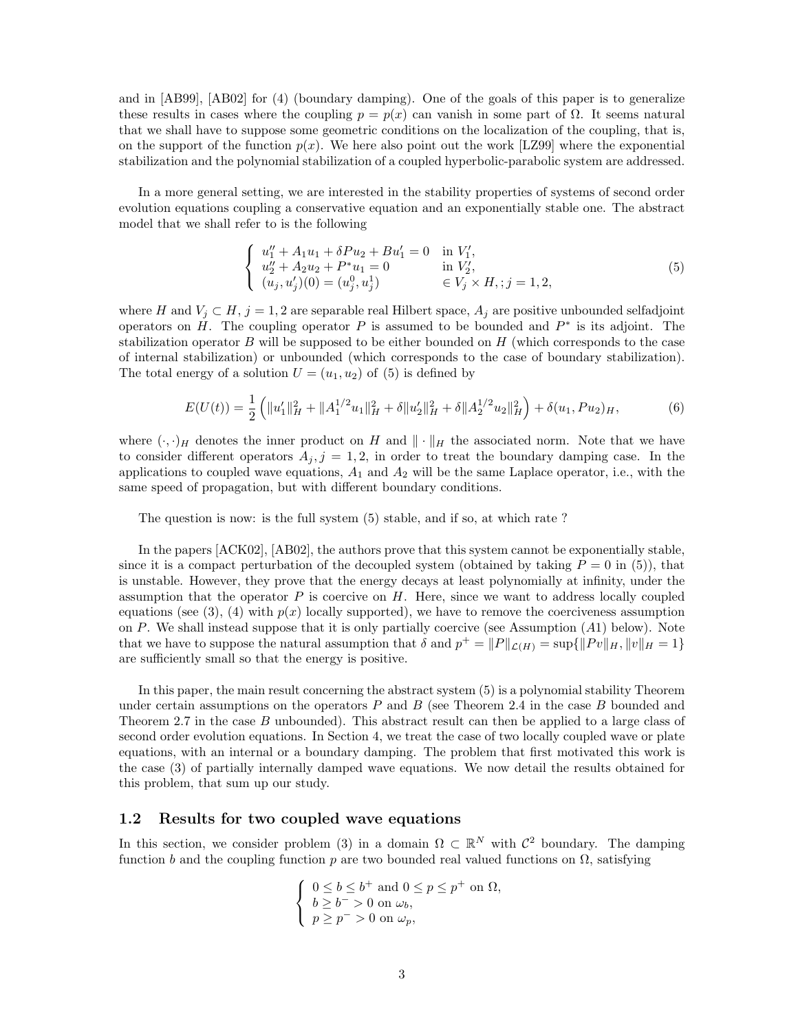and in [AB99], [AB02] for (4) (boundary damping). One of the goals of this paper is to generalize these results in cases where the coupling $p = p(x)$ can vanish in some part of $\Omega$. It seems natural that we shall have to suppose some geometric conditions on the localization of the coupling, that is, on the support of the function $p(x)$. We here also point out the work [LZ99] where the exponential stabilization and the polynomial stabilization of a coupled hyperbolic-parabolic system are addressed.

In a more general setting, we are interested in the stability properties of systems of second order evolution equations coupling a conservative equation and an exponentially stable one. The abstract model that we shall refer to is the following

$$
\begin{cases}
u_1'' + A_1 u_1 + \delta P u_2 + B u_1' = 0 & \text{in } V_1', \\
u_2'' + A_2 u_2 + P^* u_1 = 0 & \text{in } V_2', \\
(u_j, u_j')(0) = (u_j^0, u_j^1) & \in V_j \times H, ; j = 1, 2,
\end{cases}
\tag{5}
$$

where $H$ and $V_j \subset H$, $j = 1, 2$ are separable real Hilbert space, $A_j$ are positive unbounded selfadjoint operators on $H$. The coupling operator $P$ is assumed to be bounded and $P^*$ is its adjoint. The stabilization operator $B$ will be supposed to be either bounded on $H$ (which corresponds to the case of internal stabilization) or unbounded (which corresponds to the case of boundary stabilization). The total energy of a solution $U = (u_1, u_2)$ of (5) is defined by

$$
E(U(t)) = \frac{1}{2}\left( \|u_1'\|_H^2 + \|A_1^{1/2} u_1\|_H^2 + \delta \|u_2'\|_H^2 + \delta \|A_2^{1/2} u_2\|_H^2 \right) + \delta (u_1, P u_2)_H,
\tag{6}
$$

where $(\cdot, \cdot)_H$ denotes the inner product on $H$ and $\|\cdot\|_H$ the associated norm. Note that we have to consider different operators $A_j$, $j = 1, 2$, in order to treat the boundary damping case. In the applications to coupled wave equations, $A_1$ and $A_2$ will be the same Laplace operator, i.e., with the same speed of propagation, but with different boundary conditions.

The question is now: is the full system (5) stable, and if so, at which rate ?

In the papers [ACK02], [AB02], the authors prove that this system cannot be exponentially stable, since it is a compact perturbation of the decoupled system (obtained by taking $P = 0$ in (5)), that is unstable. However, they prove that the energy decays at least polynomially at infinity, under the assumption that the operator $P$ is coercive on $H$. Here, since we want to address locally coupled equations (see (3), (4) with $p(x)$ locally supported), we have to remove the coerciveness assumption on $P$. We shall instead suppose that it is only partially coercive (see Assumption $(A1)$ below). Note that we have to suppose the natural assumption that $\delta$ and $p^+ = \|P\|_{\mathcal{L}(H)} = \sup\{\|Pv\|_H, \|v\|_H = 1\}$ are sufficiently small so that the energy is positive.

In this paper, the main result concerning the abstract system (5) is a polynomial stability Theorem under certain assumptions on the operators $P$ and $B$ (see Theorem 2.4 in the case $B$ bounded and Theorem 2.7 in the case $B$ unbounded). This abstract result can then be applied to a large class of second order evolution equations. In Section 4, we treat the case of two locally coupled wave or plate equations, with an internal or a boundary damping. The problem that first motivated this work is the case (3) of partially internally damped wave equations. We now detail the results obtained for this problem, that sum up our study.

## 1.2 Results for two coupled wave equations

In this section, we consider problem (3) in a domain $\Omega \subset \mathbb{R}^N$ with $\mathcal{C}^2$ boundary. The damping function $b$ and the coupling function $p$ are two bounded real valued functions on $\Omega$, satisfying

$$
\begin{cases}
0 \le b \le b^+ \text{ and } 0 \le p \le p^+ \text{ on } \Omega, \\
b \ge b^- > 0 \text{ on } \omega_b, \\
p \ge p^- > 0 \text{ on } \omega_p,
\end{cases}
$$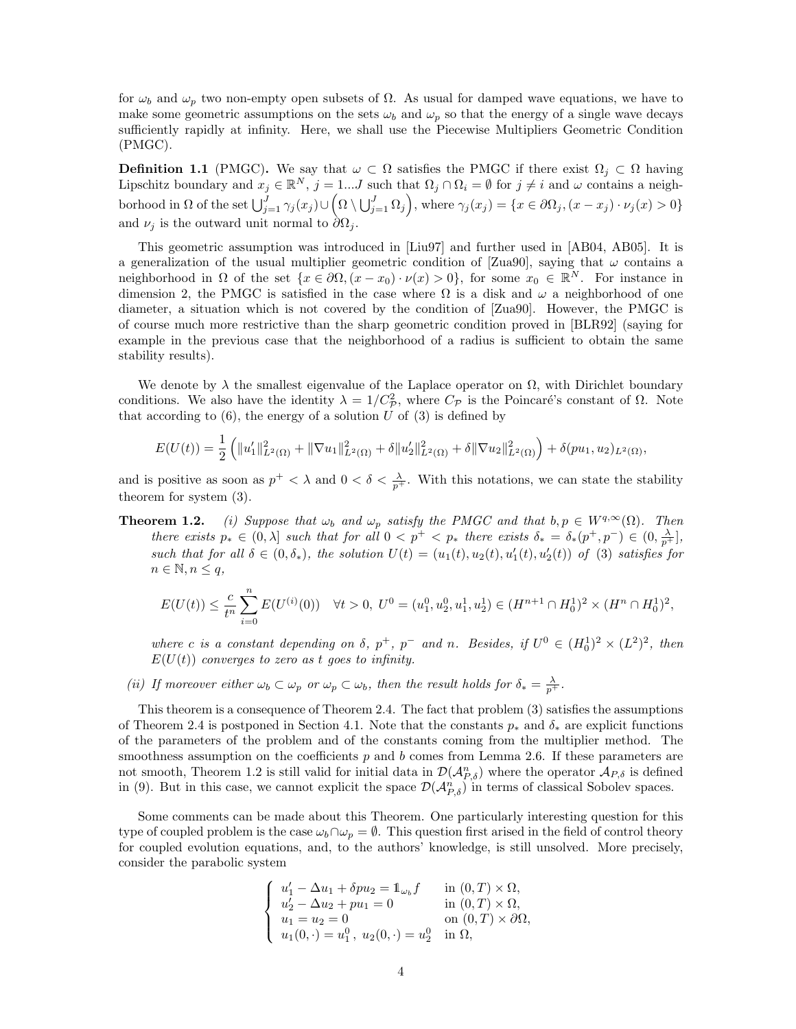for $\omega_b$ and $\omega_p$ two non-empty open subsets of $\Omega$. As usual for damped wave equations, we have to make some geometric assumptions on the sets $\omega_b$ and $\omega_p$ so that the energy of a single wave decays sufficiently rapidly at infinity. Here, we shall use the Piecewise Multipliers Geometric Condition (PMGC).

**Definition 1.1** (PMGC)**.** We say that $\omega \subset \Omega$ satisfies the PMGC if there exist $\Omega_j \subset \Omega$ having Lipschitz boundary and $x_j \in \mathbb{R}^N$, $j = 1...J$ such that $\Omega_j \cap \Omega_i = \emptyset$ for $j \neq i$ and $\omega$ contains a neighborhood in $\Omega$ of the set $\bigcup_{j=1}^J \gamma_j(x_j) \cup \left(\Omega \setminus \bigcup_{j=1}^J \Omega_j\right)$, where $\gamma_j(x_j) = \{x \in \partial\Omega_j, (x - x_j)\cdot \nu_j(x) > 0\}$ and $\nu_j$ is the outward unit normal to $\partial\Omega_j$.

This geometric assumption was introduced in [Liu97] and further used in [AB04, AB05]. It is a generalization of the usual multiplier geometric condition of [Zua90], saying that $\omega$ contains a neighborhood in $\Omega$ of the set $\{x \in \partial\Omega, (x - x_0)\cdot\nu(x) > 0\}$, for some $x_0 \in \mathbb{R}^N$. For instance in dimension 2, the PMGC is satisfied in the case where $\Omega$ is a disk and $\omega$ a neighborhood of one diameter, a situation which is not covered by the condition of [Zua90]. However, the PMGC is of course much more restrictive than the sharp geometric condition proved in [BLR92] (saying for example in the previous case that the neighborhood of a radius is sufficient to obtain the same stability results).

We denote by $\lambda$ the smallest eigenvalue of the Laplace operator on $\Omega$, with Dirichlet boundary conditions. We also have the identity $\lambda = 1/C_{\mathcal{P}}^2$, where $C_{\mathcal{P}}$ is the Poincaré's constant of $\Omega$. Note that according to (6), the energy of a solution $U$ of (3) is defined by

$$E(U(t)) = \frac{1}{2}\left(\|u_1'\|^2_{L^2(\Omega)} + \|\nabla u_1\|^2_{L^2(\Omega)} + \delta\|u_2'\|^2_{L^2(\Omega)} + \delta\|\nabla u_2\|^2_{L^2(\Omega)}\right) + \delta(pu_1, u_2)_{L^2(\Omega)},$$

and is positive as soon as $p^+ < \lambda$ and $0 < \delta < \frac{\lambda}{p^+}$. With this notations, we can state the stability theorem for system (3).

**Theorem 1.2.** *(i) Suppose that $\omega_b$ and $\omega_p$ satisfy the PMGC and that $b, p \in W^{q,\infty}(\Omega)$. Then there exists $p_* \in (0, \lambda]$ such that for all $0 < p^+ < p_*$ there exists $\delta_* = \delta_*(p^+, p^-) \in (0, \frac{\lambda}{p^+}]$, such that for all $\delta \in (0, \delta_*)$, the solution $U(t) = (u_1(t), u_2(t), u_1'(t), u_2'(t))$ of (3) satisfies for $n \in \mathbb{N}, n \leq q$,*

$$E(U(t)) \leq \frac{c}{t^n}\sum_{i=0}^n E(U^{(i)}(0)) \quad \forall t > 0,\ U^0 = (u_1^0, u_2^0, u_1^1, u_2^1) \in (H^{n+1}\cap H_0^1)^2 \times (H^n \cap H_0^1)^2,$$

*where $c$ is a constant depending on $\delta$, $p^+$, $p^-$ and $n$. Besides, if $U^0 \in (H_0^1)^2 \times (L^2)^2$, then $E(U(t))$ converges to zero as $t$ goes to infinity.*

*(ii) If moreover either $\omega_b \subset \omega_p$ or $\omega_p \subset \omega_b$, then the result holds for $\delta_* = \frac{\lambda}{p^+}$.*

This theorem is a consequence of Theorem 2.4. The fact that problem (3) satisfies the assumptions of Theorem 2.4 is postponed in Section 4.1. Note that the constants $p_*$ and $\delta_*$ are explicit functions of the parameters of the problem and of the constants coming from the multiplier method. The smoothness assumption on the coefficients $p$ and $b$ comes from Lemma 2.6. If these parameters are not smooth, Theorem 1.2 is still valid for initial data in $\mathcal{D}(\mathcal{A}^n_{P,\delta})$ where the operator $\mathcal{A}_{P,\delta}$ is defined in (9). But in this case, we cannot explicit the space $\mathcal{D}(\mathcal{A}^n_{P,\delta})$ in terms of classical Sobolev spaces.

Some comments can be made about this Theorem. One particularly interesting question for this type of coupled problem is the case $\omega_b \cap \omega_p = \emptyset$. This question first arised in the field of control theory for coupled evolution equations, and, to the authors' knowledge, is still unsolved. More precisely, consider the parabolic system

$$\begin{cases} u_1' - \Delta u_1 + \delta p u_2 = \mathbb{1}_{\omega_b} f & \text{in } (0,T)\times\Omega, \\ u_2' - \Delta u_2 + p u_1 = 0 & \text{in } (0,T)\times\Omega, \\ u_1 = u_2 = 0 & \text{on } (0,T)\times\partial\Omega, \\ u_1(0,\cdot) = u_1^0,\ u_2(0,\cdot) = u_2^0 & \text{in } \Omega, \end{cases}$$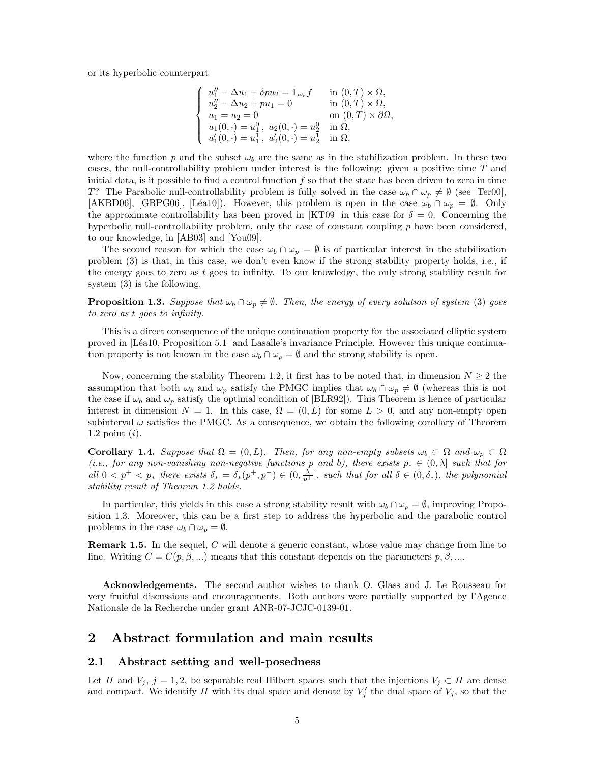or its hyperbolic counterpart

$$
\begin{cases}
u_1'' - \Delta u_1 + \delta p u_2 = \mathbb{1}_{\omega_b} f & \text{in } (0,T)\times\Omega, \\
u_2'' - \Delta u_2 + p u_1 = 0 & \text{in } (0,T)\times\Omega, \\
u_1 = u_2 = 0 & \text{on } (0,T)\times\partial\Omega, \\
u_1(0,\cdot) = u_1^0 ,\ u_2(0,\cdot) = u_2^0 & \text{in } \Omega, \\
u_1'(0,\cdot) = u_1^1 ,\ u_2'(0,\cdot) = u_2^1 & \text{in } \Omega,
\end{cases}
$$

where the function $p$ and the subset $\omega_b$ are the same as in the stabilization problem. In these two cases, the null-controllability problem under interest is the following: given a positive time $T$ and initial data, is it possible to find a control function $f$ so that the state has been driven to zero in time $T$? The Parabolic null-controllability problem is fully solved in the case $\omega_b \cap \omega_p \neq \emptyset$ (see [Ter00], [AKBD06], [GBPG06], [Léa10]). However, this problem is open in the case $\omega_b \cap \omega_p = \emptyset$. Only the approximate controllability has been proved in [KT09] in this case for $\delta = 0$. Concerning the hyperbolic null-controllability problem, only the case of constant coupling $p$ have been considered, to our knowledge, in [AB03] and [You09].

The second reason for which the case $\omega_b \cap \omega_p = \emptyset$ is of particular interest in the stabilization problem (3) is that, in this case, we don't even know if the strong stability property holds, i.e., if the energy goes to zero as $t$ goes to infinity. To our knowledge, the only strong stability result for system (3) is the following.

**Proposition 1.3.** *Suppose that $\omega_b \cap \omega_p \neq \emptyset$. Then, the energy of every solution of system (3) goes to zero as t goes to infinity.*

This is a direct consequence of the unique continuation property for the associated elliptic system proved in [Léa10, Proposition 5.1] and Lasalle's invariance Principle. However this unique continuation property is not known in the case $\omega_b \cap \omega_p = \emptyset$ and the strong stability is open.

Now, concerning the stability Theorem 1.2, it first has to be noted that, in dimension $N \geq 2$ the assumption that both $\omega_b$ and $\omega_p$ satisfy the PMGC implies that $\omega_b \cap \omega_p \neq \emptyset$ (whereas this is not the case if $\omega_b$ and $\omega_p$ satisfy the optimal condition of [BLR92]). This Theorem is hence of particular interest in dimension $N = 1$. In this case, $\Omega = (0, L)$ for some $L > 0$, and any non-empty open subinterval $\omega$ satisfies the PMGC. As a consequence, we obtain the following corollary of Theorem 1.2 point $(i)$.

**Corollary 1.4.** *Suppose that $\Omega = (0, L)$. Then, for any non-empty subsets $\omega_b \subset \Omega$ and $\omega_p \subset \Omega$ (i.e., for any non-vanishing non-negative functions $p$ and $b$), there exists $p_* \in (0, \lambda]$ such that for all $0 < p^+ < p_*$ there exists $\delta_* = \delta_*(p^+, p^-) \in (0, \frac{\lambda}{p^+}]$, such that for all $\delta \in (0, \delta_*)$, the polynomial stability result of Theorem 1.2 holds.*

In particular, this yields in this case a strong stability result with $\omega_b \cap \omega_p = \emptyset$, improving Proposition 1.3. Moreover, this can be a first step to address the hyperbolic and the parabolic control problems in the case $\omega_b \cap \omega_p = \emptyset$.

**Remark 1.5.** In the sequel, $C$ will denote a generic constant, whose value may change from line to line. Writing $C = C(p, \beta, ...)$ means that this constant depends on the parameters $p, \beta, ...$.

**Acknowledgements.** The second author wishes to thank O. Glass and J. Le Rousseau for very fruitful discussions and encouragements. Both authors were partially supported by l'Agence Nationale de la Recherche under grant ANR-07-JCJC-0139-01.

## 2 Abstract formulation and main results

### 2.1 Abstract setting and well-posedness

Let $H$ and $V_j$, $j = 1, 2$, be separable real Hilbert spaces such that the injections $V_j \subset H$ are dense and compact. We identify $H$ with its dual space and denote by $V_j'$ the dual space of $V_j$, so that the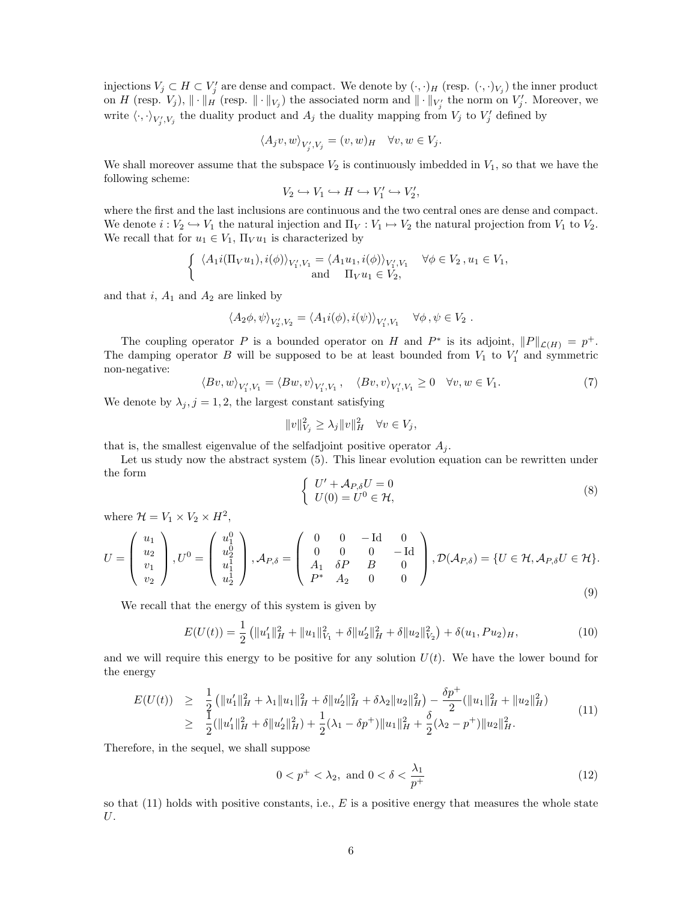injections $V_j \subset H \subset V_j'$ are dense and compact. We denote by $(\cdot,\cdot)_H$ (resp. $(\cdot,\cdot)_{V_j}$) the inner product on $H$ (resp. $V_j$), $\|\cdot\|_H$ (resp. $\|\cdot\|_{V_j}$) the associated norm and $\|\cdot\|_{V_j'}$ the norm on $V_j'$. Moreover, we write $\langle\cdot,\cdot\rangle_{V_j',V_j}$ the duality product and $A_j$ the duality mapping from $V_j$ to $V_j'$ defined by

$$\langle A_j v, w\rangle_{V_j',V_j} = (v,w)_H \quad \forall v,w \in V_j.$$

We shall moreover assume that the subspace $V_2$ is continuously imbedded in $V_1$, so that we have the following scheme:

$$V_2 \hookrightarrow V_1 \hookrightarrow H \hookrightarrow V_1' \hookrightarrow V_2',$$

where the first and the last inclusions are continuous and the two central ones are dense and compact. We denote $i : V_2 \hookrightarrow V_1$ the natural injection and $\Pi_V : V_1 \mapsto V_2$ the natural projection from $V_1$ to $V_2$. We recall that for $u_1 \in V_1$, $\Pi_V u_1$ is characterized by

$$\begin{cases} \langle A_1 i(\Pi_V u_1), i(\phi)\rangle_{V_1',V_1} = \langle A_1 u_1, i(\phi)\rangle_{V_1',V_1} \quad \forall \phi \in V_2\,, u_1 \in V_1, \\ \qquad\qquad\qquad\qquad \text{and} \quad \Pi_V u_1 \in V_2, \end{cases}$$

and that $i$, $A_1$ and $A_2$ are linked by

$$\langle A_2 \phi, \psi\rangle_{V_2',V_2} = \langle A_1 i(\phi), i(\psi)\rangle_{V_1',V_1} \quad \forall \phi\,,\psi \in V_2\ .$$

The coupling operator $P$ is a bounded operator on $H$ and $P^*$ is its adjoint, $\|P\|_{\mathcal{L}(H)} = p^+$. The damping operator $B$ will be supposed to be at least bounded from $V_1$ to $V_1'$ and symmetric non-negative:

$$\langle Bv, w\rangle_{V_1',V_1} = \langle Bw, v\rangle_{V_1',V_1}\,, \quad \langle Bv, v\rangle_{V_1',V_1} \geq 0 \quad \forall v,w \in V_1. \tag{7}$$

We denote by $\lambda_j$, $j = 1,2$, the largest constant satisfying

$$\|v\|_{V_j}^2 \geq \lambda_j \|v\|_H^2 \quad \forall v \in V_j,$$

that is, the smallest eigenvalue of the selfadjoint positive operator $A_j$.

Let us study now the abstract system (5). This linear evolution equation can be rewritten under the form

$$\begin{cases} U' + \mathcal{A}_{P,\delta} U = 0 \\ U(0) = U^0 \in \mathcal{H}, \end{cases} \tag{8}$$

where $\mathcal{H} = V_1 \times V_2 \times H^2$,

$$U = \begin{pmatrix} u_1 \\ u_2 \\ v_1 \\ v_2 \end{pmatrix}, U^0 = \begin{pmatrix} u_1^0 \\ u_2^0 \\ u_1^1 \\ u_2^1 \end{pmatrix}, \mathcal{A}_{P,\delta} = \begin{pmatrix} 0 & 0 & -\mathrm{Id} & 0 \\ 0 & 0 & 0 & -\mathrm{Id} \\ A_1 & \delta P & B & 0 \\ P^* & A_2 & 0 & 0 \end{pmatrix}, \mathcal{D}(\mathcal{A}_{P,\delta}) = \{U \in \mathcal{H}, \mathcal{A}_{P,\delta} U \in \mathcal{H}\}. \tag{9}$$

We recall that the energy of this system is given by

$$E(U(t)) = \frac{1}{2}\left(\|u_1'\|_H^2 + \|u_1\|_{V_1}^2 + \delta\|u_2'\|_H^2 + \delta\|u_2\|_{V_2}^2\right) + \delta(u_1, Pu_2)_H, \tag{10}$$

and we will require this energy to be positive for any solution $U(t)$. We have the lower bound for the energy

$$\begin{aligned} E(U(t)) &\geq \frac{1}{2}\left(\|u_1'\|_H^2 + \lambda_1\|u_1\|_H^2 + \delta\|u_2'\|_H^2 + \delta\lambda_2\|u_2\|_H^2\right) - \frac{\delta p^+}{2}(\|u_1\|_H^2 + \|u_2\|_H^2) \\ &\geq \frac{1}{2}(\|u_1'\|_H^2 + \delta\|u_2'\|_H^2) + \frac{1}{2}(\lambda_1 - \delta p^+)\|u_1\|_H^2 + \frac{\delta}{2}(\lambda_2 - p^+)\|u_2\|_H^2. \end{aligned} \tag{11}$$

Therefore, in the sequel, we shall suppose

$$0 < p^+ < \lambda_2, \text{ and } 0 < \delta < \frac{\lambda_1}{p^+} \tag{12}$$

so that (11) holds with positive constants, i.e., $E$ is a positive energy that measures the whole state $U$.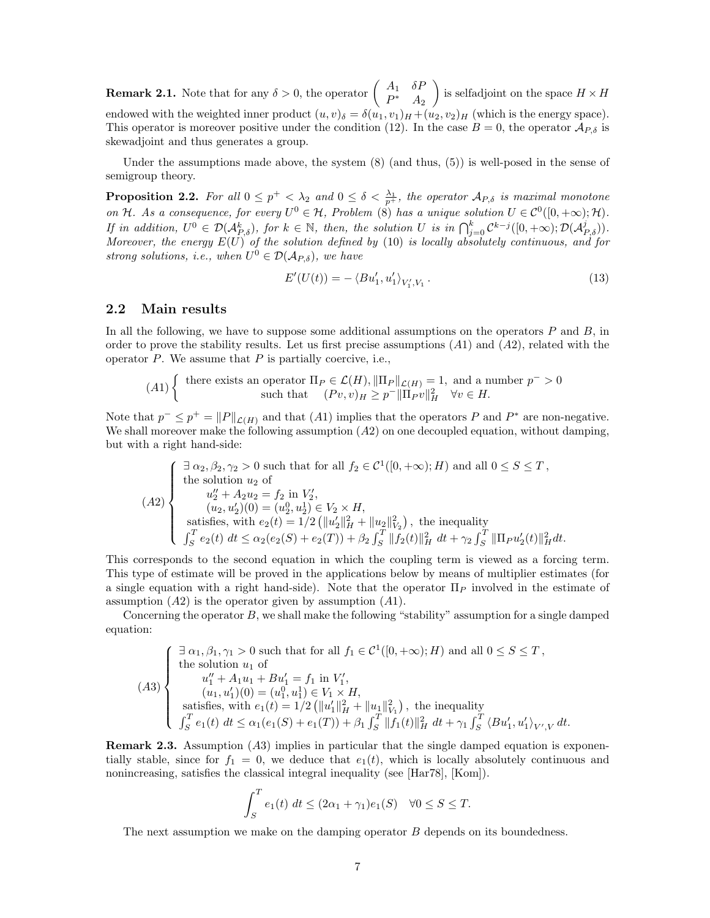**Remark 2.1.** Note that for any $\delta > 0$, the operator $\begin{pmatrix} A_1 & \delta P \\ P^* & A_2 \end{pmatrix}$ is selfadjoint on the space $H \times H$ endowed with the weighted inner product $(u,v)_\delta = \delta (u_1, v_1)_H + (u_2, v_2)_H$ (which is the energy space). This operator is moreover positive under the condition (12). In the case $B = 0$, the operator $\mathcal{A}_{P,\delta}$ is skewadjoint and thus generates a group.

Under the assumptions made above, the system (8) (and thus, (5)) is well-posed in the sense of semigroup theory.

**Proposition 2.2.** *For all $0 \le p^+ < \lambda_2$ and $0 \le \delta < \frac{\lambda_1}{p^+}$, the operator $\mathcal{A}_{P,\delta}$ is maximal monotone on $\mathcal{H}$. As a consequence, for every $U^0 \in \mathcal{H}$, Problem (8) has a unique solution $U \in \mathcal{C}^0([0,+\infty);\mathcal{H})$. If in addition, $U^0 \in \mathcal{D}(\mathcal{A}_{P,\delta}^k)$, for $k \in \mathbb{N}$, then, the solution $U$ is in $\bigcap_{j=0}^k \mathcal{C}^{k-j}([0,+\infty);\mathcal{D}(\mathcal{A}_{P,\delta}^j))$. Moreover, the energy $E(U)$ of the solution defined by (10) is locally absolutely continuous, and for strong solutions, i.e., when $U^0 \in \mathcal{D}(\mathcal{A}_{P,\delta})$, we have*

$$E'(U(t)) = -\left\langle Bu_1', u_1' \right\rangle_{V_1', V_1}. \tag{13}$$

## 2.2 Main results

In all the following, we have to suppose some additional assumptions on the operators $P$ and $B$, in order to prove the stability results. Let us first precise assumptions $(A1)$ and $(A2)$, related with the operator $P$. We assume that $P$ is partially coercive, i.e.,

$$(A1)\begin{cases} \text{there exists an operator } \Pi_P \in \mathcal{L}(H), \|\Pi_P\|_{\mathcal{L}(H)} = 1, \text{ and a number } p^- > 0 \\ \text{such that} \quad (Pv, v)_H \ge p^- \|\Pi_P v\|_H^2 \quad \forall v \in H. \end{cases}$$

Note that $p^- \le p^+ = \|P\|_{\mathcal{L}(H)}$ and that $(A1)$ implies that the operators $P$ and $P^*$ are non-negative. We shall moreover make the following assumption $(A2)$ on one decoupled equation, without damping, but with a right hand-side:

$$(A2)\begin{cases} \exists\, \alpha_2, \beta_2, \gamma_2 > 0 \text{ such that for all } f_2 \in \mathcal{C}^1([0,+\infty);H) \text{ and all } 0 \le S \le T, \\ \text{the solution } u_2 \text{ of} \\ \qquad u_2'' + A_2 u_2 = f_2 \text{ in } V_2', \\ \qquad (u_2, u_2')(0) = (u_2^0, u_2^1) \in V_2 \times H, \\ \text{satisfies, with } e_2(t) = 1/2\left(\|u_2'\|_H^2 + \|u_2\|_{V_2}^2\right), \text{ the inequality} \\ \int_S^T e_2(t)\, dt \le \alpha_2(e_2(S) + e_2(T)) + \beta_2 \int_S^T \|f_2(t)\|_H^2\, dt + \gamma_2 \int_S^T \|\Pi_P u_2'(t)\|_H^2 dt. \end{cases}$$

This corresponds to the second equation in which the coupling term is viewed as a forcing term. This type of estimate will be proved in the applications below by means of multiplier estimates (for a single equation with a right hand-side). Note that the operator $\Pi_P$ involved in the estimate of assumption $(A2)$ is the operator given by assumption $(A1)$.

Concerning the operator $B$, we shall make the following "stability" assumption for a single damped equation:

$$(A3)\begin{cases} \exists\, \alpha_1, \beta_1, \gamma_1 > 0 \text{ such that for all } f_1 \in \mathcal{C}^1([0,+\infty);H) \text{ and all } 0 \le S \le T, \\ \text{the solution } u_1 \text{ of} \\ \qquad u_1'' + A_1 u_1 + Bu_1' = f_1 \text{ in } V_1', \\ \qquad (u_1, u_1')(0) = (u_1^0, u_1^1) \in V_1 \times H, \\ \text{satisfies, with } e_1(t) = 1/2\left(\|u_1'\|_H^2 + \|u_1\|_{V_1}^2\right), \text{ the inequality} \\ \int_S^T e_1(t)\, dt \le \alpha_1(e_1(S) + e_1(T)) + \beta_1 \int_S^T \|f_1(t)\|_H^2\, dt + \gamma_1 \int_S^T \langle Bu_1', u_1' \rangle_{V',V} dt. \end{cases}$$

**Remark 2.3.** Assumption $(A3)$ implies in particular that the single damped equation is exponentially stable, since for $f_1 = 0$, we deduce that $e_1(t)$, which is locally absolutely continuous and nonincreasing, satisfies the classical integral inequality (see [Har78], [Kom]).

$$\int_S^T e_1(t)\, dt \le (2\alpha_1 + \gamma_1) e_1(S) \quad \forall 0 \le S \le T.$$

The next assumption we make on the damping operator $B$ depends on its boundedness.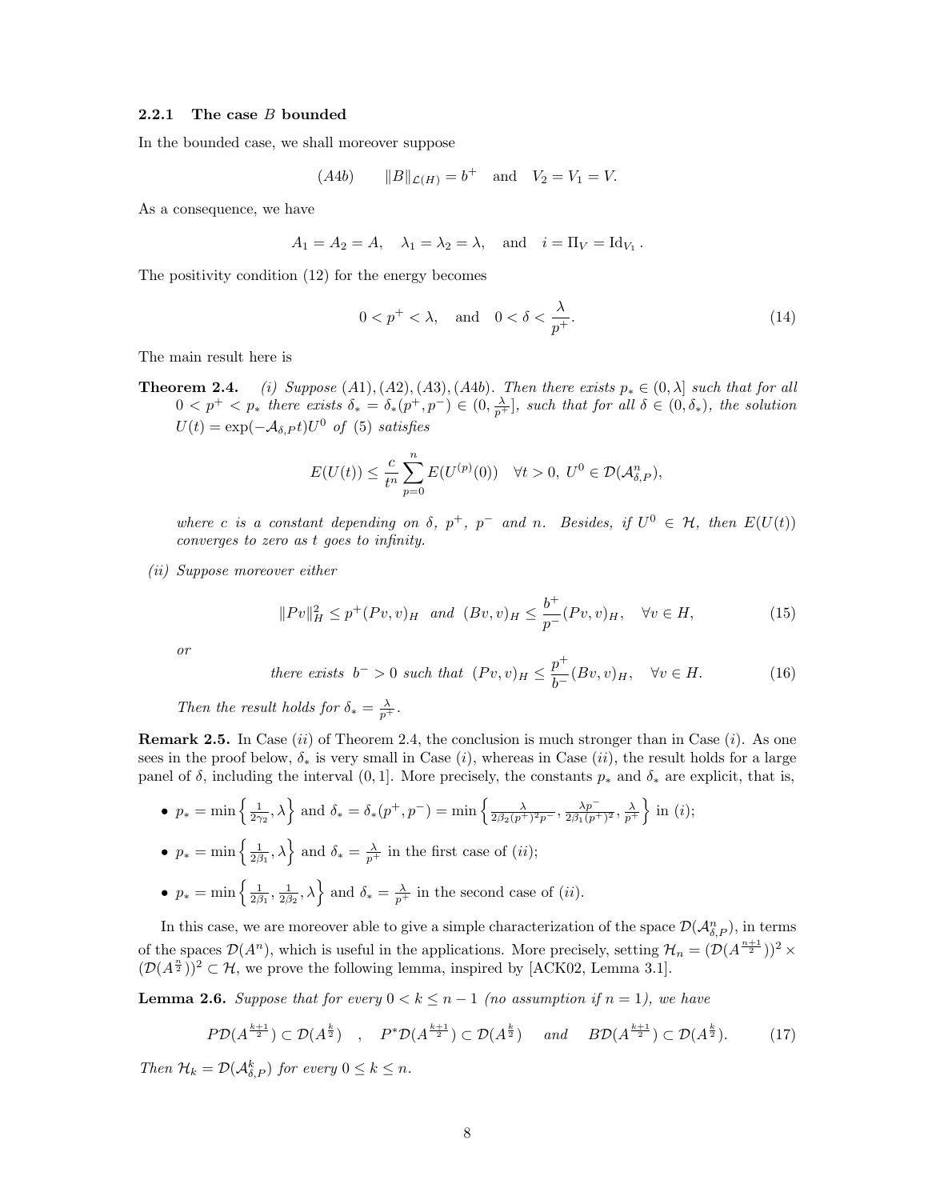#### 2.2.1 The case $B$ bounded

In the bounded case, we shall moreover suppose

$$(A4b) \qquad \|B\|_{\mathcal{L}(H)} = b^+ \quad \text{and} \quad V_2 = V_1 = V.$$

As a consequence, we have

$$A_1 = A_2 = A, \quad \lambda_1 = \lambda_2 = \lambda, \quad \text{and} \quad i = \Pi_V = \mathrm{Id}_{V_1}.$$

The positivity condition (12) for the energy becomes

$$0 < p^+ < \lambda, \quad \text{and} \quad 0 < \delta < \frac{\lambda}{p^+}. \tag{14}$$

The main result here is

**Theorem 2.4.** *(i) Suppose $(A1), (A2), (A3), (A4b)$. Then there exists $p_* \in (0, \lambda]$ such that for all $0 < p^+ < p_*$ there exists $\delta_* = \delta_*(p^+, p^-) \in (0, \frac{\lambda}{p^+}]$, such that for all $\delta \in (0, \delta_*)$, the solution $U(t) = \exp(-\mathcal{A}_{\delta,P} t)U^0$ of (5) satisfies*

$$E(U(t)) \leq \frac{c}{t^n} \sum_{p=0}^{n} E(U^{(p)}(0)) \quad \forall t > 0,\ U^0 \in \mathcal{D}(\mathcal{A}_{\delta,P}^n),$$

*where $c$ is a constant depending on $\delta$, $p^+$, $p^-$ and $n$. Besides, if $U^0 \in \mathcal{H}$, then $E(U(t))$ converges to zero as $t$ goes to infinity.*

*(ii) Suppose moreover either*

$$\|Pv\|_H^2 \leq p^+(Pv, v)_H \ \text{ and } \ (Bv, v)_H \leq \frac{b^+}{p^-}(Pv, v)_H, \quad \forall v \in H, \tag{15}$$

*or*

$$\text{there exists } b^- > 0 \text{ such that } (Pv, v)_H \leq \frac{p^+}{b^-}(Bv, v)_H, \quad \forall v \in H. \tag{16}$$

*Then the result holds for $\delta_* = \frac{\lambda}{p^+}$.*

**Remark 2.5.** In Case $(ii)$ of Theorem 2.4, the conclusion is much stronger than in Case $(i)$. As one sees in the proof below, $\delta_*$ is very small in Case $(i)$, whereas in Case $(ii)$, the result holds for a large panel of $\delta$, including the interval $(0, 1]$. More precisely, the constants $p_*$ and $\delta_*$ are explicit, that is,

- $p_* = \min\left\{\frac{1}{2\gamma_2}, \lambda\right\}$ and $\delta_* = \delta_*(p^+, p^-) = \min\left\{\frac{\lambda}{2\beta_2 (p^+)^2 p^-}, \frac{\lambda p^-}{2\beta_1 (p^+)^2}, \frac{\lambda}{p^+}\right\}$ in $(i)$;
- $p_* = \min\left\{\frac{1}{2\beta_1}, \lambda\right\}$ and $\delta_* = \frac{\lambda}{p^+}$ in the first case of $(ii)$;
- $p_* = \min\left\{\frac{1}{2\beta_1}, \frac{1}{2\beta_2}, \lambda\right\}$ and $\delta_* = \frac{\lambda}{p^+}$ in the second case of $(ii)$.

In this case, we are moreover able to give a simple characterization of the space $\mathcal{D}(\mathcal{A}_{\delta,P}^n)$, in terms of the spaces $\mathcal{D}(A^n)$, which is useful in the applications. More precisely, setting $\mathcal{H}_n = (\mathcal{D}(A^{\frac{n+1}{2}}))^2 \times (\mathcal{D}(A^{\frac{n}{2}}))^2 \subset \mathcal{H}$, we prove the following lemma, inspired by [ACK02, Lemma 3.1].

**Lemma 2.6.** *Suppose that for every $0 < k \leq n-1$ (no assumption if $n = 1$), we have*

$$P\mathcal{D}(A^{\frac{k+1}{2}}) \subset \mathcal{D}(A^{\frac{k}{2}}) \quad , \quad P^*\mathcal{D}(A^{\frac{k+1}{2}}) \subset \mathcal{D}(A^{\frac{k}{2}}) \quad \text{and} \quad B\mathcal{D}(A^{\frac{k+1}{2}}) \subset \mathcal{D}(A^{\frac{k}{2}}). \tag{17}$$

*Then $\mathcal{H}_k = \mathcal{D}(\mathcal{A}_{\delta,P}^k)$ for every $0 \leq k \leq n$.*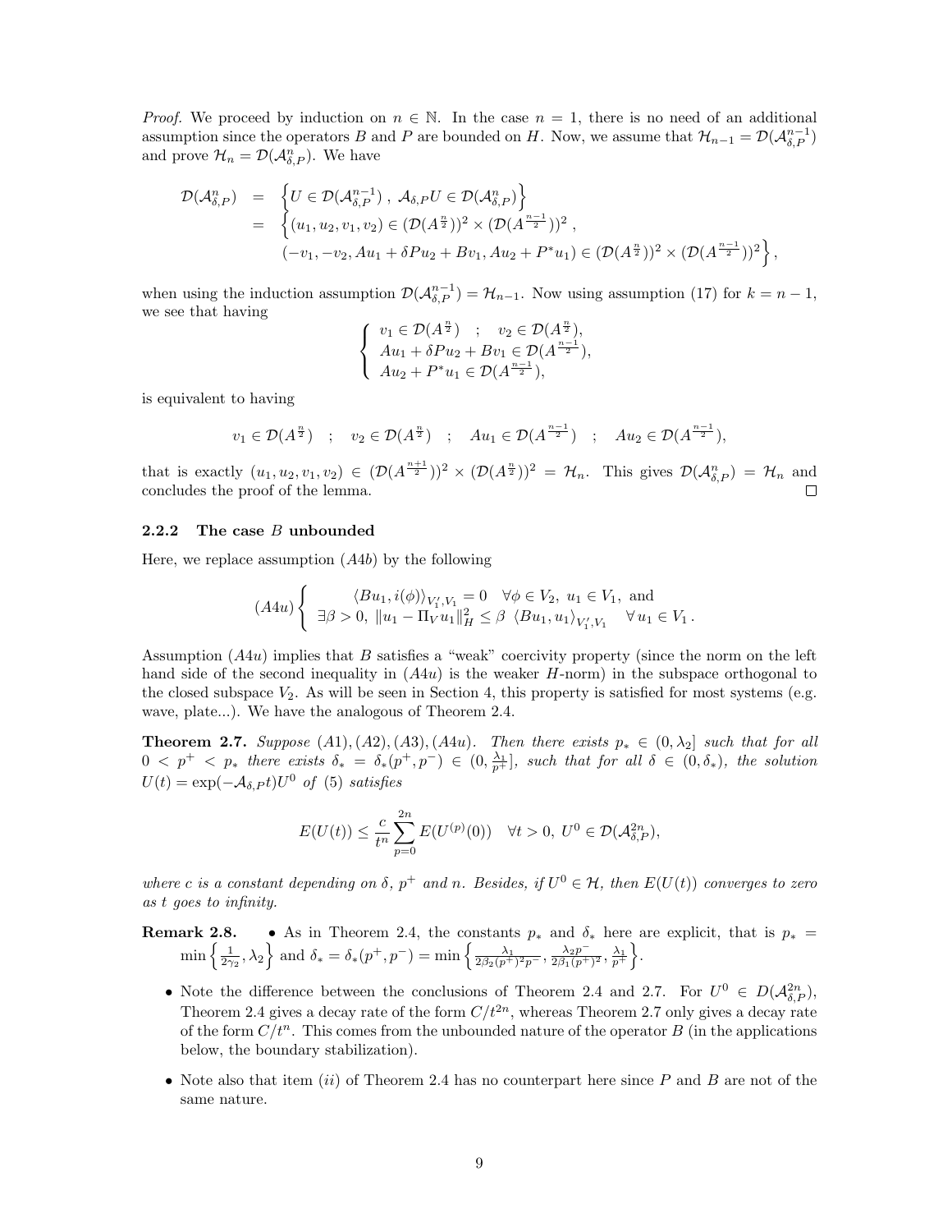*Proof.* We proceed by induction on $n \in \mathbb{N}$. In the case $n = 1$, there is no need of an additional assumption since the operators $B$ and $P$ are bounded on $H$. Now, we assume that $\mathcal{H}_{n-1} = \mathcal{D}(\mathcal{A}_{\delta,P}^{n-1})$ and prove $\mathcal{H}_n = \mathcal{D}(\mathcal{A}_{\delta,P}^n)$. We have

$$
\begin{aligned}
\mathcal{D}(\mathcal{A}_{\delta,P}^n) &= \left\{ U \in \mathcal{D}(\mathcal{A}_{\delta,P}^{n-1}) \ , \ \mathcal{A}_{\delta,P} U \in \mathcal{D}(\mathcal{A}_{\delta,P}^n) \right\} \\
&= \Big\{ (u_1, u_2, v_1, v_2) \in (\mathcal{D}(A^{\frac{n}{2}}))^2 \times (\mathcal{D}(A^{\frac{n-1}{2}}))^2 \ , \\
&\qquad (-v_1, -v_2, Au_1 + \delta P u_2 + B v_1, Au_2 + P^* u_1) \in (\mathcal{D}(A^{\frac{n}{2}}))^2 \times (\mathcal{D}(A^{\frac{n-1}{2}}))^2 \Big\},
\end{aligned}
$$

when using the induction assumption $\mathcal{D}(\mathcal{A}_{\delta,P}^{n-1}) = \mathcal{H}_{n-1}$. Now using assumption (17) for $k = n-1$, we see that having

$$
\begin{cases}
v_1 \in \mathcal{D}(A^{\frac{n}{2}}) \quad ; \quad v_2 \in \mathcal{D}(A^{\frac{n}{2}}), \\
Au_1 + \delta P u_2 + B v_1 \in \mathcal{D}(A^{\frac{n-1}{2}}), \\
Au_2 + P^* u_1 \in \mathcal{D}(A^{\frac{n-1}{2}}),
\end{cases}
$$

is equivalent to having

$$
v_1 \in \mathcal{D}(A^{\frac{n}{2}}) \quad ; \quad v_2 \in \mathcal{D}(A^{\frac{n}{2}}) \quad ; \quad Au_1 \in \mathcal{D}(A^{\frac{n-1}{2}}) \quad ; \quad Au_2 \in \mathcal{D}(A^{\frac{n-1}{2}}),
$$

that is exactly $(u_1, u_2, v_1, v_2) \in (\mathcal{D}(A^{\frac{n+1}{2}}))^2 \times (\mathcal{D}(A^{\frac{n}{2}}))^2 = \mathcal{H}_n$. This gives $\mathcal{D}(\mathcal{A}_{\delta,P}^n) = \mathcal{H}_n$ and concludes the proof of the lemma. $\square$

### 2.2.2 The case $B$ unbounded

Here, we replace assumption $(A4b)$ by the following

$$
(A4u) \begin{cases}
\langle B u_1, i(\phi) \rangle_{V_1', V_1} = 0 \quad \forall \phi \in V_2, \ u_1 \in V_1, \text{ and} \\
\exists \beta > 0, \ \|u_1 - \Pi_V u_1\|_H^2 \le \beta \ \langle B u_1, u_1 \rangle_{V_1', V_1} \quad \forall \, u_1 \in V_1 \, .
\end{cases}
$$

Assumption $(A4u)$ implies that $B$ satisfies a "weak" coercivity property (since the norm on the left hand side of the second inequality in $(A4u)$ is the weaker $H$-norm) in the subspace orthogonal to the closed subspace $V_2$. As will be seen in Section 4, this property is satisfied for most systems (e.g. wave, plate...). We have the analogous of Theorem 2.4.

**Theorem 2.7.** *Suppose* $(A1), (A2), (A3), (A4u)$. *Then there exists* $p_* \in (0, \lambda_2]$ *such that for all* $0 < p^+ < p_*$ *there exists* $\delta_* = \delta_*(p^+, p^-) \in (0, \frac{\lambda_1}{p^+}]$, *such that for all* $\delta \in (0, \delta_*)$, *the solution* $U(t) = \exp(-\mathcal{A}_{\delta,P} t) U^0$ *of* (5) *satisfies*

$$
E(U(t)) \le \frac{c}{t^n} \sum_{p=0}^{2n} E(U^{(p)}(0)) \quad \forall t > 0, \ U^0 \in \mathcal{D}(\mathcal{A}_{\delta,P}^{2n}),
$$

*where* $c$ *is a constant depending on* $\delta$, $p^+$ *and* $n$. *Besides, if* $U^0 \in \mathcal{H}$, *then* $E(U(t))$ *converges to zero as* $t$ *goes to infinity.*

**Remark 2.8.**

- As in Theorem 2.4, the constants $p_*$ and $\delta_*$ here are explicit, that is $p_* = \min\left\{ \frac{1}{2\gamma_2}, \lambda_2 \right\}$ and $\delta_* = \delta_*(p^+, p^-) = \min\left\{ \frac{\lambda_1}{2\beta_2 (p^+)^2 p^-}, \frac{\lambda_2 p^-}{2\beta_1 (p^+)^2}, \frac{\lambda_1}{p^+} \right\}$.
- Note the difference between the conclusions of Theorem 2.4 and 2.7. For $U^0 \in D(\mathcal{A}_{\delta,P}^{2n})$, Theorem 2.4 gives a decay rate of the form $C/t^{2n}$, whereas Theorem 2.7 only gives a decay rate of the form $C/t^n$. This comes from the unbounded nature of the operator $B$ (in the applications below, the boundary stabilization).
- Note also that item $(ii)$ of Theorem 2.4 has no counterpart here since $P$ and $B$ are not of the same nature.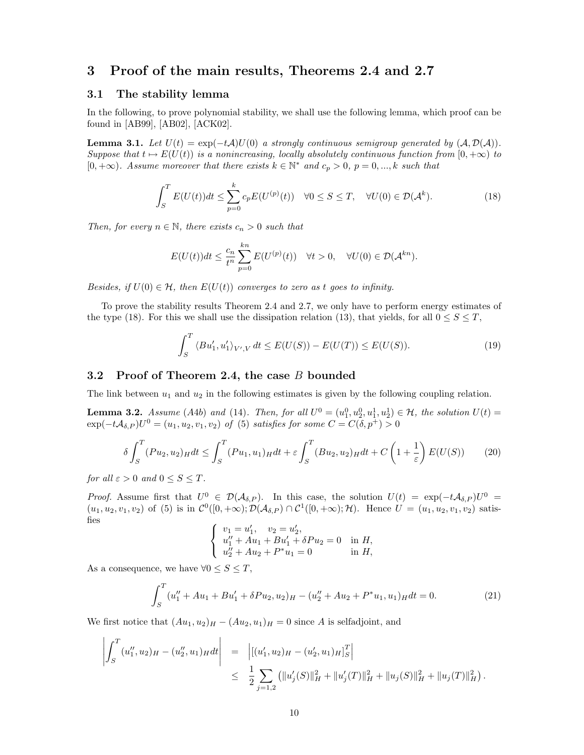# 3 Proof of the main results, Theorems 2.4 and 2.7

## 3.1 The stability lemma

In the following, to prove polynomial stability, we shall use the following lemma, which proof can be found in [AB99], [AB02], [ACK02].

**Lemma 3.1.** *Let $U(t) = \exp(-t\mathcal{A})U(0)$ a strongly continuous semigroup generated by $(\mathcal{A}, \mathcal{D}(\mathcal{A}))$. Suppose that $t \mapsto E(U(t))$ is a nonincreasing, locally absolutely continuous function from $[0, +\infty)$ to $[0, +\infty)$. Assume moreover that there exists $k \in \mathbb{N}^*$ and $c_p > 0$, $p = 0, ..., k$ such that*

$$\int_S^T E(U(t))dt \leq \sum_{p=0}^{k} c_p E(U^{(p)}(t)) \quad \forall 0 \leq S \leq T, \quad \forall U(0) \in \mathcal{D}(\mathcal{A}^k). \tag{18}$$

*Then, for every $n \in \mathbb{N}$, there exists $c_n > 0$ such that*

$$E(U(t))dt \leq \frac{c_n}{t^n} \sum_{p=0}^{kn} E(U^{(p)}(t)) \quad \forall t > 0, \quad \forall U(0) \in \mathcal{D}(\mathcal{A}^{kn}).$$

*Besides, if $U(0) \in \mathcal{H}$, then $E(U(t))$ converges to zero as $t$ goes to infinity.*

To prove the stability results Theorem 2.4 and 2.7, we only have to perform energy estimates of the type (18). For this we shall use the dissipation relation (13), that yields, for all $0 \leq S \leq T$,

$$\int_S^T \langle Bu_1', u_1' \rangle_{V',V} \, dt \leq E(U(S)) - E(U(T)) \leq E(U(S)). \tag{19}$$

## 3.2 Proof of Theorem 2.4, the case $B$ bounded

The link between $u_1$ and $u_2$ in the following estimates is given by the following coupling relation.

**Lemma 3.2.** *Assume (A4b) and (14). Then, for all $U^0 = (u_1^0, u_2^0, u_1^1, u_2^1) \in \mathcal{H}$, the solution $U(t) = \exp(-t\mathcal{A}_{\delta,P})U^0 = (u_1, u_2, v_1, v_2)$ of (5) satisfies for some $C = C(\delta, p^+) > 0$*

$$\delta \int_S^T (Pu_2, u_2)_H dt \leq \int_S^T (Pu_1, u_1)_H dt + \varepsilon \int_S^T (Bu_2, u_2)_H dt + C\left(1 + \frac{1}{\varepsilon}\right) E(U(S)) \tag{20}$$

*for all $\varepsilon > 0$ and $0 \leq S \leq T$.*

*Proof.* Assume first that $U^0 \in \mathcal{D}(\mathcal{A}_{\delta,P})$. In this case, the solution $U(t) = \exp(-t\mathcal{A}_{\delta,P})U^0 = (u_1, u_2, v_1, v_2)$ of (5) is in $\mathcal{C}^0([0, +\infty); \mathcal{D}(\mathcal{A}_{\delta,P}) \cap \mathcal{C}^1([0, +\infty); \mathcal{H})$. Hence $U = (u_1, u_2, v_1, v_2)$ satisfies

$$\begin{cases} v_1 = u_1', \quad v_2 = u_2', \\ u_1'' + Au_1 + Bu_1' + \delta Pu_2 = 0 \quad \text{in } H, \\ u_2'' + Au_2 + P^* u_1 = 0 \quad \text{in } H, \end{cases}$$

As a consequence, we have $\forall 0 \leq S \leq T$,

$$\int_S^T (u_1'' + Au_1 + Bu_1' + \delta Pu_2, u_2)_H - (u_2'' + Au_2 + P^* u_1, u_1)_H dt = 0. \tag{21}$$

We first notice that $(Au_1, u_2)_H - (Au_2, u_1)_H = 0$ since $A$ is selfadjoint, and

$$\begin{aligned} \left| \int_S^T (u_1'', u_2)_H - (u_2'', u_1)_H dt \right| &= \left| [(u_1', u_2)_H - (u_2', u_1)_H]_S^T \right| \\ &\leq \frac{1}{2} \sum_{j=1,2} \left( \|u_j'(S)\|_H^2 + \|u_j'(T)\|_H^2 + \|u_j(S)\|_H^2 + \|u_j(T)\|_H^2 \right). \end{aligned}$$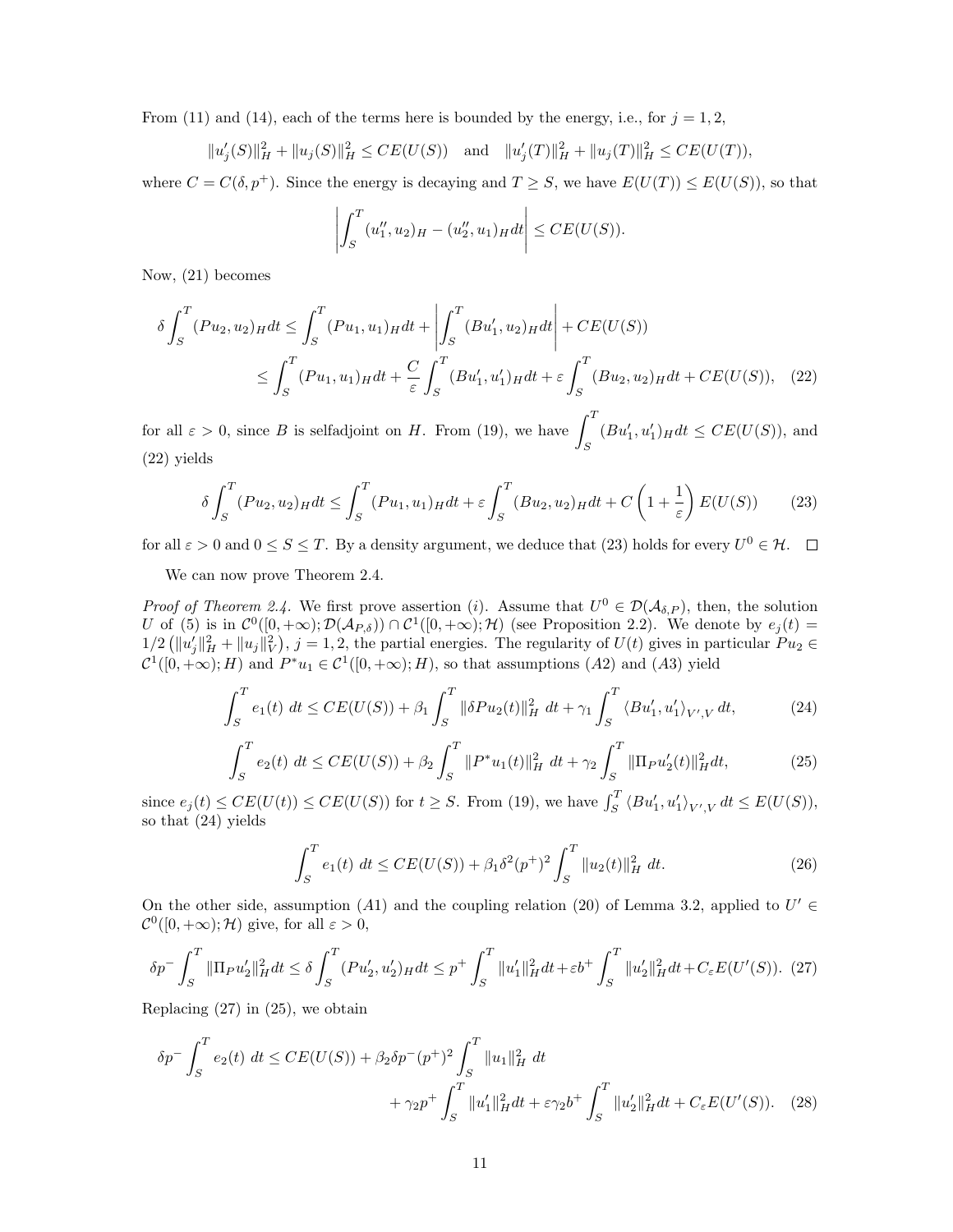From (11) and (14), each of the terms here is bounded by the energy, i.e., for $j = 1, 2$,

$$\|u_j'(S)\|_H^2 + \|u_j(S)\|_H^2 \leq CE(U(S)) \quad \text{and} \quad \|u_j'(T)\|_H^2 + \|u_j(T)\|_H^2 \leq CE(U(T)),$$

where $C = C(\delta, p^+)$. Since the energy is decaying and $T \geq S$, we have $E(U(T)) \leq E(U(S))$, so that

$$\left| \int_S^T (u_1'', u_2)_H - (u_2'', u_1)_H dt \right| \leq CE(U(S)).$$

Now, (21) becomes

$$\begin{aligned} \delta \int_S^T (Pu_2, u_2)_H dt &\leq \int_S^T (Pu_1, u_1)_H dt + \left| \int_S^T (Bu_1', u_2)_H dt \right| + CE(U(S)) \\ &\leq \int_S^T (Pu_1, u_1)_H dt + \frac{C}{\varepsilon} \int_S^T (Bu_1', u_1')_H dt + \varepsilon \int_S^T (Bu_2, u_2)_H dt + CE(U(S)), \quad (22) \end{aligned}$$

for all $\varepsilon > 0$, since $B$ is selfadjoint on $H$. From (19), we have $\displaystyle\int_S^T (Bu_1', u_1')_H dt \leq CE(U(S))$, and (22) yields

$$\delta \int_S^T (Pu_2, u_2)_H dt \leq \int_S^T (Pu_1, u_1)_H dt + \varepsilon \int_S^T (Bu_2, u_2)_H dt + C\left(1 + \frac{1}{\varepsilon}\right) E(U(S)) \qquad (23)$$

for all $\varepsilon > 0$ and $0 \leq S \leq T$. By a density argument, we deduce that (23) holds for every $U^0 \in \mathcal{H}$. $\square$

We can now prove Theorem 2.4.

*Proof of Theorem 2.4.* We first prove assertion $(i)$. Assume that $U^0 \in \mathcal{D}(\mathcal{A}_{\delta,P})$, then, the solution $U$ of (5) is in $\mathcal{C}^0([0, +\infty); \mathcal{D}(\mathcal{A}_{P,\delta})) \cap \mathcal{C}^1([0, +\infty); \mathcal{H})$ (see Proposition 2.2). We denote by $e_j(t) = 1/2 \left(\|u_j'\|_H^2 + \|u_j\|_V^2\right)$, $j = 1, 2$, the partial energies. The regularity of $U(t)$ gives in particular $Pu_2 \in \mathcal{C}^1([0, +\infty); H)$ and $P^* u_1 \in \mathcal{C}^1([0, +\infty); H)$, so that assumptions $(A2)$ and $(A3)$ yield

$$\int_S^T e_1(t)\, dt \leq CE(U(S)) + \beta_1 \int_S^T \|\delta P u_2(t)\|_H^2\, dt + \gamma_1 \int_S^T \langle Bu_1', u_1' \rangle_{V',V}\, dt, \qquad (24)$$

$$\int_S^T e_2(t)\, dt \leq CE(U(S)) + \beta_2 \int_S^T \|P^* u_1(t)\|_H^2\, dt + \gamma_2 \int_S^T \|\Pi_P u_2'(t)\|_H^2 dt, \qquad (25)$$

since $e_j(t) \leq CE(U(t)) \leq CE(U(S))$ for $t \geq S$. From (19), we have $\int_S^T \langle Bu_1', u_1' \rangle_{V',V}\, dt \leq E(U(S))$, so that (24) yields

$$\int_S^T e_1(t)\, dt \leq CE(U(S)) + \beta_1 \delta^2 (p^+)^2 \int_S^T \|u_2(t)\|_H^2\, dt. \qquad (26)$$

On the other side, assumption $(A1)$ and the coupling relation (20) of Lemma 3.2, applied to $U' \in \mathcal{C}^0([0, +\infty); \mathcal{H})$ give, for all $\varepsilon > 0$,

$$\delta p^- \int_S^T \|\Pi_P u_2'\|_H^2 dt \leq \delta \int_S^T (Pu_2', u_2')_H dt \leq p^+ \int_S^T \|u_1'\|_H^2 dt + \varepsilon b^+ \int_S^T \|u_2'\|_H^2 dt + C_\varepsilon E(U'(S)). \quad (27)$$

Replacing (27) in (25), we obtain

$$\begin{aligned} \delta p^- \int_S^T e_2(t)\, dt \leq CE(U(S)) &+ \beta_2 \delta p^- (p^+)^2 \int_S^T \|u_1\|_H^2\, dt \\ &+ \gamma_2 p^+ \int_S^T \|u_1'\|_H^2 dt + \varepsilon \gamma_2 b^+ \int_S^T \|u_2'\|_H^2 dt + C_\varepsilon E(U'(S)). \quad (28) \end{aligned}$$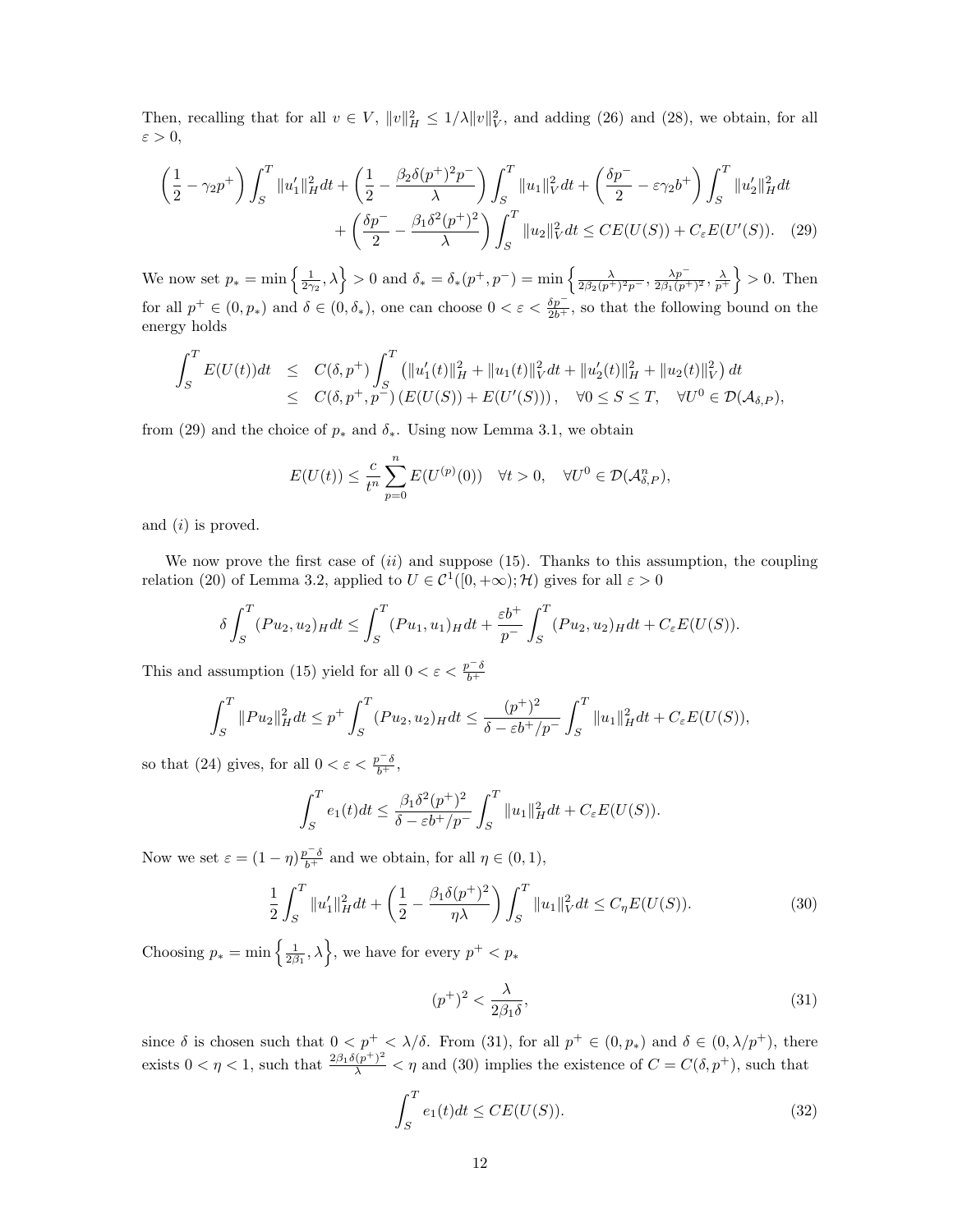Then, recalling that for all $v \in V$, $\|v\|_H^2 \leq 1/\lambda \|v\|_V^2$, and adding (26) and (28), we obtain, for all $\varepsilon > 0$,

$$\left(\frac{1}{2} - \gamma_2 p^+\right) \int_S^T \|u_1'\|_H^2 dt + \left(\frac{1}{2} - \frac{\beta_2 \delta (p^+)^2 p^-}{\lambda}\right) \int_S^T \|u_1\|_V^2 dt + \left(\frac{\delta p^-}{2} - \varepsilon \gamma_2 b^+\right) \int_S^T \|u_2'\|_H^2 dt$$
$$+ \left(\frac{\delta p^-}{2} - \frac{\beta_1 \delta^2 (p^+)^2}{\lambda}\right) \int_S^T \|u_2\|_V^2 dt \leq C E(U(S)) + C_\varepsilon E(U'(S)). \quad (29)$$

We now set $p_* = \min\left\{\frac{1}{2\gamma_2}, \lambda\right\} > 0$ and $\delta_* = \delta_*(p^+, p^-) = \min\left\{\frac{\lambda}{2\beta_2 (p^+)^2 p^-}, \frac{\lambda p^-}{2\beta_1 (p^+)^2}, \frac{\lambda}{p^+}\right\} > 0$. Then for all $p^+ \in (0, p_*)$ and $\delta \in (0, \delta_*)$, one can choose $0 < \varepsilon < \frac{\delta p^-}{2b^+}$, so that the following bound on the energy holds

$$\begin{aligned}
\int_S^T E(U(t)) dt &\leq C(\delta, p^+) \int_S^T \left(\|u_1'(t)\|_H^2 + \|u_1(t)\|_V^2 dt + \|u_2'(t)\|_H^2 + \|u_2(t)\|_V^2\right) dt \\
&\leq C(\delta, p^+, p^-) \left(E(U(S)) + E(U'(S))\right), \quad \forall 0 \leq S \leq T, \quad \forall U^0 \in \mathcal{D}(\mathcal{A}_{\delta,P}),
\end{aligned}$$

from (29) and the choice of $p_*$ and $\delta_*$. Using now Lemma 3.1, we obtain

$$E(U(t)) \leq \frac{c}{t^n} \sum_{p=0}^{n} E(U^{(p)}(0)) \quad \forall t > 0, \quad \forall U^0 \in \mathcal{D}(\mathcal{A}_{\delta,P}^n),$$

and $(i)$ is proved.

We now prove the first case of $(ii)$ and suppose (15). Thanks to this assumption, the coupling relation (20) of Lemma 3.2, applied to $U \in \mathcal{C}^1([0, +\infty); \mathcal{H})$ gives for all $\varepsilon > 0$

$$\delta \int_S^T (Pu_2, u_2)_H dt \leq \int_S^T (Pu_1, u_1)_H dt + \frac{\varepsilon b^+}{p^-} \int_S^T (Pu_2, u_2)_H dt + C_\varepsilon E(U(S)).$$

This and assumption (15) yield for all $0 < \varepsilon < \frac{p^- \delta}{b^+}$

$$\int_S^T \|Pu_2\|_H^2 dt \leq p^+ \int_S^T (Pu_2, u_2)_H dt \leq \frac{(p^+)^2}{\delta - \varepsilon b^+/p^-} \int_S^T \|u_1\|_H^2 dt + C_\varepsilon E(U(S)),$$

so that (24) gives, for all $0 < \varepsilon < \frac{p^- \delta}{b^+}$,

$$\int_S^T e_1(t) dt \leq \frac{\beta_1 \delta^2 (p^+)^2}{\delta - \varepsilon b^+/p^-} \int_S^T \|u_1\|_H^2 dt + C_\varepsilon E(U(S)).$$

Now we set $\varepsilon = (1 - \eta) \frac{p^- \delta}{b^+}$ and we obtain, for all $\eta \in (0, 1)$,

$$\frac{1}{2} \int_S^T \|u_1'\|_H^2 dt + \left(\frac{1}{2} - \frac{\beta_1 \delta (p^+)^2}{\eta \lambda}\right) \int_S^T \|u_1\|_V^2 dt \leq C_\eta E(U(S)). \quad (30)$$

Choosing $p_* = \min\left\{\frac{1}{2\beta_1}, \lambda\right\}$, we have for every $p^+ < p_*$

$$(p^+)^2 < \frac{\lambda}{2\beta_1 \delta}, \quad (31)$$

since $\delta$ is chosen such that $0 < p^+ < \lambda/\delta$. From (31), for all $p^+ \in (0, p_*)$ and $\delta \in (0, \lambda/p^+)$, there exists $0 < \eta < 1$, such that $\frac{2\beta_1 \delta (p^+)^2}{\lambda} < \eta$ and (30) implies the existence of $C = C(\delta, p^+)$, such that

$$\int_S^T e_1(t) dt \leq C E(U(S)). \quad (32)$$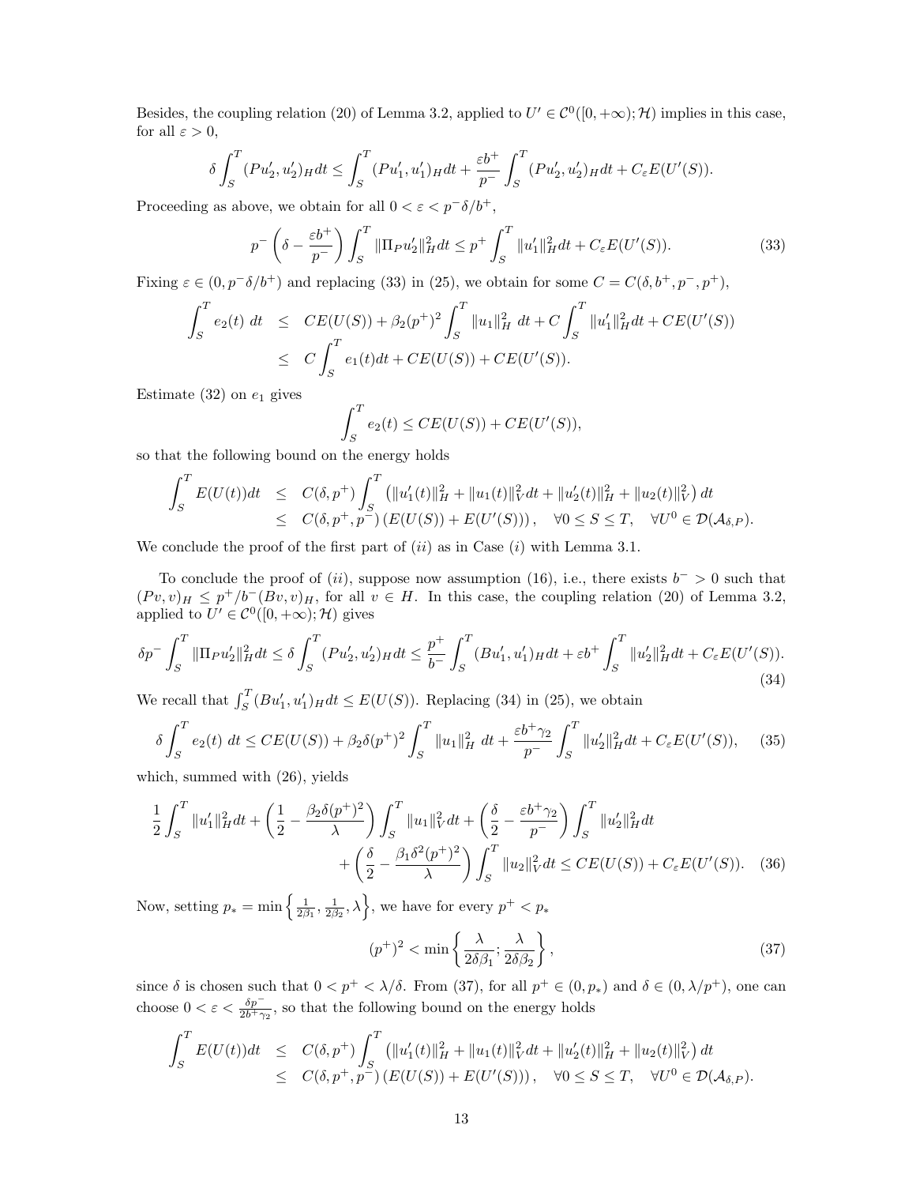Besides, the coupling relation (20) of Lemma 3.2, applied to $U' \in \mathcal{C}^0([0,+\infty);\mathcal{H})$ implies in this case, for all $\varepsilon > 0$,

$$\delta \int_S^T (Pu_2', u_2')_H dt \leq \int_S^T (Pu_1', u_1')_H dt + \frac{\varepsilon b^+}{p^-} \int_S^T (Pu_2', u_2')_H dt + C_\varepsilon E(U'(S)).$$

Proceeding as above, we obtain for all $0 < \varepsilon < p^- \delta / b^+$,

$$p^- \left( \delta - \frac{\varepsilon b^+}{p^-} \right) \int_S^T \|\Pi_P u_2'\|_H^2 dt \leq p^+ \int_S^T \|u_1'\|_H^2 dt + C_\varepsilon E(U'(S)). \tag{33}$$

Fixing $\varepsilon \in (0, p^-\delta/b^+)$ and replacing (33) in (25), we obtain for some $C = C(\delta, b^+, p^-, p^+)$,

$$\begin{aligned}
\int_S^T e_2(t)\, dt &\leq CE(U(S)) + \beta_2 (p^+)^2 \int_S^T \|u_1\|_H^2 \, dt + C \int_S^T \|u_1'\|_H^2 dt + CE(U'(S)) \\
&\leq C \int_S^T e_1(t) dt + CE(U(S)) + CE(U'(S)).
\end{aligned}$$

Estimate (32) on $e_1$ gives

$$\int_S^T e_2(t) \leq CE(U(S)) + CE(U'(S)),$$

so that the following bound on the energy holds

$$\begin{aligned}
\int_S^T E(U(t)) dt &\leq C(\delta, p^+) \int_S^T \left( \|u_1'(t)\|_H^2 + \|u_1(t)\|_V^2 dt + \|u_2'(t)\|_H^2 + \|u_2(t)\|_V^2 \right) dt \\
&\leq C(\delta, p^+, p^-) \left( E(U(S)) + E(U'(S)) \right), \quad \forall 0 \leq S \leq T, \quad \forall U^0 \in \mathcal{D}(\mathcal{A}_{\delta,P}).
\end{aligned}$$

We conclude the proof of the first part of $(ii)$ as in Case $(i)$ with Lemma 3.1.

To conclude the proof of $(ii)$, suppose now assumption (16), i.e., there exists $b^- > 0$ such that $(Pv, v)_H \leq p^+/b^- (Bv, v)_H$, for all $v \in H$. In this case, the coupling relation (20) of Lemma 3.2, applied to $U' \in \mathcal{C}^0([0,+\infty);\mathcal{H})$ gives

$$\delta p^- \int_S^T \|\Pi_P u_2'\|_H^2 dt \leq \delta \int_S^T (Pu_2', u_2')_H dt \leq \frac{p^+}{b^-} \int_S^T (Bu_1', u_1')_H dt + \varepsilon b^+ \int_S^T \|u_2'\|_H^2 dt + C_\varepsilon E(U'(S)). \tag{34}$$

We recall that $\int_S^T (Bu_1', u_1')_H dt \leq E(U(S))$. Replacing (34) in (25), we obtain

$$\delta \int_S^T e_2(t)\, dt \leq CE(U(S)) + \beta_2 \delta (p^+)^2 \int_S^T \|u_1\|_H^2 \, dt + \frac{\varepsilon b^+ \gamma_2}{p^-} \int_S^T \|u_2'\|_H^2 dt + C_\varepsilon E(U'(S)), \tag{35}$$

which, summed with (26), yields

$$\begin{aligned}
\frac{1}{2} \int_S^T \|u_1'\|_H^2 dt + \left( \frac{1}{2} - \frac{\beta_2 \delta (p^+)^2}{\lambda} \right) \int_S^T \|u_1\|_V^2 dt + \left( \frac{\delta}{2} - \frac{\varepsilon b^+ \gamma_2}{p^-} \right) \int_S^T \|u_2'\|_H^2 dt \\
+ \left( \frac{\delta}{2} - \frac{\beta_1 \delta^2 (p^+)^2}{\lambda} \right) \int_S^T \|u_2\|_V^2 dt \leq CE(U(S)) + C_\varepsilon E(U'(S)).
\end{aligned} \tag{36}$$

Now, setting $p_* = \min\left\{ \frac{1}{2\beta_1}, \frac{1}{2\beta_2}, \lambda \right\}$, we have for every $p^+ < p_*$

$$(p^+)^2 < \min\left\{ \frac{\lambda}{2\delta\beta_1}; \frac{\lambda}{2\delta\beta_2} \right\}, \tag{37}$$

since $\delta$ is chosen such that $0 < p^+ < \lambda/\delta$. From (37), for all $p^+ \in (0, p_*)$ and $\delta \in (0, \lambda/p^+)$, one can choose $0 < \varepsilon < \frac{\delta p^-}{2b^+\gamma_2}$, so that the following bound on the energy holds

$$\begin{aligned}
\int_S^T E(U(t)) dt &\leq C(\delta, p^+) \int_S^T \left( \|u_1'(t)\|_H^2 + \|u_1(t)\|_V^2 dt + \|u_2'(t)\|_H^2 + \|u_2(t)\|_V^2 \right) dt \\
&\leq C(\delta, p^+, p^-) \left( E(U(S)) + E(U'(S)) \right), \quad \forall 0 \leq S \leq T, \quad \forall U^0 \in \mathcal{D}(\mathcal{A}_{\delta,P}).
\end{aligned}$$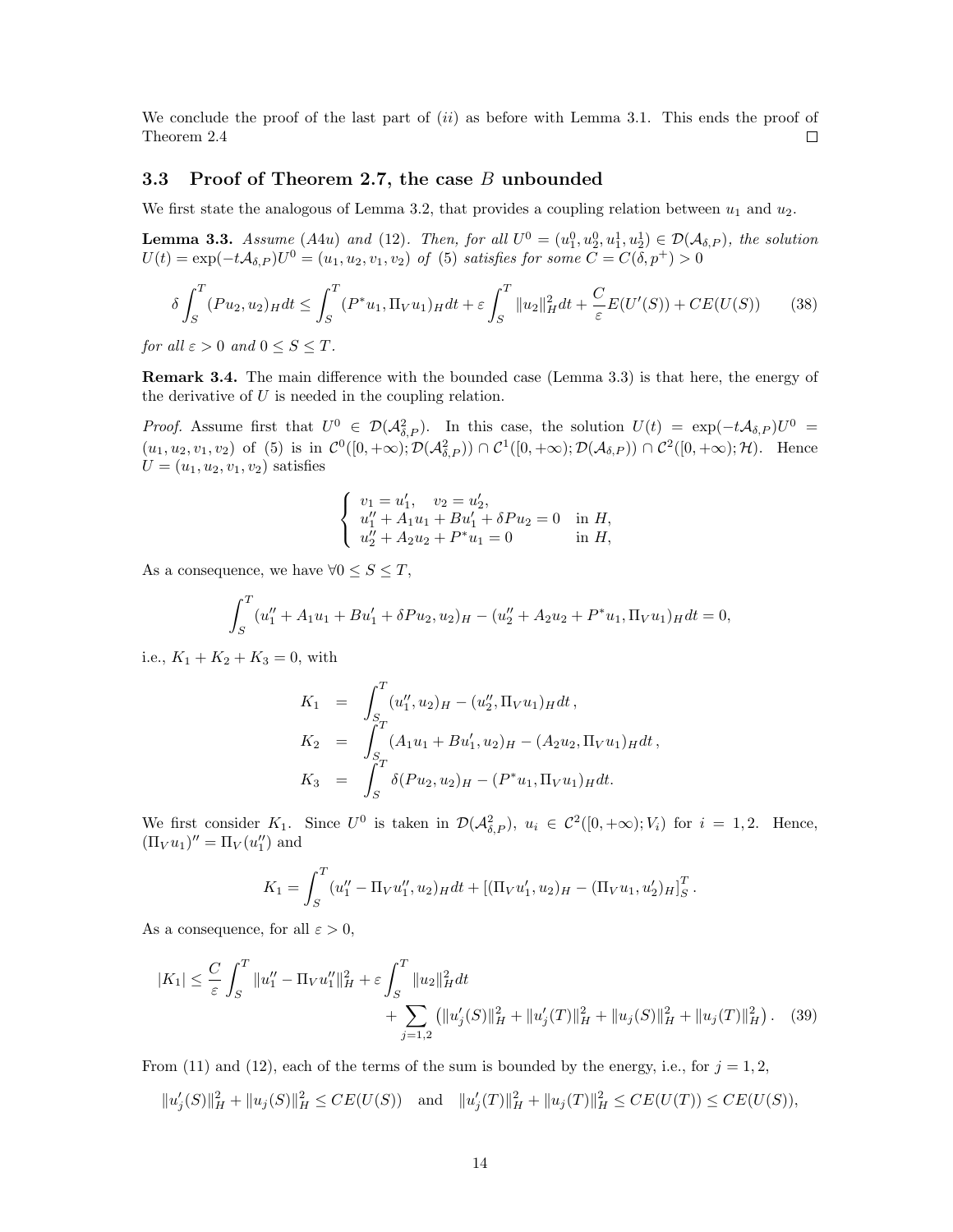We conclude the proof of the last part of $(ii)$ as before with Lemma 3.1. This ends the proof of Theorem 2.4 $\square$

### 3.3 Proof of Theorem 2.7, the case $B$ unbounded

We first state the analogous of Lemma 3.2, that provides a coupling relation between $u_1$ and $u_2$.

**Lemma 3.3.** *Assume (A4u) and (12). Then, for all $U^0 = (u_1^0, u_2^0, u_1^1, u_2^1) \in \mathcal{D}(\mathcal{A}_{\delta,P})$, the solution $U(t) = \exp(-t\mathcal{A}_{\delta,P})U^0 = (u_1, u_2, v_1, v_2)$ of (5) satisfies for some $C = C(\delta, p^+) > 0$*

$$\delta \int_S^T (Pu_2, u_2)_H dt \leq \int_S^T (P^* u_1, \Pi_V u_1)_H dt + \varepsilon \int_S^T \|u_2\|_H^2 dt + \frac{C}{\varepsilon} E(U'(S)) + CE(U(S)) \tag{38}$$

*for all $\varepsilon > 0$ and $0 \leq S \leq T$.*

**Remark 3.4.** The main difference with the bounded case (Lemma 3.3) is that here, the energy of the derivative of $U$ is needed in the coupling relation.

*Proof.* Assume first that $U^0 \in \mathcal{D}(\mathcal{A}_{\delta,P}^2)$. In this case, the solution $U(t) = \exp(-t\mathcal{A}_{\delta,P})U^0 = (u_1, u_2, v_1, v_2)$ of (5) is in $\mathcal{C}^0([0,+\infty); \mathcal{D}(\mathcal{A}_{\delta,P}^2)) \cap \mathcal{C}^1([0,+\infty); \mathcal{D}(\mathcal{A}_{\delta,P})) \cap \mathcal{C}^2([0,+\infty); \mathcal{H})$. Hence $U = (u_1, u_2, v_1, v_2)$ satisfies

$$\begin{cases} v_1 = u_1', \quad v_2 = u_2', \\ u_1'' + A_1 u_1 + B u_1' + \delta P u_2 = 0 \quad \text{in } H, \\ u_2'' + A_2 u_2 + P^* u_1 = 0 \quad \text{in } H, \end{cases}$$

As a consequence, we have $\forall 0 \leq S \leq T$,

$$\int_S^T (u_1'' + A_1 u_1 + B u_1' + \delta P u_2, u_2)_H - (u_2'' + A_2 u_2 + P^* u_1, \Pi_V u_1)_H dt = 0,$$

i.e., $K_1 + K_2 + K_3 = 0$, with

$$\begin{aligned} K_1 &= \int_S^T (u_1'', u_2)_H - (u_2'', \Pi_V u_1)_H dt\,, \\ K_2 &= \int_S^T (A_1 u_1 + B u_1', u_2)_H - (A_2 u_2, \Pi_V u_1)_H dt\,, \\ K_3 &= \int_S^T \delta (P u_2, u_2)_H - (P^* u_1, \Pi_V u_1)_H dt. \end{aligned}$$

We first consider $K_1$. Since $U^0$ is taken in $\mathcal{D}(\mathcal{A}_{\delta,P}^2)$, $u_i \in \mathcal{C}^2([0,+\infty); V_i)$ for $i = 1, 2$. Hence, $(\Pi_V u_1)'' = \Pi_V(u_1'')$ and

$$K_1 = \int_S^T (u_1'' - \Pi_V u_1'', u_2)_H dt + \left[(\Pi_V u_1', u_2)_H - (\Pi_V u_1, u_2')_H\right]_S^T.$$

As a consequence, for all $\varepsilon > 0$,

$$|K_1| \leq \frac{C}{\varepsilon} \int_S^T \|u_1'' - \Pi_V u_1''\|_H^2 + \varepsilon \int_S^T \|u_2\|_H^2 dt + \sum_{j=1,2} \left(\|u_j'(S)\|_H^2 + \|u_j'(T)\|_H^2 + \|u_j(S)\|_H^2 + \|u_j(T)\|_H^2\right). \tag{39}$$

From (11) and (12), each of the terms of the sum is bounded by the energy, i.e., for $j = 1, 2$,

$$\|u_j'(S)\|_H^2 + \|u_j(S)\|_H^2 \leq CE(U(S)) \quad \text{and} \quad \|u_j'(T)\|_H^2 + \|u_j(T)\|_H^2 \leq CE(U(T)) \leq CE(U(S)),$$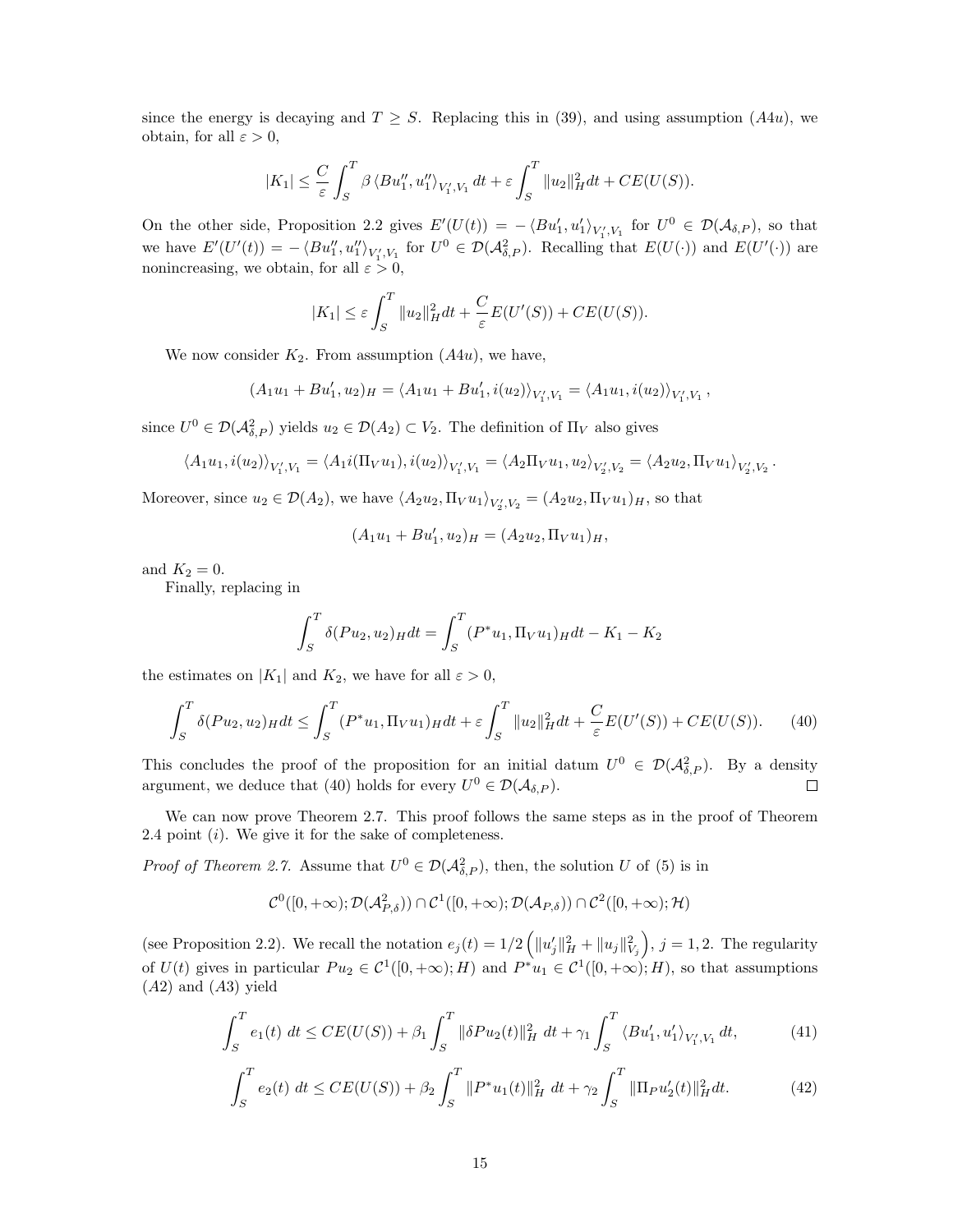since the energy is decaying and $T \geq S$. Replacing this in (39), and using assumption $(A4u)$, we obtain, for all $\varepsilon > 0$,

$$|K_1| \leq \frac{C}{\varepsilon} \int_S^T \beta \left\langle Bu_1'', u_1'' \right\rangle_{V_1', V_1} dt + \varepsilon \int_S^T \|u_2\|_H^2 dt + CE(U(S)).$$

On the other side, Proposition 2.2 gives $E'(U(t)) = -\left\langle Bu_1', u_1' \right\rangle_{V_1', V_1}$ for $U^0 \in \mathcal{D}(\mathcal{A}_{\delta,P})$, so that we have $E'(U'(t)) = -\left\langle Bu_1'', u_1'' \right\rangle_{V_1', V_1}$ for $U^0 \in \mathcal{D}(\mathcal{A}_{\delta,P}^2)$. Recalling that $E(U(\cdot))$ and $E(U'(\cdot))$ are nonincreasing, we obtain, for all $\varepsilon > 0$,

$$|K_1| \leq \varepsilon \int_S^T \|u_2\|_H^2 dt + \frac{C}{\varepsilon} E(U'(S)) + CE(U(S)).$$

We now consider $K_2$. From assumption $(A4u)$, we have,

$$(A_1 u_1 + Bu_1', u_2)_H = \left\langle A_1 u_1 + Bu_1', i(u_2) \right\rangle_{V_1', V_1} = \left\langle A_1 u_1, i(u_2) \right\rangle_{V_1', V_1},$$

since $U^0 \in \mathcal{D}(\mathcal{A}_{\delta,P}^2)$ yields $u_2 \in \mathcal{D}(A_2) \subset V_2$. The definition of $\Pi_V$ also gives

$$\left\langle A_1 u_1, i(u_2) \right\rangle_{V_1', V_1} = \left\langle A_1 i(\Pi_V u_1), i(u_2) \right\rangle_{V_1', V_1} = \left\langle A_2 \Pi_V u_1, u_2 \right\rangle_{V_2', V_2} = \left\langle A_2 u_2, \Pi_V u_1 \right\rangle_{V_2', V_2}.$$

Moreover, since $u_2 \in \mathcal{D}(A_2)$, we have $\left\langle A_2 u_2, \Pi_V u_1 \right\rangle_{V_2', V_2} = (A_2 u_2, \Pi_V u_1)_H$, so that

$$(A_1 u_1 + Bu_1', u_2)_H = (A_2 u_2, \Pi_V u_1)_H,$$

and $K_2 = 0$.

Finally, replacing in

$$\int_S^T \delta (P u_2, u_2)_H dt = \int_S^T (P^* u_1, \Pi_V u_1)_H dt - K_1 - K_2$$

the estimates on $|K_1|$ and $K_2$, we have for all $\varepsilon > 0$,

$$\int_S^T \delta (P u_2, u_2)_H dt \leq \int_S^T (P^* u_1, \Pi_V u_1)_H dt + \varepsilon \int_S^T \|u_2\|_H^2 dt + \frac{C}{\varepsilon} E(U'(S)) + CE(U(S)). \tag{40}$$

This concludes the proof of the proposition for an initial datum $U^0 \in \mathcal{D}(\mathcal{A}_{\delta,P}^2)$. By a density argument, we deduce that (40) holds for every $U^0 \in \mathcal{D}(\mathcal{A}_{\delta,P})$. $\square$

We can now prove Theorem 2.7. This proof follows the same steps as in the proof of Theorem 2.4 point $(i)$. We give it for the sake of completeness.

*Proof of Theorem 2.7.* Assume that $U^0 \in \mathcal{D}(\mathcal{A}_{\delta,P}^2)$, then, the solution $U$ of (5) is in

$$\mathcal{C}^0([0, +\infty); \mathcal{D}(\mathcal{A}_{P,\delta}^2)) \cap \mathcal{C}^1([0, +\infty); \mathcal{D}(\mathcal{A}_{P,\delta})) \cap \mathcal{C}^2([0, +\infty); \mathcal{H})$$

(see Proposition 2.2). We recall the notation $e_j(t) = 1/2 \left( \|u_j'\|_H^2 + \|u_j\|_{V_j}^2 \right)$, $j = 1, 2$. The regularity of $U(t)$ gives in particular $P u_2 \in \mathcal{C}^1([0, +\infty); H)$ and $P^* u_1 \in \mathcal{C}^1([0, +\infty); H)$, so that assumptions $(A2)$ and $(A3)$ yield

$$\int_S^T e_1(t)\ dt \leq CE(U(S)) + \beta_1 \int_S^T \|\delta P u_2(t)\|_H^2\ dt + \gamma_1 \int_S^T \left\langle Bu_1', u_1' \right\rangle_{V_1', V_1} dt, \tag{41}$$

$$\int_S^T e_2(t)\ dt \leq CE(U(S)) + \beta_2 \int_S^T \|P^* u_1(t)\|_H^2\ dt + \gamma_2 \int_S^T \|\Pi_P u_2'(t)\|_H^2 dt. \tag{42}$$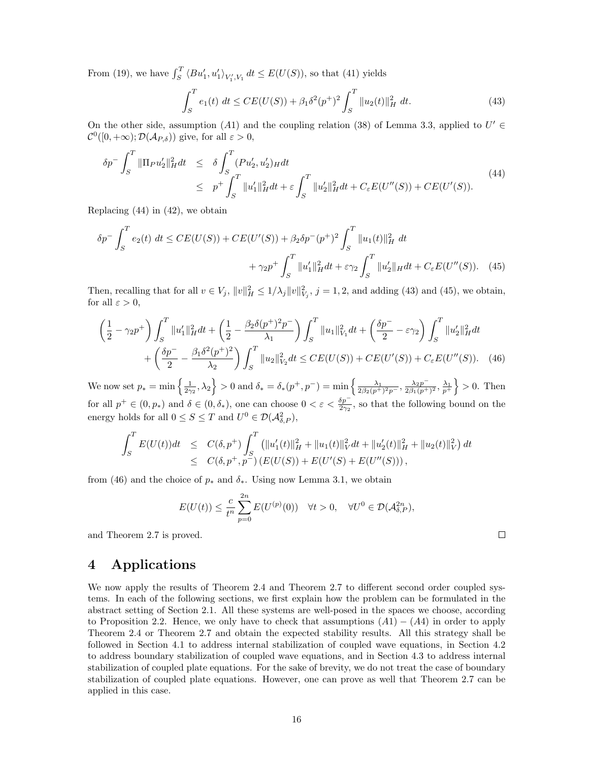From (19), we have $\int_S^T \langle Bu_1', u_1' \rangle_{V_1', V_1} \, dt \leq E(U(S))$, so that (41) yields

$$
\int_S^T e_1(t) \, dt \leq CE(U(S)) + \beta_1 \delta^2 (p^+)^2 \int_S^T \|u_2(t)\|_H^2 \, dt. \tag{43}
$$

On the other side, assumption $(A1)$ and the coupling relation (38) of Lemma 3.3, applied to $U' \in \mathcal{C}^0([0,+\infty); \mathcal{D}(\mathcal{A}_{P,\delta}))$ give, for all $\varepsilon > 0$,

$$
\begin{aligned}
\delta p^- \int_S^T \|\Pi_P u_2'\|_H^2 dt &\leq \delta \int_S^T (P u_2', u_2')_H dt \\
&\leq p^+ \int_S^T \|u_1'\|_H^2 dt + \varepsilon \int_S^T \|u_2'\|_H^2 dt + C_\varepsilon E(U''(S)) + CE(U'(S)).
\end{aligned} \tag{44}
$$

Replacing (44) in (42), we obtain

$$
\begin{aligned}
\delta p^- \int_S^T e_2(t) \, dt \leq CE(U(S)) + CE(U'(S)) + \beta_2 \delta p^- (p^+)^2 \int_S^T \|u_1(t)\|_H^2 \, dt \\
+ \gamma_2 p^+ \int_S^T \|u_1'\|_H^2 dt + \varepsilon \gamma_2 \int_S^T \|u_2'\|_H dt + C_\varepsilon E(U''(S)).
\end{aligned} \tag{45}
$$

Then, recalling that for all $v \in V_j$, $\|v\|_H^2 \leq 1/\lambda_j \|v\|_{V_j}^2$, $j = 1, 2$, and adding (43) and (45), we obtain, for all $\varepsilon > 0$,

$$
\begin{aligned}
\left( \frac{1}{2} - \gamma_2 p^+ \right) \int_S^T \|u_1'\|_H^2 dt + \left( \frac{1}{2} - \frac{\beta_2 \delta (p^+)^2 p^-}{\lambda_1} \right) \int_S^T \|u_1\|_{V_1}^2 dt + \left( \frac{\delta p^-}{2} - \varepsilon \gamma_2 \right) \int_S^T \|u_2'\|_H^2 dt \\
+ \left( \frac{\delta p^-}{2} - \frac{\beta_1 \delta^2 (p^+)^2}{\lambda_2} \right) \int_S^T \|u_2\|_{V_2}^2 dt \leq CE(U(S)) + CE(U'(S)) + C_\varepsilon E(U''(S)).
\end{aligned} \tag{46}
$$

We now set $p_* = \min\left\{ \frac{1}{2\gamma_2}, \lambda_2 \right\} > 0$ and $\delta_* = \delta_*(p^+, p^-) = \min\left\{ \frac{\lambda_1}{2\beta_2 (p^+)^2 p^-}, \frac{\lambda_2 p^-}{2\beta_1 (p^+)^2}, \frac{\lambda_1}{p^+} \right\} > 0$. Then for all $p^+ \in (0, p_*)$ and $\delta \in (0, \delta_*)$, one can choose $0 < \varepsilon < \frac{\delta p^-}{2\gamma_2}$, so that the following bound on the energy holds for all $0 \leq S \leq T$ and $U^0 \in \mathcal{D}(\mathcal{A}_{\delta,P}^2)$,

$$
\begin{aligned}
\int_S^T E(U(t)) dt &\leq C(\delta, p^+) \int_S^T \left( \|u_1'(t)\|_H^2 + \|u_1(t)\|_V^2 dt + \|u_2'(t)\|_H^2 + \|u_2(t)\|_V^2 \right) dt \\
&\leq C(\delta, p^+, p^-) \left( E(U(S)) + E(U'(S) + E(U''(S))) \right),
\end{aligned}
$$

from (46) and the choice of $p_*$ and $\delta_*$. Using now Lemma 3.1, we obtain

$$
E(U(t)) \leq \frac{c}{t^n} \sum_{p=0}^{2n} E(U^{(p)}(0)) \quad \forall t > 0, \quad \forall U^0 \in \mathcal{D}(\mathcal{A}_{\delta,P}^{2n}),
$$

and Theorem 2.7 is proved. □

# 4 Applications

We now apply the results of Theorem 2.4 and Theorem 2.7 to different second order coupled systems. In each of the following sections, we first explain how the problem can be formulated in the abstract setting of Section 2.1. All these systems are well-posed in the spaces we choose, according to Proposition 2.2. Hence, we only have to check that assumptions $(A1) - (A4)$ in order to apply Theorem 2.4 or Theorem 2.7 and obtain the expected stability results. All this strategy shall be followed in Section 4.1 to address internal stabilization of coupled wave equations, in Section 4.2 to address boundary stabilization of coupled wave equations, and in Section 4.3 to address internal stabilization of coupled plate equations. For the sake of brevity, we do not treat the case of boundary stabilization of coupled plate equations. However, one can prove as well that Theorem 2.7 can be applied in this case.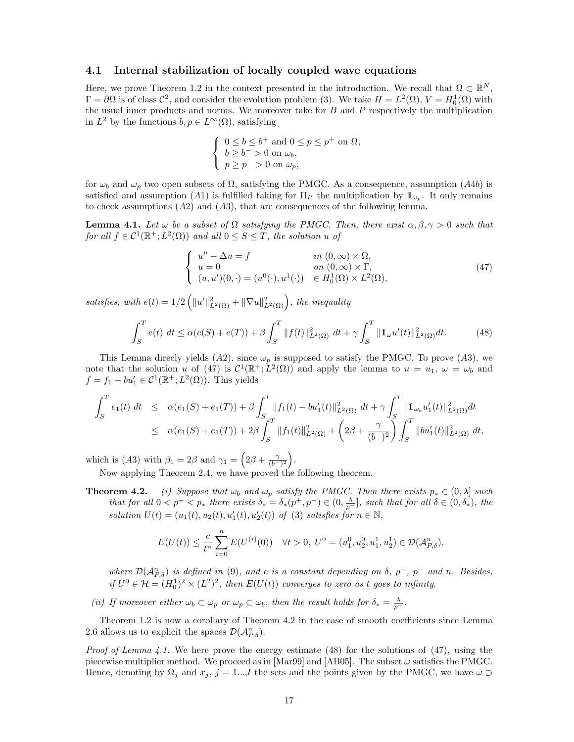### 4.1 Internal stabilization of locally coupled wave equations

Here, we prove Theorem 1.2 in the context presented in the introduction. We recall that $\Omega \subset \mathbb{R}^N$, $\Gamma = \partial\Omega$ is of class $\mathcal{C}^2$, and consider the evolution problem (3). We take $H = L^2(\Omega)$, $V = H_0^1(\Omega)$ with the usual inner products and norms. We moreover take for $B$ and $P$ respectively the multiplication in $L^2$ by the functions $b, p \in L^\infty(\Omega)$, satisfying

$$\left\{ \begin{array}{l} 0 \leq b \leq b^+ \text{ and } 0 \leq p \leq p^+ \text{ on } \Omega, \\ b \geq b^- > 0 \text{ on } \omega_b, \\ p \geq p^- > 0 \text{ on } \omega_p, \end{array} \right.$$

for $\omega_b$ and $\omega_p$ two open subsets of $\Omega$, satisfying the PMGC. As a consequence, assumption $(A4b)$ is satisfied and assumption $(A1)$ is fulfilled taking for $\Pi_P$ the multiplication by $\mathbb{1}_{\omega_p}$. It only remains to check assumptions $(A2)$ and $(A3)$, that are consequences of the following lemma.

**Lemma 4.1.** *Let $\omega$ be a subset of $\Omega$ satisfying the PMGC. Then, there exist $\alpha, \beta, \gamma > 0$ such that for all $f \in \mathcal{C}^1(\mathbb{R}^+; L^2(\Omega))$ and all $0 \leq S \leq T$, the solution $u$ of*

$$\left\{ \begin{array}{lll} u'' - \Delta u = f & \text{in } (0, \infty) \times \Omega, \\ u = 0 & \text{on } (0, \infty) \times \Gamma, \\ (u, u')(0, \cdot) = (u^0(\cdot), u^1(\cdot)) & \in H_0^1(\Omega) \times L^2(\Omega), \end{array} \right. \tag{47}$$

*satisfies, with $e(t) = 1/2 \left( \|u'\|^2_{L^2(\Omega)} + \|\nabla u\|^2_{L^2(\Omega)} \right)$, the inequality*

$$\int_S^T e(t)\ dt \leq \alpha(e(S) + e(T)) + \beta \int_S^T \|f(t)\|^2_{L^2(\Omega)}\ dt + \gamma \int_S^T \|\mathbb{1}_\omega u'(t)\|^2_{L^2(\Omega)} dt. \tag{48}$$

This Lemma direcly yields $(A2)$, since $\omega_p$ is supposed to satisfy the PMGC. To prove $(A3)$, we note that the solution $u$ of (47) is $\mathcal{C}^1(\mathbb{R}^+; L^2(\Omega))$ and apply the lemma to $u = u_1$, $\omega = \omega_b$ and $f = f_1 - bu_1' \in \mathcal{C}^1(\mathbb{R}^+; L^2(\Omega))$. This yields

$$\begin{aligned} \int_S^T e_1(t)\ dt &\leq \alpha(e_1(S) + e_1(T)) + \beta \int_S^T \|f_1(t) - bu_1'(t)\|^2_{L^2(\Omega)}\ dt + \gamma \int_S^T \|\mathbb{1}_{\omega_b} u_1'(t)\|^2_{L^2(\Omega)} dt \\ &\leq \alpha(e_1(S) + e_1(T)) + 2\beta \int_S^T \|f_1(t)\|^2_{L^2(\Omega)} + \left( 2\beta + \frac{\gamma}{(b^-)^2} \right) \int_S^T \|bu_1'(t)\|^2_{L^2(\Omega)}\ dt, \end{aligned}$$

which is $(A3)$ with $\beta_1 = 2\beta$ and $\gamma_1 = \left( 2\beta + \frac{\gamma}{(b^-)^2} \right)$.

Now applying Theorem 2.4, we have proved the following theorem.

**Theorem 4.2.** *(i) Suppose that $\omega_b$ and $\omega_p$ satisfy the PMGC. Then there exists $p_* \in (0, \lambda]$ such that for all $0 < p^+ < p_*$ there exists $\delta_* = \delta_*(p^+, p^-) \in (0, \frac{\lambda}{p^+}]$, such that for all $\delta \in (0, \delta_*)$, the solution $U(t) = (u_1(t), u_2(t), u_1'(t), u_2'(t))$ of (3) satisfies for $n \in \mathbb{N}$,*

$$E(U(t)) \leq \frac{c}{t^n} \sum_{i=0}^n E(U^{(i)}(0)) \quad \forall t > 0,\ U^0 = (u_1^0, u_2^0, u_1^1, u_2^1) \in \mathcal{D}(\mathcal{A}^n_{P,\delta}),$$

*where $\mathcal{D}(\mathcal{A}^n_{P,\delta})$ is defined in (9), and $c$ is a constant depending on $\delta$, $p^+$, $p^-$ and $n$. Besides, if $U^0 \in \mathcal{H} = (H_0^1)^2 \times (L^2)^2$, then $E(U(t))$ converges to zero as $t$ goes to infinity.*

*(ii) If moreover either $\omega_b \subset \omega_p$ or $\omega_p \subset \omega_b$, then the result holds for $\delta_* = \frac{\lambda}{p^+}$.*

Theorem 1.2 is now a corollary of Theorem 4.2 in the case of smooth coefficients since Lemma 2.6 allows us to explicit the spaces $\mathcal{D}(\mathcal{A}^n_{P,\delta})$.

*Proof of Lemma 4.1.* We here prove the energy estimate (48) for the solutions of (47), using the piecewise multiplier method. We proceed as in [Mar99] and [AB05]. The subset $\omega$ satisfies the PMGC. Hence, denoting by $\Omega_j$ and $x_j$, $j = 1...J$ the sets and the points given by the PMGC, we have $\omega \supset$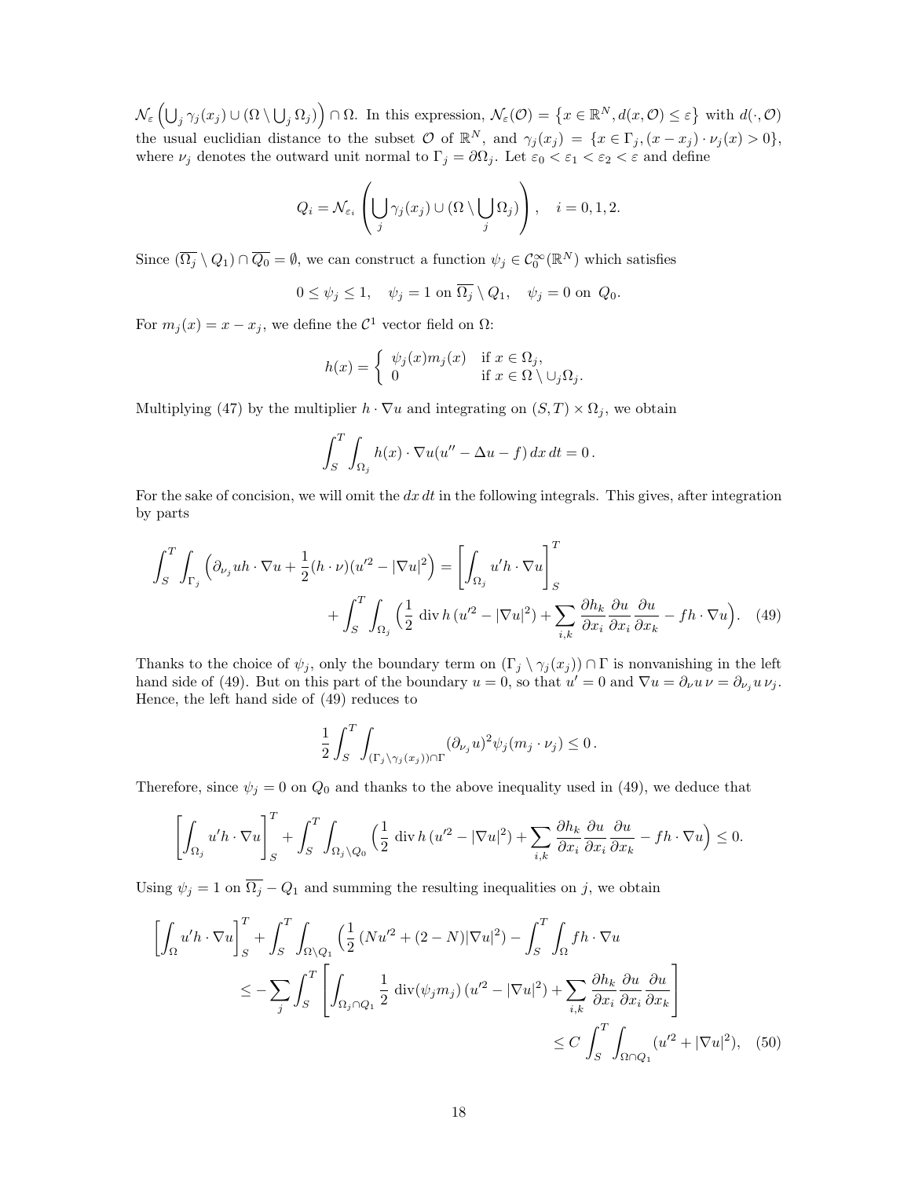$\mathcal{N}_\varepsilon\left(\bigcup_j \gamma_j(x_j) \cup (\Omega \setminus \bigcup_j \Omega_j)\right) \cap \Omega$. In this expression, $\mathcal{N}_\varepsilon(\mathcal{O}) = \{x \in \mathbb{R}^N, d(x, \mathcal{O}) \le \varepsilon\}$ with $d(\cdot, \mathcal{O})$ the usual euclidian distance to the subset $\mathcal{O}$ of $\mathbb{R}^N$, and $\gamma_j(x_j) = \{x \in \Gamma_j, (x - x_j) \cdot \nu_j(x) > 0\}$, where $\nu_j$ denotes the outward unit normal to $\Gamma_j = \partial\Omega_j$. Let $\varepsilon_0 < \varepsilon_1 < \varepsilon_2 < \varepsilon$ and define

$$Q_i = \mathcal{N}_{\varepsilon_i}\left(\bigcup_j \gamma_j(x_j) \cup (\Omega \setminus \bigcup_j \Omega_j)\right), \quad i = 0, 1, 2.$$

Since $(\overline{\Omega_j} \setminus Q_1) \cap \overline{Q_0} = \emptyset$, we can construct a function $\psi_j \in \mathcal{C}_0^\infty(\mathbb{R}^N)$ which satisfies

$$0 \le \psi_j \le 1, \quad \psi_j = 1 \text{ on } \overline{\Omega_j} \setminus Q_1, \quad \psi_j = 0 \text{ on } Q_0.$$

For $m_j(x) = x - x_j$, we define the $\mathcal{C}^1$ vector field on $\Omega$:

$$h(x) = \begin{cases} \psi_j(x) m_j(x) & \text{if } x \in \Omega_j, \\ 0 & \text{if } x \in \Omega \setminus \cup_j \Omega_j. \end{cases}$$

Multiplying (47) by the multiplier $h \cdot \nabla u$ and integrating on $(S, T) \times \Omega_j$, we obtain

$$\int_S^T \int_{\Omega_j} h(x) \cdot \nabla u (u'' - \Delta u - f)\, dx\, dt = 0\,.$$

For the sake of concision, we will omit the $dx\,dt$ in the following integrals. This gives, after integration by parts

$$\int_S^T \int_{\Gamma_j} \Big(\partial_{\nu_j} u h \cdot \nabla u + \frac{1}{2}(h \cdot \nu)(u'^2 - |\nabla u|^2)\Big) = \left[\int_{\Omega_j} u' h \cdot \nabla u\right]_S^T \\ + \int_S^T \int_{\Omega_j} \Big(\frac{1}{2} \operatorname{div} h\,(u'^2 - |\nabla u|^2) + \sum_{i,k} \frac{\partial h_k}{\partial x_i} \frac{\partial u}{\partial x_i} \frac{\partial u}{\partial x_k} - f h \cdot \nabla u\Big). \quad (49)$$

Thanks to the choice of $\psi_j$, only the boundary term on $(\Gamma_j \setminus \gamma_j(x_j)) \cap \Gamma$ is nonvanishing in the left hand side of (49). But on this part of the boundary $u = 0$, so that $u' = 0$ and $\nabla u = \partial_\nu u\, \nu = \partial_{\nu_j} u\, \nu_j$. Hence, the left hand side of (49) reduces to

$$\frac{1}{2} \int_S^T \int_{(\Gamma_j \setminus \gamma_j(x_j)) \cap \Gamma} (\partial_{\nu_j} u)^2 \psi_j (m_j \cdot \nu_j) \le 0\,.$$

Therefore, since $\psi_j = 0$ on $Q_0$ and thanks to the above inequality used in (49), we deduce that

$$\left[\int_{\Omega_j} u' h \cdot \nabla u\right]_S^T + \int_S^T \int_{\Omega_j \setminus Q_0} \Big(\frac{1}{2} \operatorname{div} h\,(u'^2 - |\nabla u|^2) + \sum_{i,k} \frac{\partial h_k}{\partial x_i} \frac{\partial u}{\partial x_i} \frac{\partial u}{\partial x_k} - f h \cdot \nabla u\Big) \le 0.$$

Using $\psi_j = 1$ on $\overline{\Omega_j} - Q_1$ and summing the resulting inequalities on $j$, we obtain

$$\left[\int_\Omega u' h \cdot \nabla u\right]_S^T + \int_S^T \int_{\Omega \setminus Q_1} \Big(\frac{1}{2}\,(N u'^2 + (2 - N)|\nabla u|^2\Big) - \int_S^T \int_\Omega f h \cdot \nabla u \\ \le - \sum_j \int_S^T \left[\int_{\Omega_j \cap Q_1} \frac{1}{2} \operatorname{div}(\psi_j m_j)\,(u'^2 - |\nabla u|^2) + \sum_{i,k} \frac{\partial h_k}{\partial x_i} \frac{\partial u}{\partial x_i} \frac{\partial u}{\partial x_k}\right] \\ \le C \int_S^T \int_{\Omega \cap Q_1} (u'^2 + |\nabla u|^2), \quad (50)$$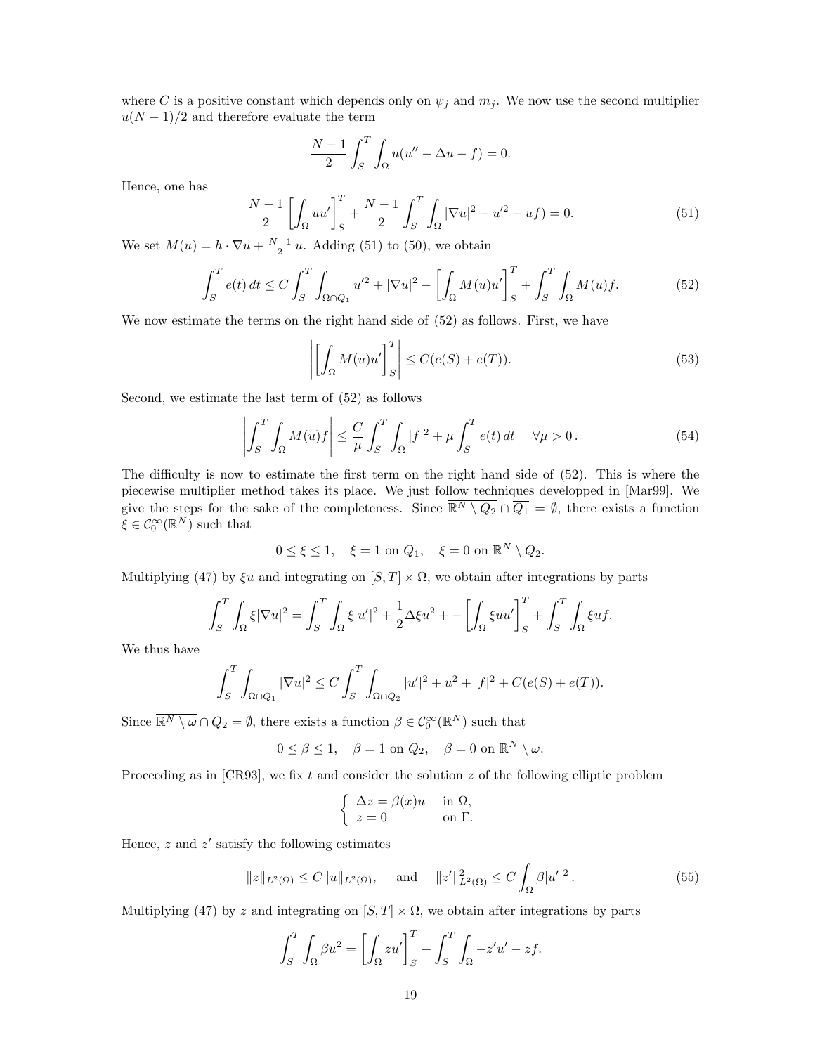where $C$ is a positive constant which depends only on $\psi_j$ and $m_j$. We now use the second multiplier $u(N-1)/2$ and therefore evaluate the term

$$\frac{N-1}{2}\int_S^T \int_\Omega u(u'' - \Delta u - f) = 0.$$

Hence, one has

$$\frac{N-1}{2}\left[\int_\Omega uu'\right]_S^T + \frac{N-1}{2}\int_S^T \int_\Omega |\nabla u|^2 - u'^2 - uf) = 0. \tag{51}$$

We set $M(u) = h \cdot \nabla u + \frac{N-1}{2}\, u$. Adding (51) to (50), we obtain

$$\int_S^T e(t)\, dt \leq C \int_S^T \int_{\Omega\cap Q_1} u'^2 + |\nabla u|^2 - \left[\int_\Omega M(u)u'\right]_S^T + \int_S^T \int_\Omega M(u)f. \tag{52}$$

We now estimate the terms on the right hand side of (52) as follows. First, we have

$$\left|\left[\int_\Omega M(u)u'\right]_S^T\right| \leq C(e(S) + e(T)). \tag{53}$$

Second, we estimate the last term of (52) as follows

$$\left|\int_S^T \int_\Omega M(u)f\right| \leq \frac{C}{\mu}\int_S^T \int_\Omega |f|^2 + \mu \int_S^T e(t)\, dt \quad \forall \mu > 0\,. \tag{54}$$

The difficulty is now to estimate the first term on the right hand side of (52). This is where the piecewise multiplier method takes its place. We just follow techniques developped in [Mar99]. We give the steps for the sake of the completeness. Since $\overline{\mathbb{R}^N \setminus Q_2} \cap \overline{Q_1} = \emptyset$, there exists a function $\xi \in \mathcal{C}_0^\infty(\mathbb{R}^N)$ such that

$$0 \leq \xi \leq 1, \quad \xi = 1 \text{ on } Q_1, \quad \xi = 0 \text{ on } \mathbb{R}^N \setminus Q_2.$$

Multiplying (47) by $\xi u$ and integrating on $[S,T]\times\Omega$, we obtain after integrations by parts

$$\int_S^T \int_\Omega \xi|\nabla u|^2 = \int_S^T \int_\Omega \xi|u'|^2 + \frac{1}{2}\Delta\xi u^2 + - \left[\int_\Omega \xi uu'\right]_S^T + \int_S^T \int_\Omega \xi uf.$$

We thus have

$$\int_S^T \int_{\Omega\cap Q_1} |\nabla u|^2 \leq C \int_S^T \int_{\Omega\cap Q_2} |u'|^2 + u^2 + |f|^2 + C(e(S) + e(T)).$$

Since $\overline{\mathbb{R}^N \setminus \omega} \cap \overline{Q_2} = \emptyset$, there exists a function $\beta \in \mathcal{C}_0^\infty(\mathbb{R}^N)$ such that

$$0 \leq \beta \leq 1, \quad \beta = 1 \text{ on } Q_2, \quad \beta = 0 \text{ on } \mathbb{R}^N \setminus \omega.$$

Proceeding as in [CR93], we fix $t$ and consider the solution $z$ of the following elliptic problem

$$\begin{cases} \Delta z = \beta(x)u & \text{in } \Omega, \\ z = 0 & \text{on } \Gamma. \end{cases}$$

Hence, $z$ and $z'$ satisfy the following estimates

$$\|z\|_{L^2(\Omega)} \leq C\|u\|_{L^2(\Omega)}, \quad \text{and} \quad \|z'\|^2_{L^2(\Omega)} \leq C\int_\Omega \beta|u'|^2\,. \tag{55}$$

Multiplying (47) by $z$ and integrating on $[S,T]\times\Omega$, we obtain after integrations by parts

$$\int_S^T \int_\Omega \beta u^2 = \left[\int_\Omega zu'\right]_S^T + \int_S^T \int_\Omega -z'u' - zf.$$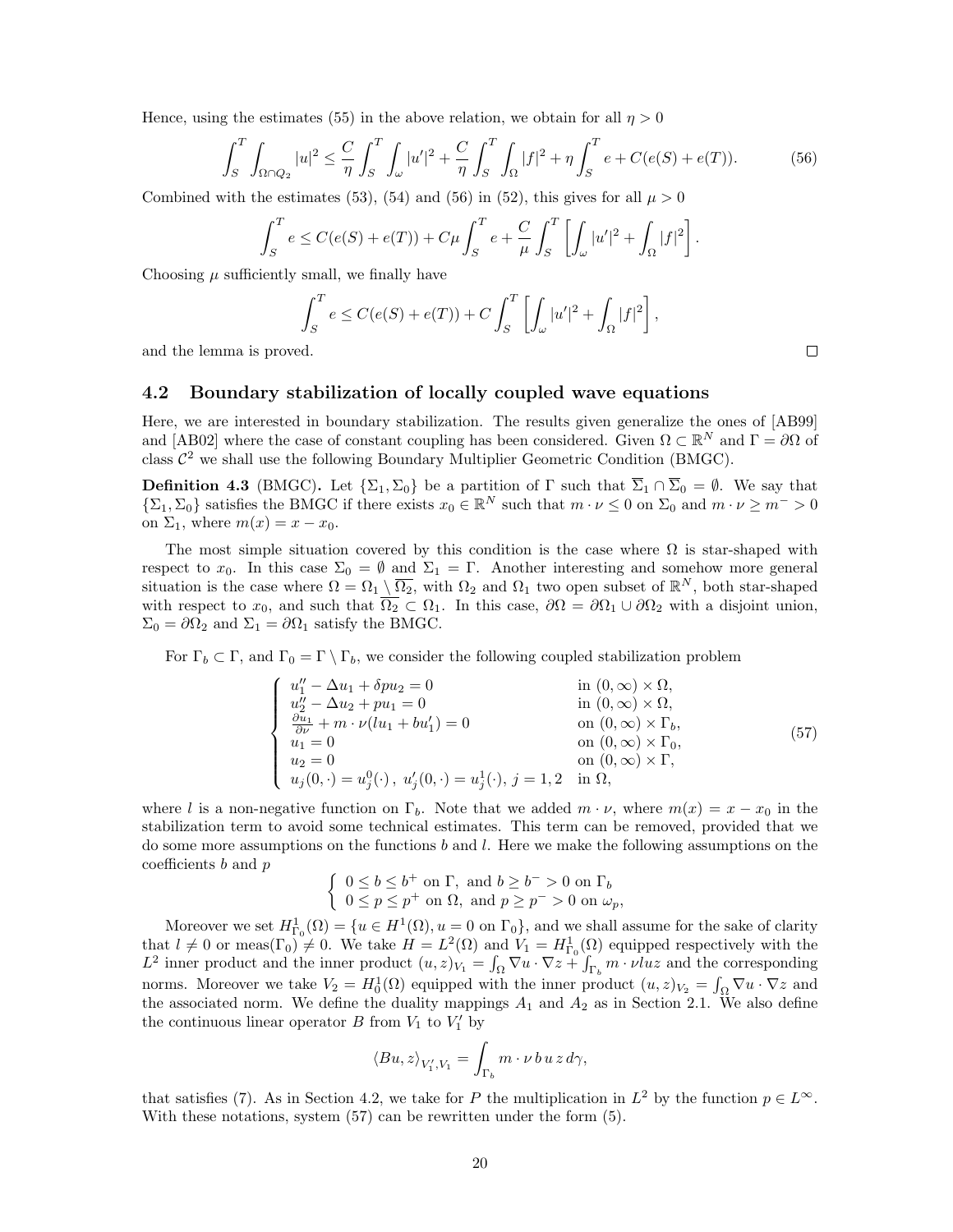Hence, using the estimates (55) in the above relation, we obtain for all $\eta > 0$

$$\int_S^T \int_{\Omega \cap Q_2} |u|^2 \leq \frac{C}{\eta} \int_S^T \int_\omega |u'|^2 + \frac{C}{\eta} \int_S^T \int_\Omega |f|^2 + \eta \int_S^T e + C(e(S) + e(T)). \tag{56}$$

Combined with the estimates (53), (54) and (56) in (52), this gives for all $\mu > 0$

$$\int_S^T e \leq C(e(S) + e(T)) + C\mu \int_S^T e + \frac{C}{\mu} \int_S^T \left[ \int_\omega |u'|^2 + \int_\Omega |f|^2 \right].$$

Choosing $\mu$ sufficiently small, we finally have

$$\int_S^T e \leq C(e(S) + e(T)) + C \int_S^T \left[ \int_\omega |u'|^2 + \int_\Omega |f|^2 \right],$$

and the lemma is proved. □

## 4.2 Boundary stabilization of locally coupled wave equations

Here, we are interested in boundary stabilization. The results given generalize the ones of [AB99] and [AB02] where the case of constant coupling has been considered. Given $\Omega \subset \mathbb{R}^N$ and $\Gamma = \partial\Omega$ of class $\mathcal{C}^2$ we shall use the following Boundary Multiplier Geometric Condition (BMGC).

**Definition 4.3** (BMGC)**.** Let $\{\Sigma_1, \Sigma_0\}$ be a partition of $\Gamma$ such that $\overline{\Sigma}_1 \cap \overline{\Sigma}_0 = \emptyset$. We say that $\{\Sigma_1, \Sigma_0\}$ satisfies the BMGC if there exists $x_0 \in \mathbb{R}^N$ such that $m \cdot \nu \leq 0$ on $\Sigma_0$ and $m \cdot \nu \geq m^- > 0$ on $\Sigma_1$, where $m(x) = x - x_0$.

The most simple situation covered by this condition is the case where $\Omega$ is star-shaped with respect to $x_0$. In this case $\Sigma_0 = \emptyset$ and $\Sigma_1 = \Gamma$. Another interesting and somehow more general situation is the case where $\Omega = \Omega_1 \setminus \overline{\Omega_2}$, with $\Omega_2$ and $\Omega_1$ two open subset of $\mathbb{R}^N$, both star-shaped with respect to $x_0$, and such that $\overline{\Omega_2} \subset \Omega_1$. In this case, $\partial\Omega = \partial\Omega_1 \cup \partial\Omega_2$ with a disjoint union, $\Sigma_0 = \partial\Omega_2$ and $\Sigma_1 = \partial\Omega_1$ satisfy the BMGC.

For $\Gamma_b \subset \Gamma$, and $\Gamma_0 = \Gamma \setminus \Gamma_b$, we consider the following coupled stabilization problem

$$\begin{cases} u_1'' - \Delta u_1 + \delta p u_2 = 0 & \text{in } (0,\infty) \times \Omega, \\ u_2'' - \Delta u_2 + p u_1 = 0 & \text{in } (0,\infty) \times \Omega, \\ \frac{\partial u_1}{\partial \nu} + m \cdot \nu (l u_1 + b u_1') = 0 & \text{on } (0,\infty) \times \Gamma_b, \\ u_1 = 0 & \text{on } (0,\infty) \times \Gamma_0, \\ u_2 = 0 & \text{on } (0,\infty) \times \Gamma, \\ u_j(0,\cdot) = u_j^0(\cdot)\,,\ u_j'(0,\cdot) = u_j^1(\cdot),\ j = 1,2 & \text{in } \Omega, \end{cases} \tag{57}$$

where $l$ is a non-negative function on $\Gamma_b$. Note that we added $m \cdot \nu$, where $m(x) = x - x_0$ in the stabilization term to avoid some technical estimates. This term can be removed, provided that we do some more assumptions on the functions $b$ and $l$. Here we make the following assumptions on the coefficients $b$ and $p$

$$\begin{cases} 0 \leq b \leq b^+ \text{ on } \Gamma, \text{ and } b \geq b^- > 0 \text{ on } \Gamma_b \\ 0 \leq p \leq p^+ \text{ on } \Omega, \text{ and } p \geq p^- > 0 \text{ on } \omega_p, \end{cases}$$

Moreover we set $H^1_{\Gamma_0}(\Omega) = \{u \in H^1(\Omega), u = 0 \text{ on } \Gamma_0\}$, and we shall assume for the sake of clarity that $l \neq 0$ or meas$(\Gamma_0) \neq 0$. We take $H = L^2(\Omega)$ and $V_1 = H^1_{\Gamma_0}(\Omega)$ equipped respectively with the $L^2$ inner product and the inner product $(u,z)_{V_1} = \int_\Omega \nabla u \cdot \nabla z + \int_{\Gamma_b} m \cdot \nu l u z$ and the corresponding norms. Moreover we take $V_2 = H^1_0(\Omega)$ equipped with the inner product $(u,z)_{V_2} = \int_\Omega \nabla u \cdot \nabla z$ and the associated norm. We define the duality mappings $A_1$ and $A_2$ as in Section 2.1. We also define the continuous linear operator $B$ from $V_1$ to $V_1'$ by

$$\langle Bu, z \rangle_{V_1', V_1} = \int_{\Gamma_b} m \cdot \nu \, b \, u \, z \, d\gamma,$$

that satisfies (7). As in Section 4.2, we take for $P$ the multiplication in $L^2$ by the function $p \in L^\infty$. With these notations, system (57) can be rewritten under the form (5).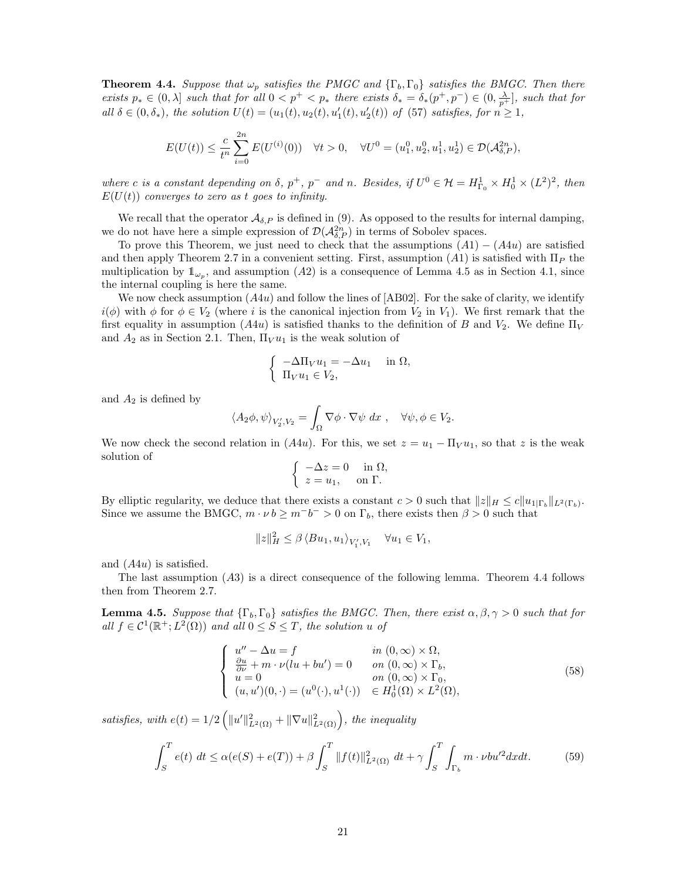**Theorem 4.4.** *Suppose that $\omega_p$ satisfies the PMGC and $\{\Gamma_b, \Gamma_0\}$ satisfies the BMGC. Then there exists $p_* \in (0, \lambda]$ such that for all $0 < p^+ < p_*$ there exists $\delta_* = \delta_*(p^+, p^-) \in (0, \frac{\lambda}{p^+}]$, such that for all $\delta \in (0, \delta_*)$, the solution $U(t) = (u_1(t), u_2(t), u_1'(t), u_2'(t))$ of (57) satisfies, for $n \geq 1$,*

$$E(U(t)) \leq \frac{c}{t^n} \sum_{i=0}^{2n} E(U^{(i)}(0)) \quad \forall t > 0, \quad \forall U^0 = (u_1^0, u_2^0, u_1^1, u_2^1) \in \mathcal{D}(\mathcal{A}_{\delta,P}^{2n}),$$

*where $c$ is a constant depending on $\delta$, $p^+$, $p^-$ and $n$. Besides, if $U^0 \in \mathcal{H} = H^1_{\Gamma_0} \times H^1_0 \times (L^2)^2$, then $E(U(t))$ converges to zero as $t$ goes to infinity.*

We recall that the operator $\mathcal{A}_{\delta,P}$ is defined in (9). As opposed to the results for internal damping, we do not have here a simple expression of $\mathcal{D}(\mathcal{A}_{\delta,P}^{2n})$ in terms of Sobolev spaces.

To prove this Theorem, we just need to check that the assumptions $(A1) - (A4u)$ are satisfied and then apply Theorem 2.7 in a convenient setting. First, assumption $(A1)$ is satisfied with $\Pi_P$ the multiplication by $\mathbb{1}_{\omega_p}$, and assumption $(A2)$ is a consequence of Lemma 4.5 as in Section 4.1, since the internal coupling is here the same.

We now check assumption $(A4u)$ and follow the lines of [AB02]. For the sake of clarity, we identify $i(\phi)$ with $\phi$ for $\phi \in V_2$ (where $i$ is the canonical injection from $V_2$ in $V_1$). We first remark that the first equality in assumption $(A4u)$ is satisfied thanks to the definition of $B$ and $V_2$. We define $\Pi_V$ and $A_2$ as in Section 2.1. Then, $\Pi_V u_1$ is the weak solution of

$$\begin{cases} -\Delta \Pi_V u_1 = -\Delta u_1 & \text{in } \Omega, \\ \Pi_V u_1 \in V_2, \end{cases}$$

and $A_2$ is defined by

$$\langle A_2 \phi, \psi \rangle_{V_2', V_2} = \int_\Omega \nabla \phi \cdot \nabla \psi \; dx \; , \quad \forall \psi, \phi \in V_2.$$

We now check the second relation in $(A4u)$. For this, we set $z = u_1 - \Pi_V u_1$, so that $z$ is the weak solution of

$$\begin{cases} -\Delta z = 0 & \text{in } \Omega, \\ z = u_1, & \text{on } \Gamma. \end{cases}$$

By elliptic regularity, we deduce that there exists a constant $c > 0$ such that $\|z\|_H \leq c \|u_{1|\Gamma_b}\|_{L^2(\Gamma_b)}$. Since we assume the BMGC, $m \cdot \nu \, b \geq m^- b^- > 0$ on $\Gamma_b$, there exists then $\beta > 0$ such that

$$\|z\|_H^2 \leq \beta \, \langle B u_1, u_1 \rangle_{V_1', V_1} \quad \forall u_1 \in V_1,$$

and $(A4u)$ is satisfied.

The last assumption $(A3)$ is a direct consequence of the following lemma. Theorem 4.4 follows then from Theorem 2.7.

**Lemma 4.5.** *Suppose that $\{\Gamma_b, \Gamma_0\}$ satisfies the BMGC. Then, there exist $\alpha, \beta, \gamma > 0$ such that for all $f \in \mathcal{C}^1(\mathbb{R}^+; L^2(\Omega))$ and all $0 \leq S \leq T$, the solution $u$ of*

$$\begin{cases} u'' - \Delta u = f & \text{in } (0, \infty) \times \Omega, \\ \frac{\partial u}{\partial \nu} + m \cdot \nu (l u + b u') = 0 & \text{on } (0, \infty) \times \Gamma_b, \\ u = 0 & \text{on } (0, \infty) \times \Gamma_0, \\ (u, u')(0, \cdot) = (u^0(\cdot), u^1(\cdot)) & \in H^1_0(\Omega) \times L^2(\Omega), \end{cases} \tag{58}$$

*satisfies, with $e(t) = 1/2 \left( \|u'\|^2_{L^2(\Omega)} + \|\nabla u\|^2_{L^2(\Omega)} \right)$, the inequality*

$$\int_S^T e(t) \; dt \leq \alpha (e(S) + e(T)) + \beta \int_S^T \|f(t)\|^2_{L^2(\Omega)} \; dt + \gamma \int_S^T \int_{\Gamma_b} m \cdot \nu b u'^2 dx dt. \tag{59}$$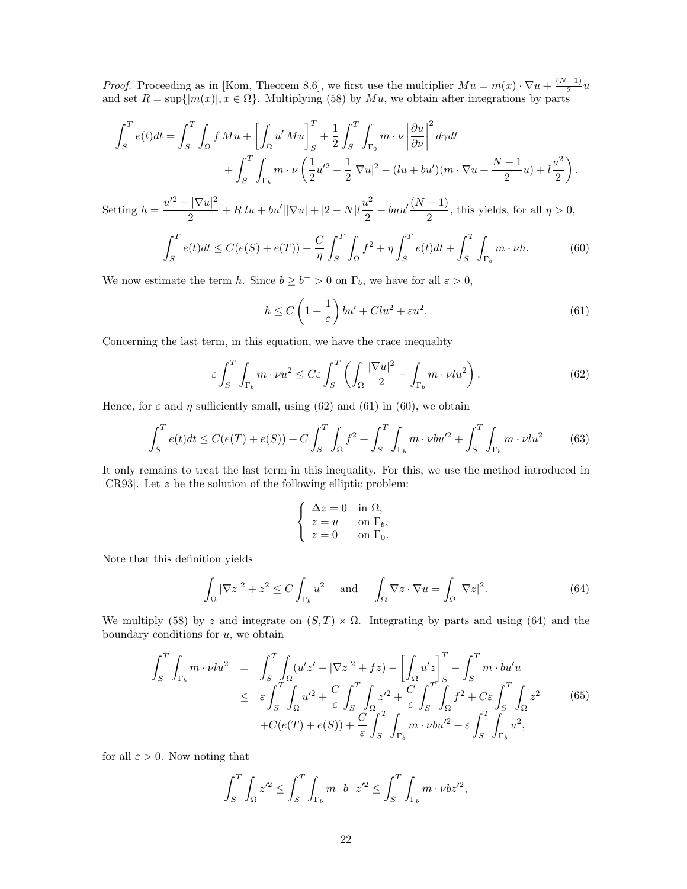*Proof.* Proceeding as in [Kom, Theorem 8.6], we first use the multiplier $Mu = m(x)\cdot\nabla u + \frac{(N-1)}{2}u$ and set $R = \sup\{|m(x)|, x\in\Omega\}$. Multiplying (58) by $Mu$, we obtain after integrations by parts

$$\int_S^T e(t)dt = \int_S^T\int_\Omega f\,Mu + \left[\int_\Omega u'\,Mu\right]_S^T + \frac{1}{2}\int_S^T\int_{\Gamma_0} m\cdot\nu\left|\frac{\partial u}{\partial\nu}\right|^2 d\gamma dt$$
$$+\int_S^T\int_{\Gamma_b} m\cdot\nu\left(\frac{1}{2}u'^2 - \frac{1}{2}|\nabla u|^2 - (lu+bu')(m\cdot\nabla u + \frac{N-1}{2}u) + l\frac{u^2}{2}\right).$$

Setting $h = \dfrac{u'^2 - |\nabla u|^2}{2} + R|lu+bu'||\nabla u| + |2-N|l\dfrac{u^2}{2} - buu'\dfrac{(N-1)}{2}$, this yields, for all $\eta>0$,

$$\int_S^T e(t)dt \le C(e(S)+e(T)) + \frac{C}{\eta}\int_S^T\int_\Omega f^2 + \eta\int_S^T e(t)dt + \int_S^T\int_{\Gamma_b} m\cdot\nu h. \tag{60}$$

We now estimate the term $h$. Since $b\ge b^- >0$ on $\Gamma_b$, we have for all $\varepsilon>0$,

$$h \le C\left(1+\frac{1}{\varepsilon}\right)bu' + Clu^2 + \varepsilon u^2. \tag{61}$$

Concerning the last term, in this equation, we have the trace inequality

$$\varepsilon\int_S^T\int_{\Gamma_b} m\cdot\nu u^2 \le C\varepsilon\int_S^T\left(\int_\Omega\frac{|\nabla u|^2}{2} + \int_{\Gamma_b} m\cdot\nu l u^2\right). \tag{62}$$

Hence, for $\varepsilon$ and $\eta$ sufficiently small, using (62) and (61) in (60), we obtain

$$\int_S^T e(t)dt \le C(e(T)+e(S)) + C\int_S^T\int_\Omega f^2 + \int_S^T\int_{\Gamma_b} m\cdot\nu bu'^2 + \int_S^T\int_{\Gamma_b} m\cdot\nu lu^2 \tag{63}$$

It only remains to treat the last term in this inequality. For this, we use the method introduced in [CR93]. Let $z$ be the solution of the following elliptic problem:

$$\begin{cases}\Delta z = 0 & \text{in } \Omega,\\ z = u & \text{on } \Gamma_b,\\ z=0 & \text{on } \Gamma_0.\end{cases}$$

Note that this definition yields

$$\int_\Omega |\nabla z|^2 + z^2 \le C\int_{\Gamma_b} u^2 \quad\text{and}\quad \int_\Omega \nabla z\cdot\nabla u = \int_\Omega|\nabla z|^2. \tag{64}$$

We multiply (58) by $z$ and integrate on $(S,T)\times\Omega$. Integrating by parts and using (64) and the boundary conditions for $u$, we obtain

$$\begin{aligned}\int_S^T\int_{\Gamma_b} m\cdot\nu lu^2 &= \int_S^T\int_\Omega(u'z' - |\nabla z|^2 + fz) - \left[\int_\Omega u'z\right]_S^T - \int_S^T m\cdot bu'u\\ &\le \varepsilon\int_S^T\int_\Omega u'^2 + \frac{C}{\varepsilon}\int_S^T\int_\Omega z'^2 + \frac{C}{\varepsilon}\int_S^T\int_\Omega f^2 + C\varepsilon\int_S^T\int_\Omega z^2\\ &\quad + C(e(T)+e(S)) + \frac{C}{\varepsilon}\int_S^T\int_{\Gamma_b} m\cdot\nu bu'^2 + \varepsilon\int_S^T\int_{\Gamma_b} u^2,\end{aligned} \tag{65}$$

for all $\varepsilon>0$. Now noting that

$$\int_S^T\int_\Omega z'^2 \le \int_S^T\int_{\Gamma_b} m^- b^- z'^2 \le \int_S^T\int_{\Gamma_b} m\cdot\nu b z'^2,$$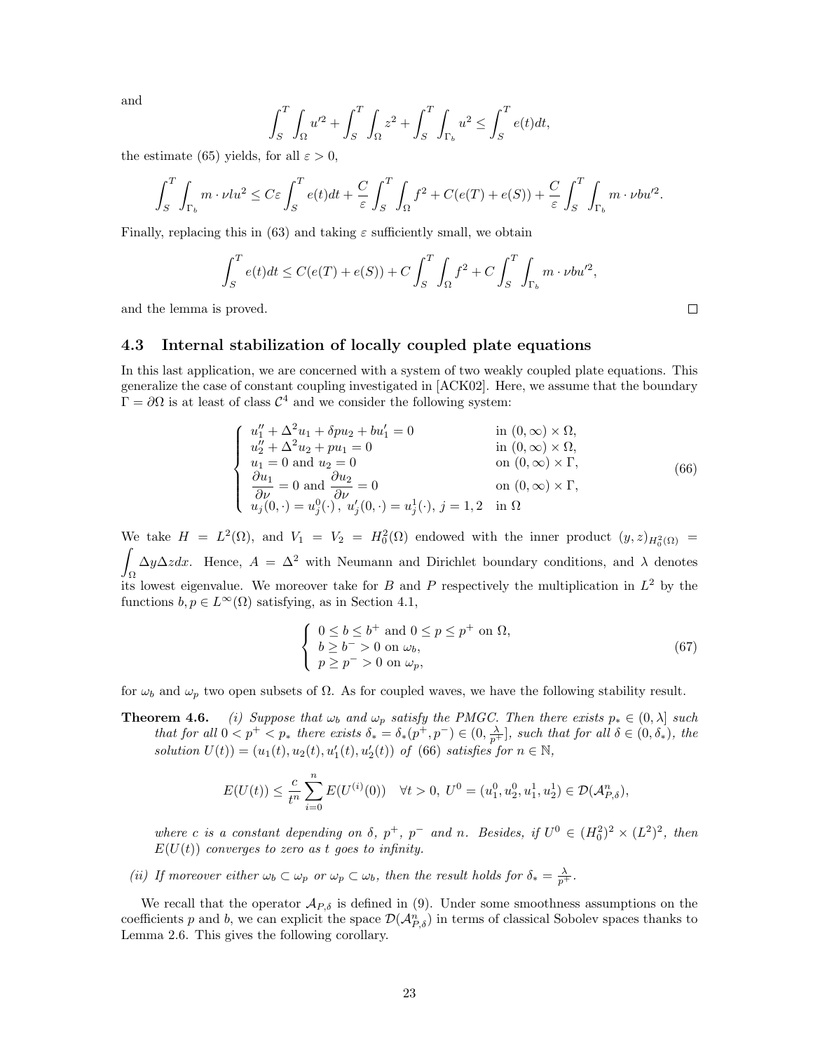and

$$\int_S^T \int_\Omega u'^2 + \int_S^T \int_\Omega z^2 + \int_S^T \int_{\Gamma_b} u^2 \leq \int_S^T e(t)dt,$$

the estimate (65) yields, for all $\varepsilon > 0$,

$$\int_S^T \int_{\Gamma_b} m \cdot \nu l u^2 \leq C\varepsilon \int_S^T e(t)dt + \frac{C}{\varepsilon} \int_S^T \int_\Omega f^2 + C(e(T) + e(S)) + \frac{C}{\varepsilon} \int_S^T \int_{\Gamma_b} m \cdot \nu b u'^2.$$

Finally, replacing this in (63) and taking $\varepsilon$ sufficiently small, we obtain

$$\int_S^T e(t)dt \leq C(e(T) + e(S)) + C \int_S^T \int_\Omega f^2 + C \int_S^T \int_{\Gamma_b} m \cdot \nu b u'^2,$$

and the lemma is proved. ☐

### 4.3 Internal stabilization of locally coupled plate equations

In this last application, we are concerned with a system of two weakly coupled plate equations. This generalize the case of constant coupling investigated in [ACK02]. Here, we assume that the boundary $\Gamma = \partial\Omega$ is at least of class $\mathcal{C}^4$ and we consider the following system:

$$\begin{cases} u_1'' + \Delta^2 u_1 + \delta p u_2 + b u_1' = 0 & \text{in } (0, \infty) \times \Omega, \\ u_2'' + \Delta^2 u_2 + p u_1 = 0 & \text{in } (0, \infty) \times \Omega, \\ u_1 = 0 \text{ and } u_2 = 0 & \text{on } (0, \infty) \times \Gamma, \\ \dfrac{\partial u_1}{\partial \nu} = 0 \text{ and } \dfrac{\partial u_2}{\partial \nu} = 0 & \text{on } (0, \infty) \times \Gamma, \\ u_j(0, \cdot) = u_j^0(\cdot),\ u_j'(0, \cdot) = u_j^1(\cdot),\ j = 1, 2 & \text{in } \Omega \end{cases} \tag{66}$$

We take $H = L^2(\Omega)$, and $V_1 = V_2 = H_0^2(\Omega)$ endowed with the inner product $(y, z)_{H_0^2(\Omega)} = \displaystyle\int_\Omega \Delta y \Delta z dx$. Hence, $A = \Delta^2$ with Neumann and Dirichlet boundary conditions, and $\lambda$ denotes its lowest eigenvalue. We moreover take for $B$ and $P$ respectively the multiplication in $L^2$ by the functions $b, p \in L^\infty(\Omega)$ satisfying, as in Section 4.1,

$$\begin{cases} 0 \leq b \leq b^+ \text{ and } 0 \leq p \leq p^+ \text{ on } \Omega, \\ b \geq b^- > 0 \text{ on } \omega_b, \\ p \geq p^- > 0 \text{ on } \omega_p, \end{cases} \tag{67}$$

for $\omega_b$ and $\omega_p$ two open subsets of $\Omega$. As for coupled waves, we have the following stability result.

**Theorem 4.6.** *(i) Suppose that $\omega_b$ and $\omega_p$ satisfy the PMGC. Then there exists $p_* \in (0, \lambda]$ such that for all $0 < p^+ < p_*$ there exists $\delta_* = \delta_*(p^+, p^-) \in (0, \frac{\lambda}{p^+}]$, such that for all $\delta \in (0, \delta_*)$, the solution $U(t)) = (u_1(t), u_2(t), u_1'(t), u_2'(t))$ of (66) satisfies for $n \in \mathbb{N}$,*

$$E(U(t)) \leq \frac{c}{t^n} \sum_{i=0}^n E(U^{(i)}(0)) \quad \forall t > 0,\ U^0 = (u_1^0, u_2^0, u_1^1, u_2^1) \in \mathcal{D}(\mathcal{A}_{P,\delta}^n),$$

*where $c$ is a constant depending on $\delta$, $p^+$, $p^-$ and $n$. Besides, if $U^0 \in (H_0^2)^2 \times (L^2)^2$, then $E(U(t))$ converges to zero as $t$ goes to infinity.*

*(ii) If moreover either $\omega_b \subset \omega_p$ or $\omega_p \subset \omega_b$, then the result holds for $\delta_* = \frac{\lambda}{p^+}$.*

We recall that the operator $\mathcal{A}_{P,\delta}$ is defined in (9). Under some smoothness assumptions on the coefficients $p$ and $b$, we can explicit the space $\mathcal{D}(\mathcal{A}_{P,\delta}^n)$ in terms of classical Sobolev spaces thanks to Lemma 2.6. This gives the following corollary.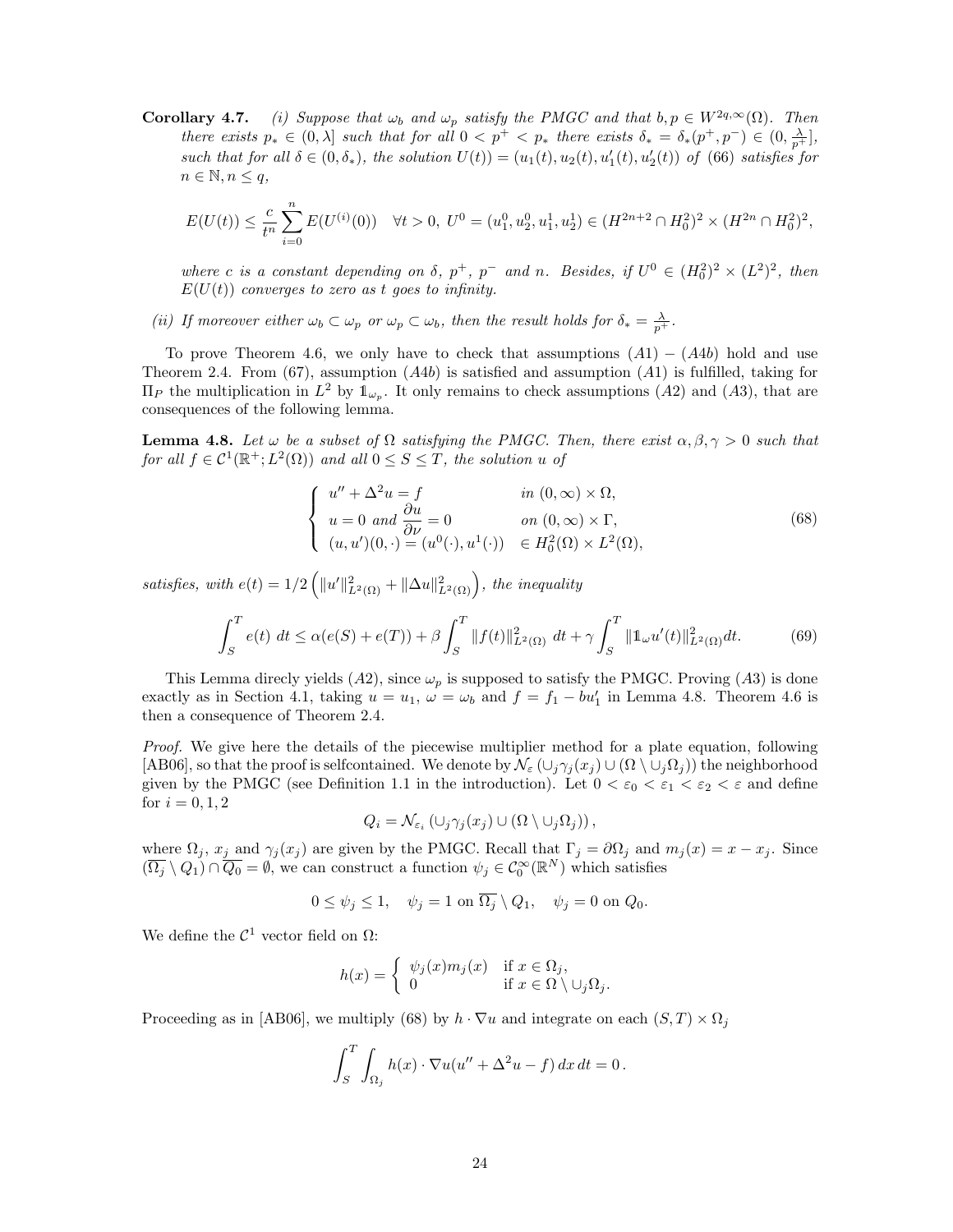**Corollary 4.7.** *(i) Suppose that $\omega_b$ and $\omega_p$ satisfy the PMGC and that $b, p \in W^{2q,\infty}(\Omega)$. Then there exists $p_* \in (0, \lambda]$ such that for all $0 < p^+ < p_*$ there exists $\delta_* = \delta_*(p^+, p^-) \in (0, \frac{\lambda}{p^+}]$, such that for all $\delta \in (0, \delta_*)$, the solution $U(t)) = (u_1(t), u_2(t), u_1'(t), u_2'(t))$ of (66) satisfies for $n \in \mathbb{N}, n \leq q$,*

$$E(U(t)) \leq \frac{c}{t^n} \sum_{i=0}^{n} E(U^{(i)}(0)) \quad \forall t > 0,\ U^0 = (u_1^0, u_2^0, u_1^1, u_2^1) \in (H^{2n+2} \cap H_0^2)^2 \times (H^{2n} \cap H_0^2)^2,$$

*where $c$ is a constant depending on $\delta$, $p^+$, $p^-$ and $n$. Besides, if $U^0 \in (H_0^2)^2 \times (L^2)^2$, then $E(U(t))$ converges to zero as $t$ goes to infinity.*

*(ii) If moreover either $\omega_b \subset \omega_p$ or $\omega_p \subset \omega_b$, then the result holds for $\delta_* = \frac{\lambda}{p^+}$.*

To prove Theorem 4.6, we only have to check that assumptions $(A1) - (A4b)$ hold and use Theorem 2.4. From (67), assumption $(A4b)$ is satisfied and assumption $(A1)$ is fulfilled, taking for $\Pi_P$ the multiplication in $L^2$ by $\mathbb{1}_{\omega_p}$. It only remains to check assumptions $(A2)$ and $(A3)$, that are consequences of the following lemma.

**Lemma 4.8.** *Let $\omega$ be a subset of $\Omega$ satisfying the PMGC. Then, there exist $\alpha, \beta, \gamma > 0$ such that for all $f \in \mathcal{C}^1(\mathbb{R}^+; L^2(\Omega))$ and all $0 \leq S \leq T$, the solution $u$ of*

$$\begin{cases} u'' + \Delta^2 u = f & \text{in } (0,\infty) \times \Omega, \\ u = 0 \text{ and } \dfrac{\partial u}{\partial \nu} = 0 & \text{on } (0,\infty) \times \Gamma, \\ (u, u')(0, \cdot) = (u^0(\cdot), u^1(\cdot)) & \in H_0^2(\Omega) \times L^2(\Omega), \end{cases} \tag{68}$$

*satisfies, with $e(t) = 1/2 \left( \|u'\|^2_{L^2(\Omega)} + \|\Delta u\|^2_{L^2(\Omega)} \right)$, the inequality*

$$\int_S^T e(t)\, dt \leq \alpha(e(S) + e(T)) + \beta \int_S^T \|f(t)\|^2_{L^2(\Omega)}\, dt + \gamma \int_S^T \|\mathbb{1}_\omega u'(t)\|^2_{L^2(\Omega)} dt. \tag{69}$$

This Lemma direcly yields $(A2)$, since $\omega_p$ is supposed to satisfy the PMGC. Proving $(A3)$ is done exactly as in Section 4.1, taking $u = u_1$, $\omega = \omega_b$ and $f = f_1 - bu_1'$ in Lemma 4.8. Theorem 4.6 is then a consequence of Theorem 2.4.

*Proof.* We give here the details of the piecewise multiplier method for a plate equation, following [AB06], so that the proof is selfcontained. We denote by $\mathcal{N}_\varepsilon\left(\cup_j \gamma_j(x_j) \cup (\Omega \setminus \cup_j \Omega_j)\right)$ the neighborhood given by the PMGC (see Definition 1.1 in the introduction). Let $0 < \varepsilon_0 < \varepsilon_1 < \varepsilon_2 < \varepsilon$ and define for $i = 0, 1, 2$

$$Q_i = \mathcal{N}_{\varepsilon_i}\left(\cup_j \gamma_j(x_j) \cup (\Omega \setminus \cup_j \Omega_j)\right),$$

where $\Omega_j$, $x_j$ and $\gamma_j(x_j)$ are given by the PMGC. Recall that $\Gamma_j = \partial\Omega_j$ and $m_j(x) = x - x_j$. Since $(\overline{\Omega_j} \setminus Q_1) \cap \overline{Q_0} = \emptyset$, we can construct a function $\psi_j \in \mathcal{C}_0^\infty(\mathbb{R}^N)$ which satisfies

$$0 \leq \psi_j \leq 1, \quad \psi_j = 1 \text{ on } \overline{\Omega_j} \setminus Q_1, \quad \psi_j = 0 \text{ on } Q_0.$$

We define the $\mathcal{C}^1$ vector field on $\Omega$:

$$h(x) = \begin{cases} \psi_j(x) m_j(x) & \text{if } x \in \Omega_j, \\ 0 & \text{if } x \in \Omega \setminus \cup_j \Omega_j. \end{cases}$$

Proceeding as in [AB06], we multiply (68) by $h \cdot \nabla u$ and integrate on each $(S,T) \times \Omega_j$

$$\int_S^T \int_{\Omega_j} h(x) \cdot \nabla u (u'' + \Delta^2 u - f)\, dx\, dt = 0\,.$$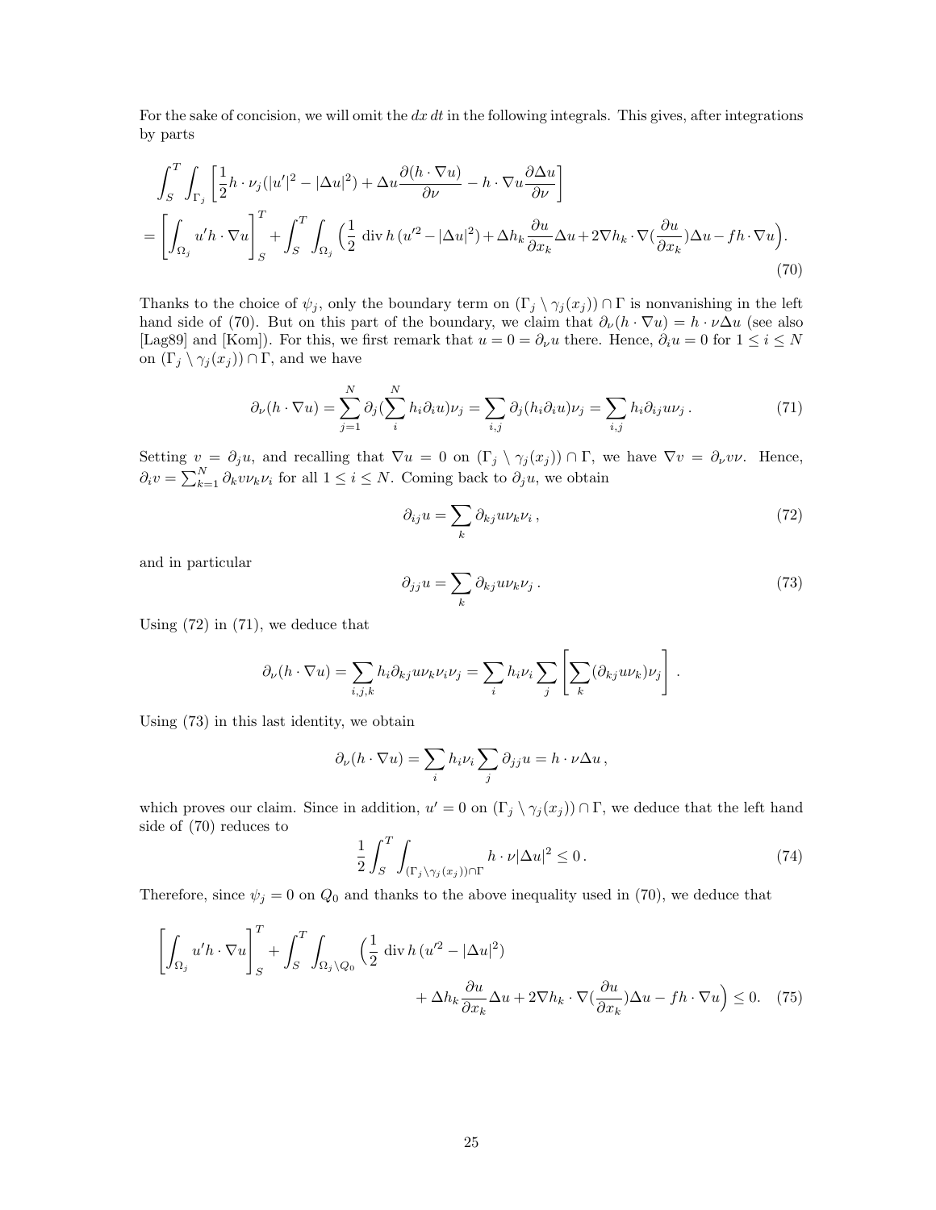For the sake of concision, we will omit the $dx\,dt$ in the following integrals. This gives, after integrations by parts

$$
\begin{aligned}
&\int_S^T \int_{\Gamma_j} \left[ \frac{1}{2} h\cdot\nu_j (|u'|^2 - |\Delta u|^2) + \Delta u \frac{\partial (h\cdot\nabla u)}{\partial \nu} - h\cdot\nabla u \frac{\partial \Delta u}{\partial \nu} \right] \\
&= \left[ \int_{\Omega_j} u' h\cdot\nabla u \right]_S^T + \int_S^T \int_{\Omega_j} \Big( \frac{1}{2} \operatorname{div} h\, (u'^2 - |\Delta u|^2) + \Delta h_k \frac{\partial u}{\partial x_k} \Delta u + 2\nabla h_k \cdot \nabla (\frac{\partial u}{\partial x_k}) \Delta u - f h\cdot\nabla u \Big).
\end{aligned}
\tag{70}
$$

Thanks to the choice of $\psi_j$, only the boundary term on $(\Gamma_j \setminus \gamma_j(x_j)) \cap \Gamma$ is nonvanishing in the left hand side of (70). But on this part of the boundary, we claim that $\partial_\nu (h\cdot\nabla u) = h\cdot\nu \Delta u$ (see also [Lag89] and [Kom]). For this, we first remark that $u = 0 = \partial_\nu u$ there. Hence, $\partial_i u = 0$ for $1 \le i \le N$ on $(\Gamma_j \setminus \gamma_j(x_j)) \cap \Gamma$, and we have

$$
\partial_\nu (h\cdot\nabla u) = \sum_{j=1}^N \partial_j (\sum_i^N h_i \partial_i u) \nu_j = \sum_{i,j} \partial_j (h_i \partial_i u) \nu_j = \sum_{i,j} h_i \partial_{ij} u \nu_j \,. \tag{71}
$$

Setting $v = \partial_j u$, and recalling that $\nabla u = 0$ on $(\Gamma_j \setminus \gamma_j(x_j)) \cap \Gamma$, we have $\nabla v = \partial_\nu v \nu$. Hence, $\partial_i v = \sum_{k=1}^N \partial_k v \nu_k \nu_i$ for all $1 \le i \le N$. Coming back to $\partial_j u$, we obtain

$$
\partial_{ij} u = \sum_k \partial_{kj} u \nu_k \nu_i \,, \tag{72}
$$

and in particular

$$
\partial_{jj} u = \sum_k \partial_{kj} u \nu_k \nu_j \,. \tag{73}
$$

Using (72) in (71), we deduce that

$$
\partial_\nu (h\cdot\nabla u) = \sum_{i,j,k} h_i \partial_{kj} u \nu_k \nu_i \nu_j = \sum_i h_i \nu_i \sum_j \left[ \sum_k (\partial_{kj} u \nu_k) \nu_j \right] .
$$

Using (73) in this last identity, we obtain

$$
\partial_\nu (h\cdot\nabla u) = \sum_i h_i \nu_i \sum_j \partial_{jj} u = h\cdot\nu \Delta u \,,
$$

which proves our claim. Since in addition, $u' = 0$ on $(\Gamma_j \setminus \gamma_j(x_j)) \cap \Gamma$, we deduce that the left hand side of (70) reduces to

$$
\frac{1}{2} \int_S^T \int_{(\Gamma_j \setminus \gamma_j(x_j)) \cap \Gamma} h\cdot\nu |\Delta u|^2 \le 0 \,. \tag{74}
$$

Therefore, since $\psi_j = 0$ on $Q_0$ and thanks to the above inequality used in (70), we deduce that

$$
\begin{aligned}
\left[ \int_{\Omega_j} u' h\cdot\nabla u \right]_S^T + \int_S^T \int_{\Omega_j \setminus Q_0} \Big( \frac{1}{2} \operatorname{div} h\, (u'^2 - |\Delta u|^2) \\
+ \Delta h_k \frac{\partial u}{\partial x_k} \Delta u + 2\nabla h_k \cdot \nabla (\frac{\partial u}{\partial x_k}) \Delta u - f h\cdot\nabla u \Big) \le 0.
\end{aligned}
\tag{75}
$$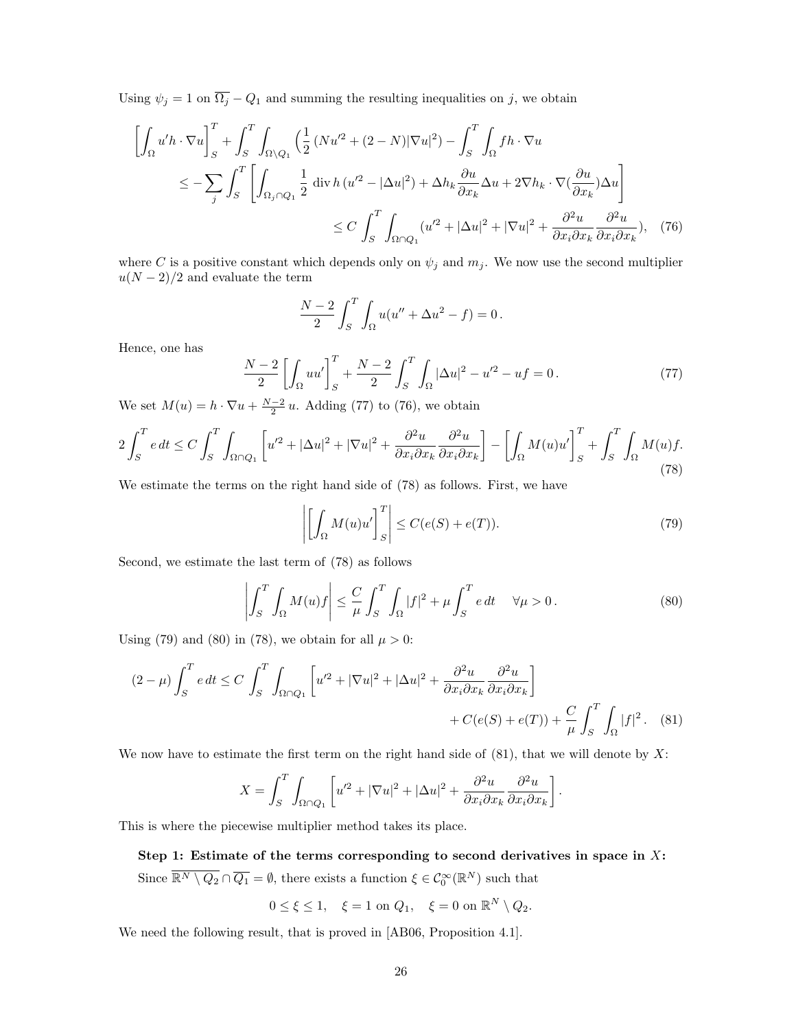Using $\psi_j = 1$ on $\overline{\Omega_j} - Q_1$ and summing the resulting inequalities on $j$, we obtain

$$
\begin{aligned}
\left[\int_\Omega u' h \cdot \nabla u\right]_S^T &+ \int_S^T \int_{\Omega\setminus Q_1} \Big(\frac{1}{2}\left(N u'^2 + (2-N)|\nabla u|^2\right) - \int_S^T \int_\Omega f h \cdot \nabla u \\
&\leq -\sum_j \int_S^T \left[\int_{\Omega_j \cap Q_1} \frac{1}{2} \operatorname{div} h \,(u'^2 - |\Delta u|^2) + \Delta h_k \frac{\partial u}{\partial x_k} \Delta u + 2 \nabla h_k \cdot \nabla (\frac{\partial u}{\partial x_k}) \Delta u\right] \\
&\leq C \int_S^T \int_{\Omega \cap Q_1} (u'^2 + |\Delta u|^2 + |\nabla u|^2 + \frac{\partial^2 u}{\partial x_i \partial x_k} \frac{\partial^2 u}{\partial x_i \partial x_k}), \quad (76)
\end{aligned}
$$

where $C$ is a positive constant which depends only on $\psi_j$ and $m_j$. We now use the second multiplier $u(N-2)/2$ and evaluate the term

$$
\frac{N-2}{2} \int_S^T \int_\Omega u(u'' + \Delta u^2 - f) = 0\,.
$$

Hence, one has

$$
\frac{N-2}{2} \left[\int_\Omega u u'\right]_S^T + \frac{N-2}{2} \int_S^T \int_\Omega |\Delta u|^2 - u'^2 - uf = 0\,. \tag{77}
$$

We set $M(u) = h \cdot \nabla u + \frac{N-2}{2}\, u$. Adding (77) to (76), we obtain

$$
2 \int_S^T e\, dt \leq C \int_S^T \int_{\Omega \cap Q_1} \left[u'^2 + |\Delta u|^2 + |\nabla u|^2 + \frac{\partial^2 u}{\partial x_i \partial x_k} \frac{\partial^2 u}{\partial x_i \partial x_k}\right] - \left[\int_\Omega M(u) u'\right]_S^T + \int_S^T \int_\Omega M(u) f. \tag{78}
$$

We estimate the terms on the right hand side of (78) as follows. First, we have

$$
\left| \left[\int_\Omega M(u) u'\right]_S^T \right| \leq C(e(S) + e(T)). \tag{79}
$$

Second, we estimate the last term of (78) as follows

$$
\left| \int_S^T \int_\Omega M(u) f \right| \leq \frac{C}{\mu} \int_S^T \int_\Omega |f|^2 + \mu \int_S^T e\, dt \quad \forall \mu > 0\,. \tag{80}
$$

Using (79) and (80) in (78), we obtain for all $\mu > 0$:

$$
\begin{aligned}
(2-\mu) \int_S^T e\, dt \leq C \int_S^T \int_{\Omega \cap Q_1} &\left[u'^2 + |\nabla u|^2 + |\Delta u|^2 + \frac{\partial^2 u}{\partial x_i \partial x_k} \frac{\partial^2 u}{\partial x_i \partial x_k}\right] \\
&+ C(e(S) + e(T)) + \frac{C}{\mu} \int_S^T \int_\Omega |f|^2\,. \quad (81)
\end{aligned}
$$

We now have to estimate the first term on the right hand side of (81), that we will denote by $X$:

$$
X = \int_S^T \int_{\Omega \cap Q_1} \left[u'^2 + |\nabla u|^2 + |\Delta u|^2 + \frac{\partial^2 u}{\partial x_i \partial x_k} \frac{\partial^2 u}{\partial x_i \partial x_k}\right].
$$

This is where the piecewise multiplier method takes its place.

**Step 1: Estimate of the terms corresponding to second derivatives in space in $X$:** Since $\overline{\mathbb{R}^N \setminus Q_2} \cap \overline{Q_1} = \emptyset$, there exists a function $\xi \in \mathcal{C}_0^\infty(\mathbb{R}^N)$ such that

$$
0 \leq \xi \leq 1, \quad \xi = 1 \text{ on } Q_1, \quad \xi = 0 \text{ on } \mathbb{R}^N \setminus Q_2.
$$

We need the following result, that is proved in [AB06, Proposition 4.1].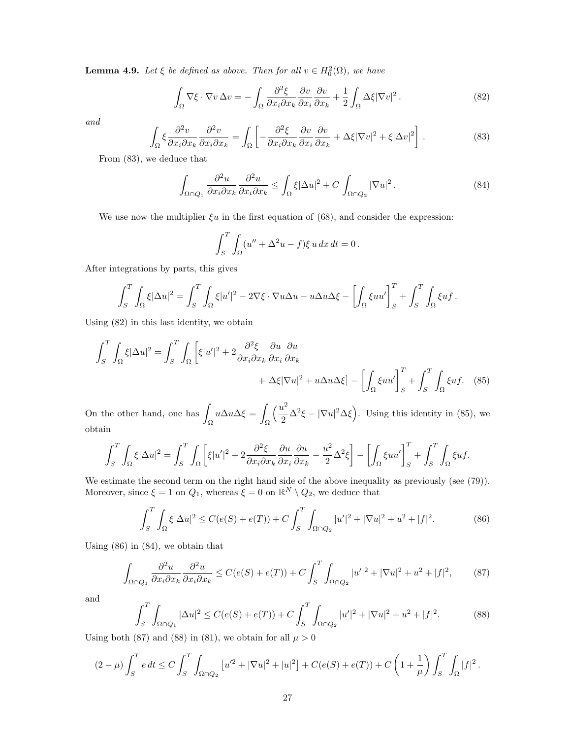**Lemma 4.9.** *Let $\xi$ be defined as above. Then for all $v \in H_0^2(\Omega)$, we have*

$$\int_\Omega \nabla\xi \cdot \nabla v \,\Delta v = -\int_\Omega \frac{\partial^2 \xi}{\partial x_i \partial x_k} \frac{\partial v}{\partial x_i} \frac{\partial v}{\partial x_k} + \frac{1}{2}\int_\Omega \Delta\xi |\nabla v|^2 . \tag{82}$$

*and*

$$\int_\Omega \xi \frac{\partial^2 v}{\partial x_i \partial x_k} \frac{\partial^2 v}{\partial x_i \partial x_k} = \int_\Omega \left[ -\frac{\partial^2 \xi}{\partial x_i \partial x_k} \frac{\partial v}{\partial x_i} \frac{\partial v}{\partial x_k} + \Delta\xi |\nabla v|^2 + \xi |\Delta v|^2 \right] . \tag{83}$$

From (83), we deduce that

$$\int_{\Omega \cap Q_1} \frac{\partial^2 u}{\partial x_i \partial x_k} \frac{\partial^2 u}{\partial x_i \partial x_k} \leq \int_\Omega \xi |\Delta u|^2 + C \int_{\Omega \cap Q_2} |\nabla u|^2 . \tag{84}$$

We use now the multiplier $\xi u$ in the first equation of (68), and consider the expression:

$$\int_S^T \int_\Omega (u'' + \Delta^2 u - f)\xi\, u \,dx\,dt = 0 .$$

After integrations by parts, this gives

$$\int_S^T \int_\Omega \xi |\Delta u|^2 = \int_S^T \int_\Omega \xi |u'|^2 - 2\nabla\xi \cdot \nabla u \Delta u - u \Delta u \Delta\xi - \left[ \int_\Omega \xi u u' \right]_S^T + \int_S^T \int_\Omega \xi u f .$$

Using (82) in this last identity, we obtain

$$\int_S^T \int_\Omega \xi |\Delta u|^2 = \int_S^T \int_\Omega \Big[ \xi |u'|^2 + 2 \frac{\partial^2 \xi}{\partial x_i \partial x_k} \frac{\partial u}{\partial x_i} \frac{\partial u}{\partial x_k} + \Delta\xi |\nabla u|^2 + u \Delta u \Delta\xi \Big] - \left[ \int_\Omega \xi u u' \right]_S^T + \int_S^T \int_\Omega \xi u f. \tag{85}$$

On the other hand, one has $\displaystyle\int_\Omega u \Delta u \Delta\xi = \int_\Omega \Big( \frac{u^2}{2} \Delta^2 \xi - |\nabla u|^2 \Delta\xi \Big)$. Using this identity in (85), we obtain

$$\int_S^T \int_\Omega \xi |\Delta u|^2 = \int_S^T \int_\Omega \left[ \xi |u'|^2 + 2 \frac{\partial^2 \xi}{\partial x_i \partial x_k} \frac{\partial u}{\partial x_i} \frac{\partial u}{\partial x_k} - \frac{u^2}{2} \Delta^2 \xi \right] - \left[ \int_\Omega \xi u u' \right]_S^T + \int_S^T \int_\Omega \xi u f.$$

We estimate the second term on the right hand side of the above inequality as previously (see (79)). Moreover, since $\xi = 1$ on $Q_1$, whereas $\xi = 0$ on $\mathbb{R}^N \setminus Q_2$, we deduce that

$$\int_S^T \int_\Omega \xi |\Delta u|^2 \leq C(e(S) + e(T)) + C \int_S^T \int_{\Omega \cap Q_2} |u'|^2 + |\nabla u|^2 + u^2 + |f|^2. \tag{86}$$

Using (86) in (84), we obtain that

$$\int_{\Omega \cap Q_1} \frac{\partial^2 u}{\partial x_i \partial x_k} \frac{\partial^2 u}{\partial x_i \partial x_k} \leq C(e(S) + e(T)) + C \int_S^T \int_{\Omega \cap Q_2} |u'|^2 + |\nabla u|^2 + u^2 + |f|^2, \tag{87}$$

and

$$\int_S^T \int_{\Omega \cap Q_1} |\Delta u|^2 \leq C(e(S) + e(T)) + C \int_S^T \int_{\Omega \cap Q_2} |u'|^2 + |\nabla u|^2 + u^2 + |f|^2. \tag{88}$$

Using both (87) and (88) in (81), we obtain for all $\mu > 0$

$$(2 - \mu) \int_S^T e\,dt \leq C \int_S^T \int_{\Omega \cap Q_2} \left[ u'^2 + |\nabla u|^2 + |u|^2 \right] + C(e(S) + e(T)) + C \left( 1 + \frac{1}{\mu} \right) \int_S^T \int_\Omega |f|^2 .$$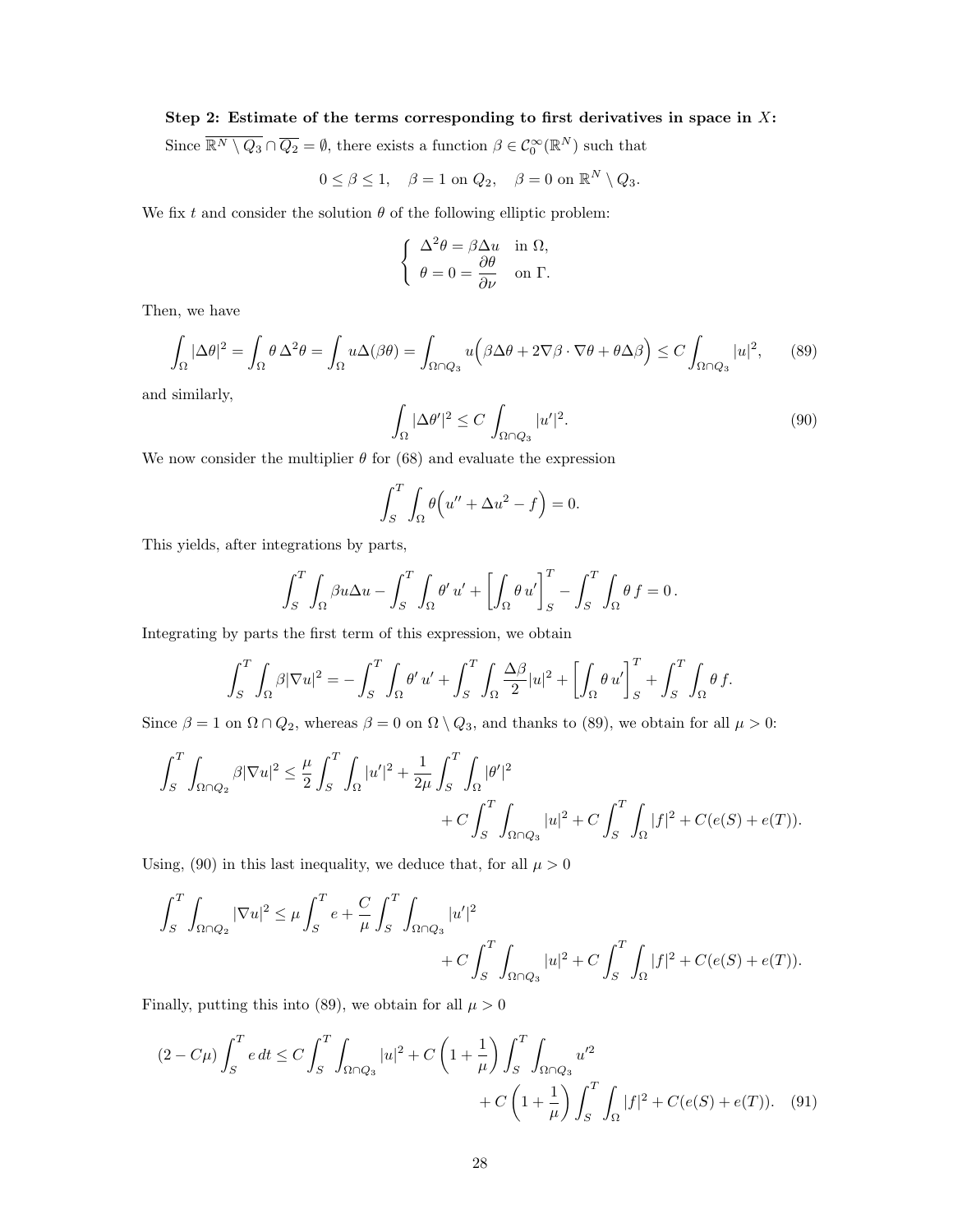**Step 2: Estimate of the terms corresponding to first derivatives in space in $X$:**

Since $\overline{\mathbb{R}^N \setminus Q_3} \cap \overline{Q_2} = \emptyset$, there exists a function $\beta \in \mathcal{C}_0^\infty(\mathbb{R}^N)$ such that

$$0 \leq \beta \leq 1, \quad \beta = 1 \text{ on } Q_2, \quad \beta = 0 \text{ on } \mathbb{R}^N \setminus Q_3.$$

We fix $t$ and consider the solution $\theta$ of the following elliptic problem:

$$\begin{cases} \Delta^2 \theta = \beta \Delta u & \text{in } \Omega, \\ \theta = 0 = \dfrac{\partial \theta}{\partial \nu} & \text{on } \Gamma. \end{cases}$$

Then, we have

$$\int_\Omega |\Delta\theta|^2 = \int_\Omega \theta\, \Delta^2 \theta = \int_\Omega u \Delta(\beta\theta) = \int_{\Omega\cap Q_3} u\Big(\beta\Delta\theta + 2\nabla\beta\cdot\nabla\theta + \theta\Delta\beta\Big) \leq C\int_{\Omega\cap Q_3} |u|^2, \tag{89}$$

and similarly,

$$\int_\Omega |\Delta\theta'|^2 \leq C\int_{\Omega\cap Q_3} |u'|^2. \tag{90}$$

We now consider the multiplier $\theta$ for (68) and evaluate the expression

$$\int_S^T \int_\Omega \theta\Big(u'' + \Delta u^2 - f\Big) = 0.$$

This yields, after integrations by parts,

$$\int_S^T \int_\Omega \beta u \Delta u - \int_S^T \int_\Omega \theta'\, u' + \left[\int_\Omega \theta\, u'\right]_S^T - \int_S^T \int_\Omega \theta\, f = 0\,.$$

Integrating by parts the first term of this expression, we obtain

$$\int_S^T \int_\Omega \beta|\nabla u|^2 = -\int_S^T \int_\Omega \theta'\, u' + \int_S^T \int_\Omega \frac{\Delta\beta}{2}|u|^2 + \left[\int_\Omega \theta\, u'\right]_S^T + \int_S^T \int_\Omega \theta\, f.$$

Since $\beta = 1$ on $\Omega\cap Q_2$, whereas $\beta = 0$ on $\Omega\setminus Q_3$, and thanks to (89), we obtain for all $\mu > 0$:

$$\int_S^T \int_{\Omega\cap Q_2} \beta|\nabla u|^2 \leq \frac{\mu}{2}\int_S^T \int_\Omega |u'|^2 + \frac{1}{2\mu}\int_S^T \int_\Omega |\theta'|^2 + C\int_S^T \int_{\Omega\cap Q_3} |u|^2 + C\int_S^T \int_\Omega |f|^2 + C(e(S) + e(T)).$$

Using, (90) in this last inequality, we deduce that, for all $\mu > 0$

$$\int_S^T \int_{\Omega\cap Q_2} |\nabla u|^2 \leq \mu\int_S^T e + \frac{C}{\mu}\int_S^T \int_{\Omega\cap Q_3} |u'|^2 + C\int_S^T \int_{\Omega\cap Q_3} |u|^2 + C\int_S^T \int_\Omega |f|^2 + C(e(S) + e(T)).$$

Finally, putting this into (89), we obtain for all $\mu > 0$

$$(2 - C\mu)\int_S^T e\, dt \leq C\int_S^T \int_{\Omega\cap Q_3} |u|^2 + C\left(1 + \frac{1}{\mu}\right)\int_S^T \int_{\Omega\cap Q_3} u'^2 + C\left(1 + \frac{1}{\mu}\right)\int_S^T \int_\Omega |f|^2 + C(e(S) + e(T)). \tag{91}$$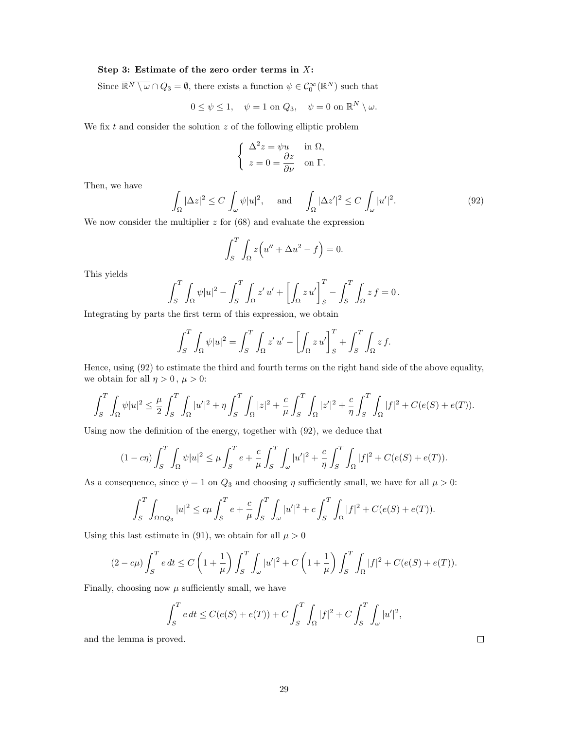**Step 3: Estimate of the zero order terms in $X$:**

Since $\overline{\mathbb{R}^N \setminus \omega} \cap \overline{Q_3} = \emptyset$, there exists a function $\psi \in \mathcal{C}_0^\infty(\mathbb{R}^N)$ such that

$$0 \le \psi \le 1, \quad \psi = 1 \text{ on } Q_3, \quad \psi = 0 \text{ on } \mathbb{R}^N \setminus \omega.$$

We fix $t$ and consider the solution $z$ of the following elliptic problem

$$\begin{cases} \Delta^2 z = \psi u & \text{in } \Omega, \\ z = 0 = \dfrac{\partial z}{\partial \nu} & \text{on } \Gamma. \end{cases}$$

Then, we have

$$\int_\Omega |\Delta z|^2 \le C \int_\omega \psi |u|^2, \quad \text{and} \quad \int_\Omega |\Delta z'|^2 \le C \int_\omega |u'|^2. \tag{92}$$

We now consider the multiplier $z$ for (68) and evaluate the expression

$$\int_S^T \int_\Omega z\Big(u'' + \Delta u^2 - f\Big) = 0.$$

This yields

$$\int_S^T \int_\Omega \psi |u|^2 - \int_S^T \int_\Omega z'\, u' + \left[\int_\Omega z\, u'\right]_S^T - \int_S^T \int_\Omega z\, f = 0\,.$$

Integrating by parts the first term of this expression, we obtain

$$\int_S^T \int_\Omega \psi |u|^2 = \int_S^T \int_\Omega z'\, u' - \left[\int_\Omega z\, u'\right]_S^T + \int_S^T \int_\Omega z\, f.$$

Hence, using (92) to estimate the third and fourth terms on the right hand side of the above equality, we obtain for all $\eta > 0\,,\ \mu > 0$:

$$\int_S^T \int_\Omega \psi |u|^2 \le \frac{\mu}{2} \int_S^T \int_\Omega |u'|^2 + \eta \int_S^T \int_\Omega |z|^2 + \frac{c}{\mu} \int_S^T \int_\Omega |z'|^2 + \frac{c}{\eta} \int_S^T \int_\Omega |f|^2 + C(e(S) + e(T)).$$

Using now the definition of the energy, together with (92), we deduce that

$$(1 - c\eta) \int_S^T \int_\Omega \psi |u|^2 \le \mu \int_S^T e + \frac{c}{\mu} \int_S^T \int_\omega |u'|^2 + \frac{c}{\eta} \int_S^T \int_\Omega |f|^2 + C(e(S) + e(T)).$$

As a consequence, since $\psi = 1$ on $Q_3$ and choosing $\eta$ sufficiently small, we have for all $\mu > 0$:

$$\int_S^T \int_{\Omega \cap Q_3} |u|^2 \le c\mu \int_S^T e + \frac{c}{\mu} \int_S^T \int_\omega |u'|^2 + c \int_S^T \int_\Omega |f|^2 + C(e(S) + e(T)).$$

Using this last estimate in (91), we obtain for all $\mu > 0$

$$(2 - c\mu) \int_S^T e\, dt \le C\left(1 + \frac{1}{\mu}\right) \int_S^T \int_\omega |u'|^2 + C\left(1 + \frac{1}{\mu}\right) \int_S^T \int_\Omega |f|^2 + C(e(S) + e(T)).$$

Finally, choosing now $\mu$ sufficiently small, we have

$$\int_S^T e\, dt \le C(e(S) + e(T)) + C \int_S^T \int_\Omega |f|^2 + C \int_S^T \int_\omega |u'|^2,$$

and the lemma is proved. □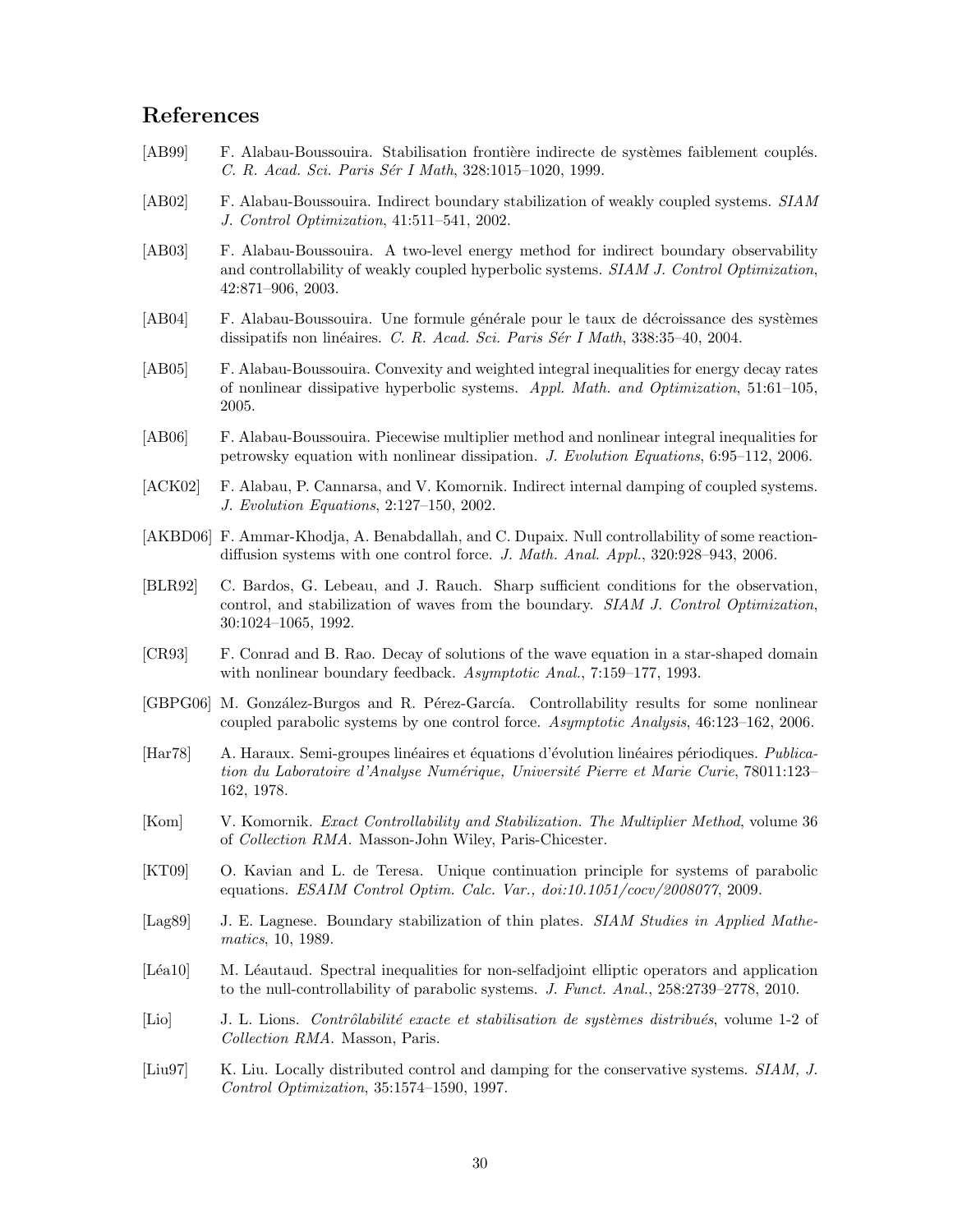# References

[AB99] F. Alabau-Boussouira. Stabilisation frontière indirecte de systèmes faiblement couplés. *C. R. Acad. Sci. Paris Sér I Math*, 328:1015–1020, 1999.

[AB02] F. Alabau-Boussouira. Indirect boundary stabilization of weakly coupled systems. *SIAM J. Control Optimization*, 41:511–541, 2002.

[AB03] F. Alabau-Boussouira. A two-level energy method for indirect boundary observability and controllability of weakly coupled hyperbolic systems. *SIAM J. Control Optimization*, 42:871–906, 2003.

[AB04] F. Alabau-Boussouira. Une formule générale pour le taux de décroissance des systèmes dissipatifs non linéaires. *C. R. Acad. Sci. Paris Sér I Math*, 338:35–40, 2004.

[AB05] F. Alabau-Boussouira. Convexity and weighted integral inequalities for energy decay rates of nonlinear dissipative hyperbolic systems. *Appl. Math. and Optimization*, 51:61–105, 2005.

[AB06] F. Alabau-Boussouira. Piecewise multiplier method and nonlinear integral inequalities for petrowsky equation with nonlinear dissipation. *J. Evolution Equations*, 6:95–112, 2006.

[ACK02] F. Alabau, P. Cannarsa, and V. Komornik. Indirect internal damping of coupled systems. *J. Evolution Equations*, 2:127–150, 2002.

[AKBD06] F. Ammar-Khodja, A. Benabdallah, and C. Dupaix. Null controllability of some reaction-diffusion systems with one control force. *J. Math. Anal. Appl.*, 320:928–943, 2006.

[BLR92] C. Bardos, G. Lebeau, and J. Rauch. Sharp sufficient conditions for the observation, control, and stabilization of waves from the boundary. *SIAM J. Control Optimization*, 30:1024–1065, 1992.

[CR93] F. Conrad and B. Rao. Decay of solutions of the wave equation in a star-shaped domain with nonlinear boundary feedback. *Asymptotic Anal.*, 7:159–177, 1993.

[GBPG06] M. González-Burgos and R. Pérez-García. Controllability results for some nonlinear coupled parabolic systems by one control force. *Asymptotic Analysis*, 46:123–162, 2006.

[Har78] A. Haraux. Semi-groupes linéaires et équations d'évolution linéaires périodiques. *Publication du Laboratoire d'Analyse Numérique, Université Pierre et Marie Curie*, 78011:123–162, 1978.

[Kom] V. Komornik. *Exact Controllability and Stabilization. The Multiplier Method*, volume 36 of *Collection RMA*. Masson-John Wiley, Paris-Chicester.

[KT09] O. Kavian and L. de Teresa. Unique continuation principle for systems of parabolic equations. *ESAIM Control Optim. Calc. Var., doi:10.1051/cocv/2008077*, 2009.

[Lag89] J. E. Lagnese. Boundary stabilization of thin plates. *SIAM Studies in Applied Mathematics*, 10, 1989.

[Léa10] M. Léautaud. Spectral inequalities for non-selfadjoint elliptic operators and application to the null-controllability of parabolic systems. *J. Funct. Anal.*, 258:2739–2778, 2010.

[Lio] J. L. Lions. *Contrôlabilité exacte et stabilisation de systèmes distribués*, volume 1-2 of *Collection RMA*. Masson, Paris.

[Liu97] K. Liu. Locally distributed control and damping for the conservative systems. *SIAM, J. Control Optimization*, 35:1574–1590, 1997.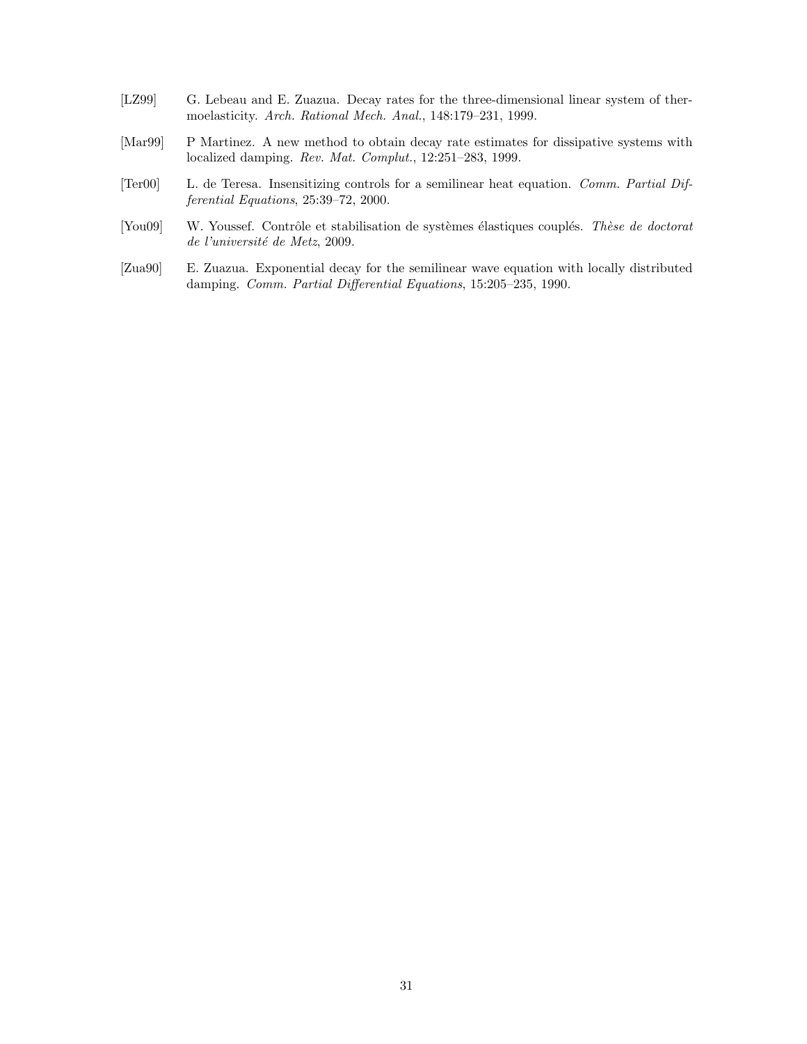[LZ99] G. Lebeau and E. Zuazua. Decay rates for the three-dimensional linear system of thermoelasticity. *Arch. Rational Mech. Anal.*, 148:179–231, 1999.

[Mar99] P Martinez. A new method to obtain decay rate estimates for dissipative systems with localized damping. *Rev. Mat. Complut.*, 12:251–283, 1999.

[Ter00] L. de Teresa. Insensitizing controls for a semilinear heat equation. *Comm. Partial Differential Equations*, 25:39–72, 2000.

[You09] W. Youssef. Contrôle et stabilisation de systèmes élastiques couplés. *Thèse de doctorat de l'université de Metz*, 2009.

[Zua90] E. Zuazua. Exponential decay for the semilinear wave equation with locally distributed damping. *Comm. Partial Differential Equations*, 15:205–235, 1990.